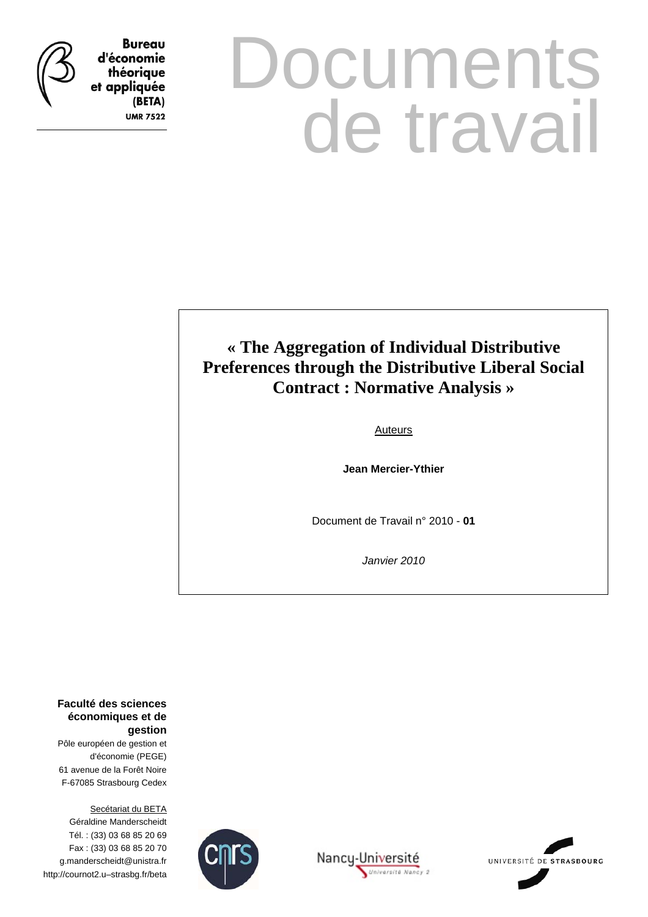**Bureau d'économie théorique et appliquée (BETA)**
**UMR 7522**

# Documents de travail

## « The Aggregation of Individual Distributive Preferences through the Distributive Liberal Social Contract : Normative Analysis »

Auteurs

**Jean Mercier-Ythier**

Document de Travail n° 2010 - **01**

*Janvier 2010*

**Faculté des sciences économiques et de gestion**
Pôle européen de gestion et d'économie (PEGE)
61 avenue de la Forêt Noire
F-67085 Strasbourg Cedex

Secétariat du BETA
Géraldine Manderscheidt
Tél. : (33) 03 68 85 20 69
Fax : (33) 03 68 85 20 70
g.manderscheidt@unistra.fr
http://cournot2.u–strasbg.fr/beta

CNRS
Nancy-Université — Université Nancy 2
Université de Strasbourg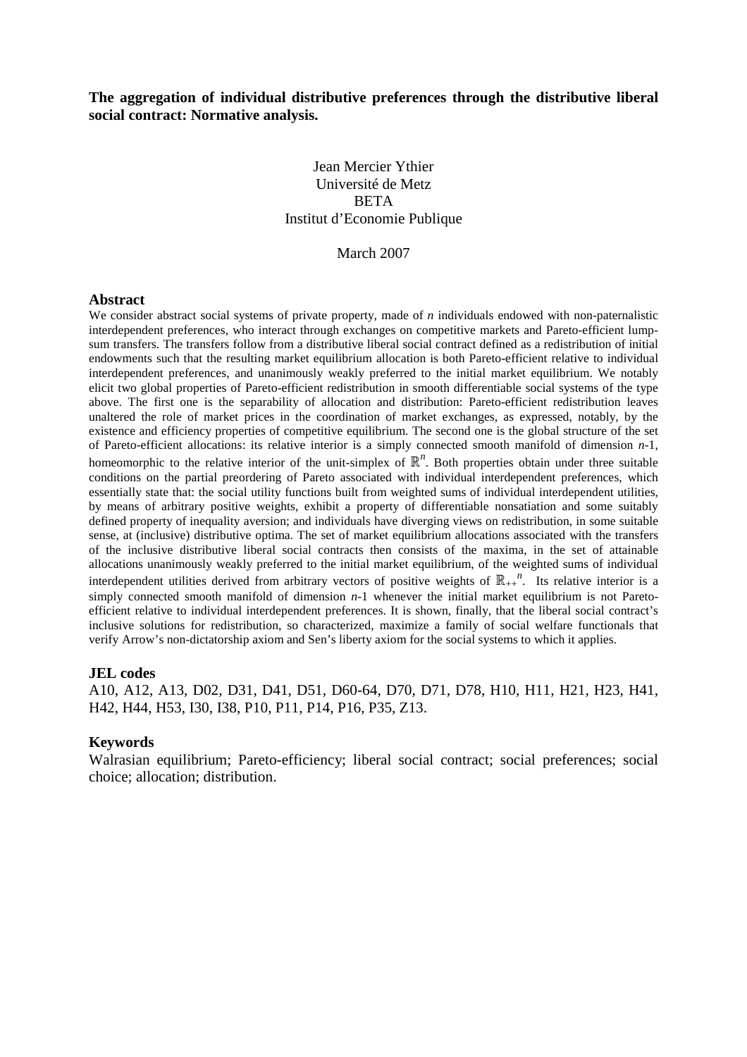**The aggregation of individual distributive preferences through the distributive liberal social contract: Normative analysis.**

Jean Mercier Ythier
Université de Metz
BETA
Institut d'Economie Publique

March 2007

## Abstract

We consider abstract social systems of private property, made of $n$ individuals endowed with non-paternalistic interdependent preferences, who interact through exchanges on competitive markets and Pareto-efficient lump-sum transfers. The transfers follow from a distributive liberal social contract defined as a redistribution of initial endowments such that the resulting market equilibrium allocation is both Pareto-efficient relative to individual interdependent preferences, and unanimously weakly preferred to the initial market equilibrium. We notably elicit two global properties of Pareto-efficient redistribution in smooth differentiable social systems of the type above. The first one is the separability of allocation and distribution: Pareto-efficient redistribution leaves unaltered the role of market prices in the coordination of market exchanges, as expressed, notably, by the existence and efficiency properties of competitive equilibrium. The second one is the global structure of the set of Pareto-efficient allocations: its relative interior is a simply connected smooth manifold of dimension $n$-1, homeomorphic to the relative interior of the unit-simplex of $\mathbb{R}^n$. Both properties obtain under three suitable conditions on the partial preordering of Pareto associated with individual interdependent preferences, which essentially state that: the social utility functions built from weighted sums of individual interdependent utilities, by means of arbitrary positive weights, exhibit a property of differentiable nonsatiation and some suitably defined property of inequality aversion; and individuals have diverging views on redistribution, in some suitable sense, at (inclusive) distributive optima. The set of market equilibrium allocations associated with the transfers of the inclusive distributive liberal social contracts then consists of the maxima, in the set of attainable allocations unanimously weakly preferred to the initial market equilibrium, of the weighted sums of individual interdependent utilities derived from arbitrary vectors of positive weights of $\mathbb{R}_{++}^n$. Its relative interior is a simply connected smooth manifold of dimension $n$-1 whenever the initial market equilibrium is not Pareto-efficient relative to individual interdependent preferences. It is shown, finally, that the liberal social contract's inclusive solutions for redistribution, so characterized, maximize a family of social welfare functionals that verify Arrow's non-dictatorship axiom and Sen's liberty axiom for the social systems to which it applies.

## JEL codes

A10, A12, A13, D02, D31, D41, D51, D60-64, D70, D71, D78, H10, H11, H21, H23, H41, H42, H44, H53, I30, I38, P10, P11, P14, P16, P35, Z13.

## Keywords

Walrasian equilibrium; Pareto-efficiency; liberal social contract; social preferences; social choice; allocation; distribution.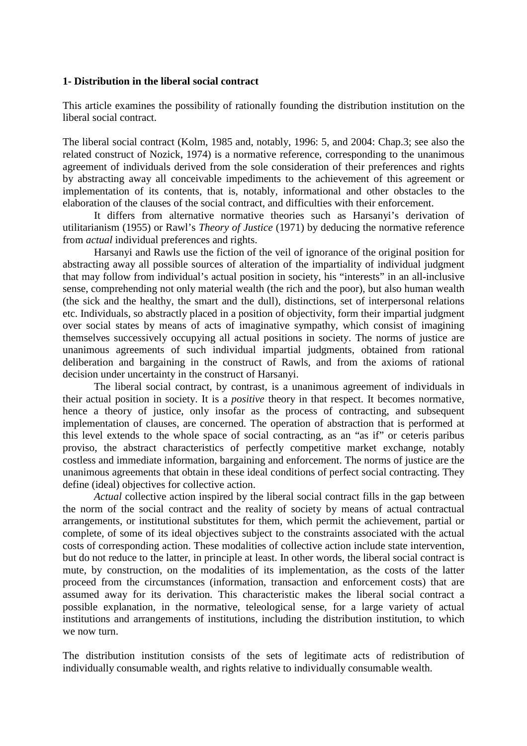**1- Distribution in the liberal social contract**

This article examines the possibility of rationally founding the distribution institution on the liberal social contract.

The liberal social contract (Kolm, 1985 and, notably, 1996: 5, and 2004: Chap.3; see also the related construct of Nozick, 1974) is a normative reference, corresponding to the unanimous agreement of individuals derived from the sole consideration of their preferences and rights by abstracting away all conceivable impediments to the achievement of this agreement or implementation of its contents, that is, notably, informational and other obstacles to the elaboration of the clauses of the social contract, and difficulties with their enforcement.

It differs from alternative normative theories such as Harsanyi's derivation of utilitarianism (1955) or Rawl's *Theory of Justice* (1971) by deducing the normative reference from *actual* individual preferences and rights.

Harsanyi and Rawls use the fiction of the veil of ignorance of the original position for abstracting away all possible sources of alteration of the impartiality of individual judgment that may follow from individual's actual position in society, his "interests" in an all-inclusive sense, comprehending not only material wealth (the rich and the poor), but also human wealth (the sick and the healthy, the smart and the dull), distinctions, set of interpersonal relations etc. Individuals, so abstractly placed in a position of objectivity, form their impartial judgment over social states by means of acts of imaginative sympathy, which consist of imagining themselves successively occupying all actual positions in society. The norms of justice are unanimous agreements of such individual impartial judgments, obtained from rational deliberation and bargaining in the construct of Rawls, and from the axioms of rational decision under uncertainty in the construct of Harsanyi.

The liberal social contract, by contrast, is a unanimous agreement of individuals in their actual position in society. It is a *positive* theory in that respect. It becomes normative, hence a theory of justice, only insofar as the process of contracting, and subsequent implementation of clauses, are concerned. The operation of abstraction that is performed at this level extends to the whole space of social contracting, as an "as if" or ceteris paribus proviso, the abstract characteristics of perfectly competitive market exchange, notably costless and immediate information, bargaining and enforcement. The norms of justice are the unanimous agreements that obtain in these ideal conditions of perfect social contracting. They define (ideal) objectives for collective action.

*Actual* collective action inspired by the liberal social contract fills in the gap between the norm of the social contract and the reality of society by means of actual contractual arrangements, or institutional substitutes for them, which permit the achievement, partial or complete, of some of its ideal objectives subject to the constraints associated with the actual costs of corresponding action. These modalities of collective action include state intervention, but do not reduce to the latter, in principle at least. In other words, the liberal social contract is mute, by construction, on the modalities of its implementation, as the costs of the latter proceed from the circumstances (information, transaction and enforcement costs) that are assumed away for its derivation. This characteristic makes the liberal social contract a possible explanation, in the normative, teleological sense, for a large variety of actual institutions and arrangements of institutions, including the distribution institution, to which we now turn.

The distribution institution consists of the sets of legitimate acts of redistribution of individually consumable wealth, and rights relative to individually consumable wealth.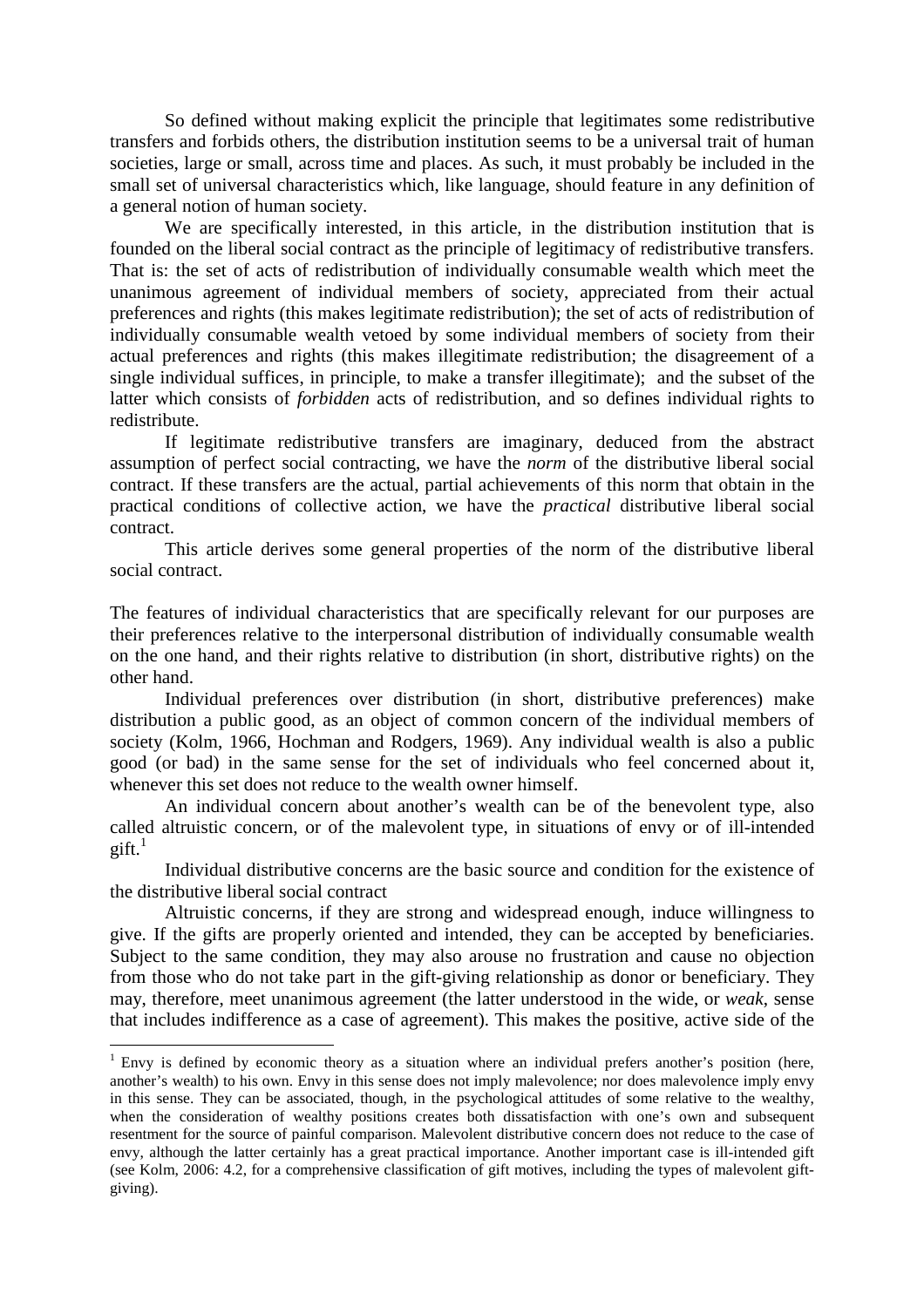So defined without making explicit the principle that legitimates some redistributive transfers and forbids others, the distribution institution seems to be a universal trait of human societies, large or small, across time and places. As such, it must probably be included in the small set of universal characteristics which, like language, should feature in any definition of a general notion of human society.

We are specifically interested, in this article, in the distribution institution that is founded on the liberal social contract as the principle of legitimacy of redistributive transfers. That is: the set of acts of redistribution of individually consumable wealth which meet the unanimous agreement of individual members of society, appreciated from their actual preferences and rights (this makes legitimate redistribution); the set of acts of redistribution of individually consumable wealth vetoed by some individual members of society from their actual preferences and rights (this makes illegitimate redistribution; the disagreement of a single individual suffices, in principle, to make a transfer illegitimate); and the subset of the latter which consists of *forbidden* acts of redistribution, and so defines individual rights to redistribute.

If legitimate redistributive transfers are imaginary, deduced from the abstract assumption of perfect social contracting, we have the *norm* of the distributive liberal social contract. If these transfers are the actual, partial achievements of this norm that obtain in the practical conditions of collective action, we have the *practical* distributive liberal social contract.

This article derives some general properties of the norm of the distributive liberal social contract.

The features of individual characteristics that are specifically relevant for our purposes are their preferences relative to the interpersonal distribution of individually consumable wealth on the one hand, and their rights relative to distribution (in short, distributive rights) on the other hand.

Individual preferences over distribution (in short, distributive preferences) make distribution a public good, as an object of common concern of the individual members of society (Kolm, 1966, Hochman and Rodgers, 1969). Any individual wealth is also a public good (or bad) in the same sense for the set of individuals who feel concerned about it, whenever this set does not reduce to the wealth owner himself.

An individual concern about another's wealth can be of the benevolent type, also called altruistic concern, or of the malevolent type, in situations of envy or of ill-intended gift.[1]

Individual distributive concerns are the basic source and condition for the existence of the distributive liberal social contract

Altruistic concerns, if they are strong and widespread enough, induce willingness to give. If the gifts are properly oriented and intended, they can be accepted by beneficiaries. Subject to the same condition, they may also arouse no frustration and cause no objection from those who do not take part in the gift-giving relationship as donor or beneficiary. They may, therefore, meet unanimous agreement (the latter understood in the wide, or *weak*, sense that includes indifference as a case of agreement). This makes the positive, active side of the

---

[1] Envy is defined by economic theory as a situation where an individual prefers another's position (here, another's wealth) to his own. Envy in this sense does not imply malevolence; nor does malevolence imply envy in this sense. They can be associated, though, in the psychological attitudes of some relative to the wealthy, when the consideration of wealthy positions creates both dissatisfaction with one's own and subsequent resentment for the source of painful comparison. Malevolent distributive concern does not reduce to the case of envy, although the latter certainly has a great practical importance. Another important case is ill-intended gift (see Kolm, 2006: 4.2, for a comprehensive classification of gift motives, including the types of malevolent gift-giving).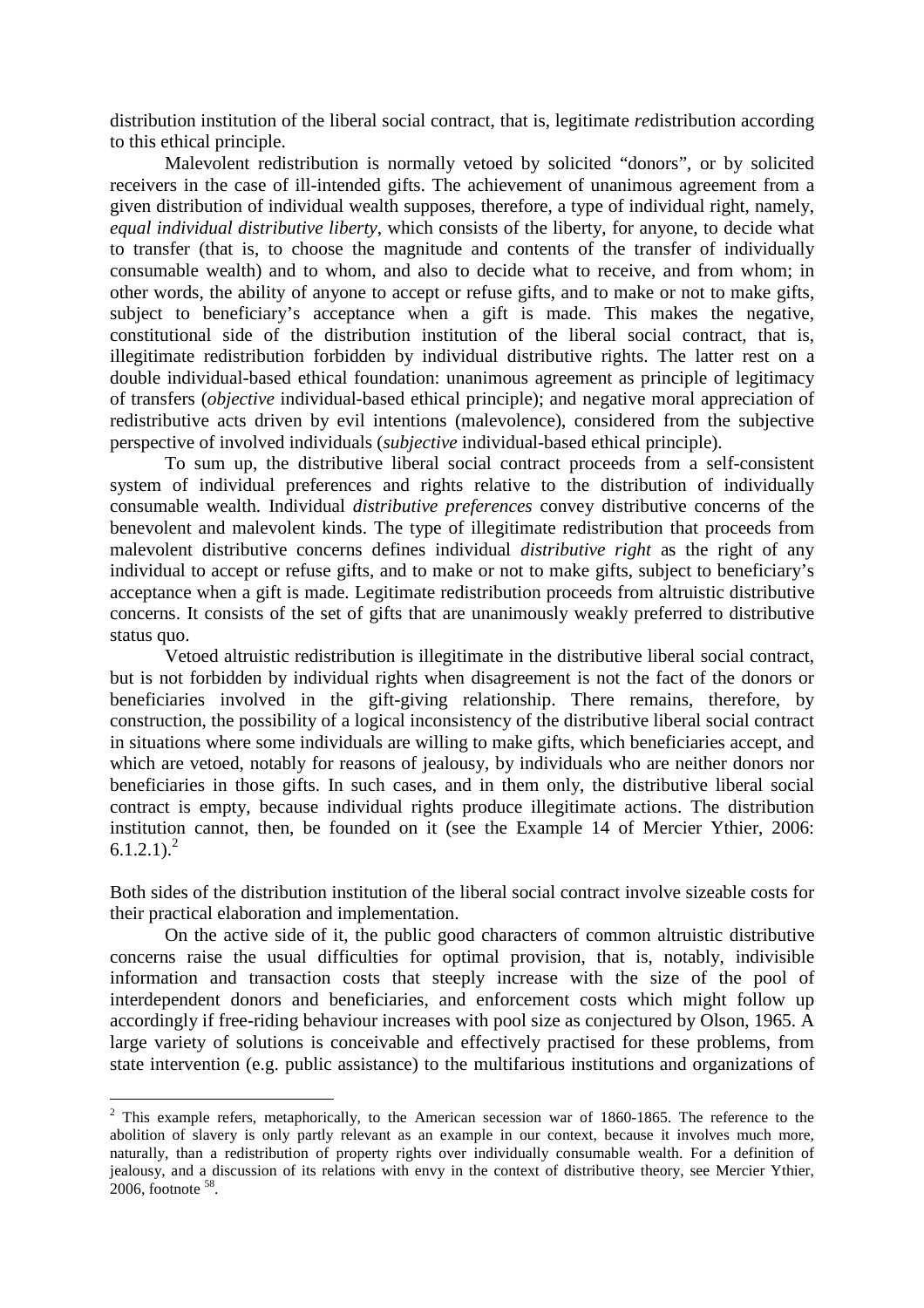distribution institution of the liberal social contract, that is, legitimate *re*distribution according to this ethical principle.

Malevolent redistribution is normally vetoed by solicited "donors", or by solicited receivers in the case of ill-intended gifts. The achievement of unanimous agreement from a given distribution of individual wealth supposes, therefore, a type of individual right, namely, *equal individual distributive liberty*, which consists of the liberty, for anyone, to decide what to transfer (that is, to choose the magnitude and contents of the transfer of individually consumable wealth) and to whom, and also to decide what to receive, and from whom; in other words, the ability of anyone to accept or refuse gifts, and to make or not to make gifts, subject to beneficiary's acceptance when a gift is made. This makes the negative, constitutional side of the distribution institution of the liberal social contract, that is, illegitimate redistribution forbidden by individual distributive rights. The latter rest on a double individual-based ethical foundation: unanimous agreement as principle of legitimacy of transfers (*objective* individual-based ethical principle); and negative moral appreciation of redistributive acts driven by evil intentions (malevolence), considered from the subjective perspective of involved individuals (*subjective* individual-based ethical principle).

To sum up, the distributive liberal social contract proceeds from a self-consistent system of individual preferences and rights relative to the distribution of individually consumable wealth. Individual *distributive preferences* convey distributive concerns of the benevolent and malevolent kinds. The type of illegitimate redistribution that proceeds from malevolent distributive concerns defines individual *distributive right* as the right of any individual to accept or refuse gifts, and to make or not to make gifts, subject to beneficiary's acceptance when a gift is made. Legitimate redistribution proceeds from altruistic distributive concerns. It consists of the set of gifts that are unanimously weakly preferred to distributive status quo.

Vetoed altruistic redistribution is illegitimate in the distributive liberal social contract, but is not forbidden by individual rights when disagreement is not the fact of the donors or beneficiaries involved in the gift-giving relationship. There remains, therefore, by construction, the possibility of a logical inconsistency of the distributive liberal social contract in situations where some individuals are willing to make gifts, which beneficiaries accept, and which are vetoed, notably for reasons of jealousy, by individuals who are neither donors nor beneficiaries in those gifts. In such cases, and in them only, the distributive liberal social contract is empty, because individual rights produce illegitimate actions. The distribution institution cannot, then, be founded on it (see the Example 14 of Mercier Ythier, 2006: 6.1.2.1).[2]

Both sides of the distribution institution of the liberal social contract involve sizeable costs for their practical elaboration and implementation.

On the active side of it, the public good characters of common altruistic distributive concerns raise the usual difficulties for optimal provision, that is, notably, indivisible information and transaction costs that steeply increase with the size of the pool of interdependent donors and beneficiaries, and enforcement costs which might follow up accordingly if free-riding behaviour increases with pool size as conjectured by Olson, 1965. A large variety of solutions is conceivable and effectively practised for these problems, from state intervention (e.g. public assistance) to the multifarious institutions and organizations of

---

[2] This example refers, metaphorically, to the American secession war of 1860-1865. The reference to the abolition of slavery is only partly relevant as an example in our context, because it involves much more, naturally, than a redistribution of property rights over individually consumable wealth. For a definition of jealousy, and a discussion of its relations with envy in the context of distributive theory, see Mercier Ythier, 2006, footnote [58].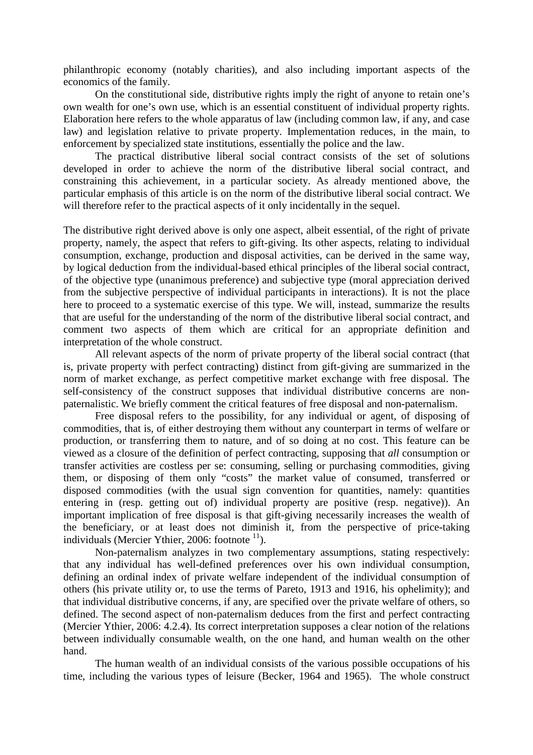philanthropic economy (notably charities), and also including important aspects of the economics of the family.

On the constitutional side, distributive rights imply the right of anyone to retain one's own wealth for one's own use, which is an essential constituent of individual property rights. Elaboration here refers to the whole apparatus of law (including common law, if any, and case law) and legislation relative to private property. Implementation reduces, in the main, to enforcement by specialized state institutions, essentially the police and the law.

The practical distributive liberal social contract consists of the set of solutions developed in order to achieve the norm of the distributive liberal social contract, and constraining this achievement, in a particular society. As already mentioned above, the particular emphasis of this article is on the norm of the distributive liberal social contract. We will therefore refer to the practical aspects of it only incidentally in the sequel.

The distributive right derived above is only one aspect, albeit essential, of the right of private property, namely, the aspect that refers to gift-giving. Its other aspects, relating to individual consumption, exchange, production and disposal activities, can be derived in the same way, by logical deduction from the individual-based ethical principles of the liberal social contract, of the objective type (unanimous preference) and subjective type (moral appreciation derived from the subjective perspective of individual participants in interactions). It is not the place here to proceed to a systematic exercise of this type. We will, instead, summarize the results that are useful for the understanding of the norm of the distributive liberal social contract, and comment two aspects of them which are critical for an appropriate definition and interpretation of the whole construct.

All relevant aspects of the norm of private property of the liberal social contract (that is, private property with perfect contracting) distinct from gift-giving are summarized in the norm of market exchange, as perfect competitive market exchange with free disposal. The self-consistency of the construct supposes that individual distributive concerns are non-paternalistic. We briefly comment the critical features of free disposal and non-paternalism.

Free disposal refers to the possibility, for any individual or agent, of disposing of commodities, that is, of either destroying them without any counterpart in terms of welfare or production, or transferring them to nature, and of so doing at no cost. This feature can be viewed as a closure of the definition of perfect contracting, supposing that *all* consumption or transfer activities are costless per se: consuming, selling or purchasing commodities, giving them, or disposing of them only "costs" the market value of consumed, transferred or disposed commodities (with the usual sign convention for quantities, namely: quantities entering in (resp. getting out of) individual property are positive (resp. negative)). An important implication of free disposal is that gift-giving necessarily increases the wealth of the beneficiary, or at least does not diminish it, from the perspective of price-taking individuals (Mercier Ythier, 2006: footnote [11]).

Non-paternalism analyzes in two complementary assumptions, stating respectively: that any individual has well-defined preferences over his own individual consumption, defining an ordinal index of private welfare independent of the individual consumption of others (his private utility or, to use the terms of Pareto, 1913 and 1916, his ophelimity); and that individual distributive concerns, if any, are specified over the private welfare of others, so defined. The second aspect of non-paternalism deduces from the first and perfect contracting (Mercier Ythier, 2006: 4.2.4). Its correct interpretation supposes a clear notion of the relations between individually consumable wealth, on the one hand, and human wealth on the other hand.

The human wealth of an individual consists of the various possible occupations of his time, including the various types of leisure (Becker, 1964 and 1965). The whole construct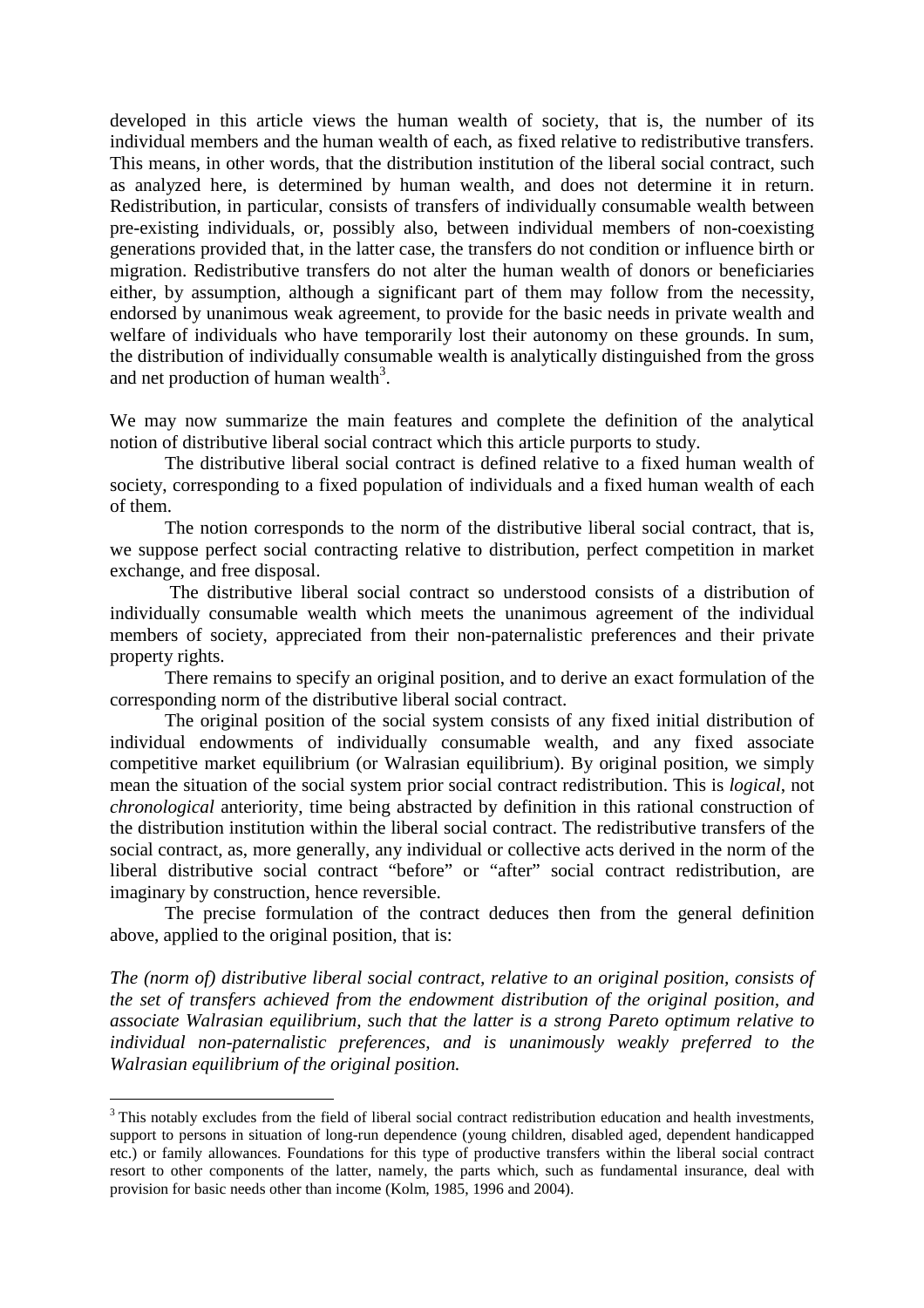developed in this article views the human wealth of society, that is, the number of its individual members and the human wealth of each, as fixed relative to redistributive transfers. This means, in other words, that the distribution institution of the liberal social contract, such as analyzed here, is determined by human wealth, and does not determine it in return. Redistribution, in particular, consists of transfers of individually consumable wealth between pre-existing individuals, or, possibly also, between individual members of non-coexisting generations provided that, in the latter case, the transfers do not condition or influence birth or migration. Redistributive transfers do not alter the human wealth of donors or beneficiaries either, by assumption, although a significant part of them may follow from the necessity, endorsed by unanimous weak agreement, to provide for the basic needs in private wealth and welfare of individuals who have temporarily lost their autonomy on these grounds. In sum, the distribution of individually consumable wealth is analytically distinguished from the gross and net production of human wealth[3].

We may now summarize the main features and complete the definition of the analytical notion of distributive liberal social contract which this article purports to study.

The distributive liberal social contract is defined relative to a fixed human wealth of society, corresponding to a fixed population of individuals and a fixed human wealth of each of them.

The notion corresponds to the norm of the distributive liberal social contract, that is, we suppose perfect social contracting relative to distribution, perfect competition in market exchange, and free disposal.

The distributive liberal social contract so understood consists of a distribution of individually consumable wealth which meets the unanimous agreement of the individual members of society, appreciated from their non-paternalistic preferences and their private property rights.

There remains to specify an original position, and to derive an exact formulation of the corresponding norm of the distributive liberal social contract.

The original position of the social system consists of any fixed initial distribution of individual endowments of individually consumable wealth, and any fixed associate competitive market equilibrium (or Walrasian equilibrium). By original position, we simply mean the situation of the social system prior social contract redistribution. This is *logical*, not *chronological* anteriority, time being abstracted by definition in this rational construction of the distribution institution within the liberal social contract. The redistributive transfers of the social contract, as, more generally, any individual or collective acts derived in the norm of the liberal distributive social contract "before" or "after" social contract redistribution, are imaginary by construction, hence reversible.

The precise formulation of the contract deduces then from the general definition above, applied to the original position, that is:

*The (norm of) distributive liberal social contract, relative to an original position, consists of the set of transfers achieved from the endowment distribution of the original position, and associate Walrasian equilibrium, such that the latter is a strong Pareto optimum relative to individual non-paternalistic preferences, and is unanimously weakly preferred to the Walrasian equilibrium of the original position.*

[3] This notably excludes from the field of liberal social contract redistribution education and health investments, support to persons in situation of long-run dependence (young children, disabled aged, dependent handicapped etc.) or family allowances. Foundations for this type of productive transfers within the liberal social contract resort to other components of the latter, namely, the parts which, such as fundamental insurance, deal with provision for basic needs other than income (Kolm, 1985, 1996 and 2004).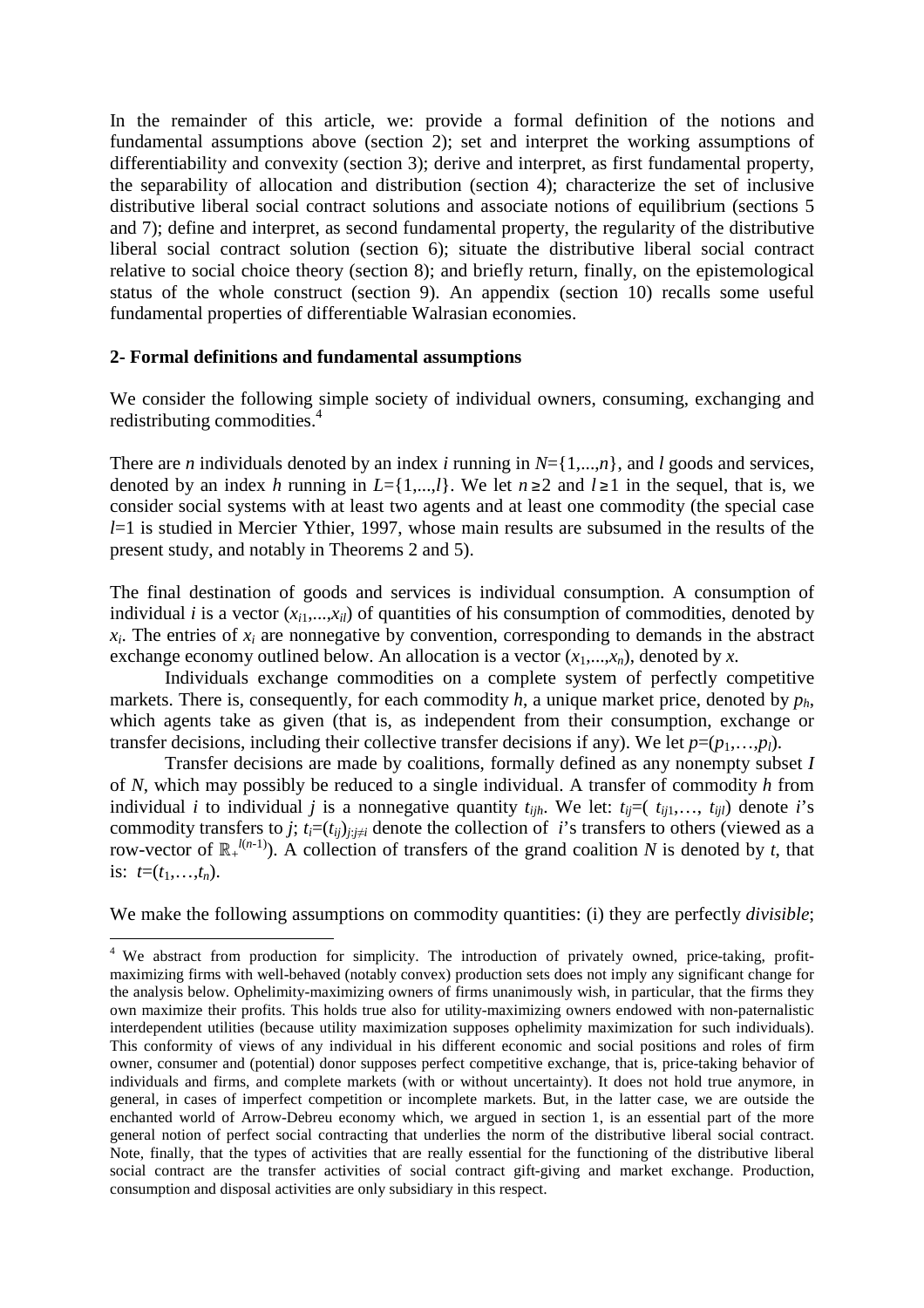In the remainder of this article, we: provide a formal definition of the notions and fundamental assumptions above (section 2); set and interpret the working assumptions of differentiability and convexity (section 3); derive and interpret, as first fundamental property, the separability of allocation and distribution (section 4); characterize the set of inclusive distributive liberal social contract solutions and associate notions of equilibrium (sections 5 and 7); define and interpret, as second fundamental property, the regularity of the distributive liberal social contract solution (section 6); situate the distributive liberal social contract relative to social choice theory (section 8); and briefly return, finally, on the epistemological status of the whole construct (section 9). An appendix (section 10) recalls some useful fundamental properties of differentiable Walrasian economies.

## 2- Formal definitions and fundamental assumptions

We consider the following simple society of individual owners, consuming, exchanging and redistributing commodities.[4]

There are $n$ individuals denoted by an index $i$ running in $N=\{1,...,n\}$, and $l$ goods and services, denoted by an index $h$ running in $L=\{1,...,l\}$. We let $n\geq 2$ and $l\geq 1$ in the sequel, that is, we consider social systems with at least two agents and at least one commodity (the special case $l=1$ is studied in Mercier Ythier, 1997, whose main results are subsumed in the results of the present study, and notably in Theorems 2 and 5).

The final destination of goods and services is individual consumption. A consumption of individual $i$ is a vector $(x_{i1},...,x_{il})$ of quantities of his consumption of commodities, denoted by $x_i$. The entries of $x_i$ are nonnegative by convention, corresponding to demands in the abstract exchange economy outlined below. An allocation is a vector $(x_1,...,x_n)$, denoted by $x$.

Individuals exchange commodities on a complete system of perfectly competitive markets. There is, consequently, for each commodity $h$, a unique market price, denoted by $p_h$, which agents take as given (that is, as independent from their consumption, exchange or transfer decisions, including their collective transfer decisions if any). We let $p=(p_1,\dots,p_l)$.

Transfer decisions are made by coalitions, formally defined as any nonempty subset $I$ of $N$, which may possibly be reduced to a single individual. A transfer of commodity $h$ from individual $i$ to individual $j$ is a nonnegative quantity $t_{ijh}$. We let: $t_{ij}=(t_{ij1},\dots,t_{ijl})$ denote $i$'s commodity transfers to $j$; $t_i=(t_{ij})_{j:j\neq i}$ denote the collection of $i$'s transfers to others (viewed as a row-vector of $\mathbb{R}_+^{l(n-1)}$). A collection of transfers of the grand coalition $N$ is denoted by $t$, that is: $t=(t_1,\dots,t_n)$.

We make the following assumptions on commodity quantities: (i) they are perfectly *divisible*;

[4] We abstract from production for simplicity. The introduction of privately owned, price-taking, profit-maximizing firms with well-behaved (notably convex) production sets does not imply any significant change for the analysis below. Ophelimity-maximizing owners of firms unanimously wish, in particular, that the firms they own maximize their profits. This holds true also for utility-maximizing owners endowed with non-paternalistic interdependent utilities (because utility maximization supposes ophelimity maximization for such individuals). This conformity of views of any individual in his different economic and social positions and roles of firm owner, consumer and (potential) donor supposes perfect competitive exchange, that is, price-taking behavior of individuals and firms, and complete markets (with or without uncertainty). It does not hold true anymore, in general, in cases of imperfect competition or incomplete markets. But, in the latter case, we are outside the enchanted world of Arrow-Debreu economy which, we argued in section 1, is an essential part of the more general notion of perfect social contracting that underlies the norm of the distributive liberal social contract. Note, finally, that the types of activities that are really essential for the functioning of the distributive liberal social contract are the transfer activities of social contract gift-giving and market exchange. Production, consumption and disposal activities are only subsidiary in this respect.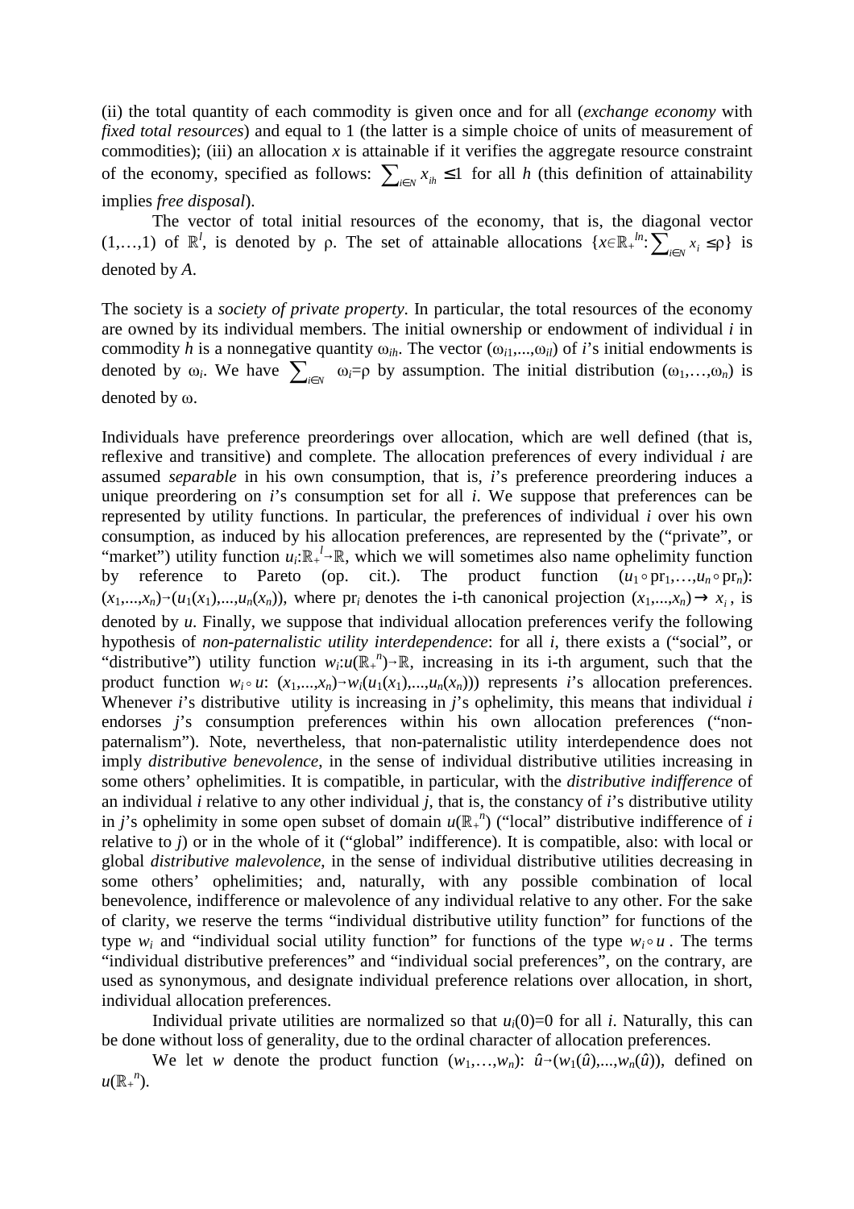(ii) the total quantity of each commodity is given once and for all (*exchange economy* with *fixed total resources*) and equal to 1 (the latter is a simple choice of units of measurement of commodities); (iii) an allocation $x$ is attainable if it verifies the aggregate resource constraint of the economy, specified as follows: $\sum_{i \in N} x_{ih} \leq 1$ for all $h$ (this definition of attainability implies *free disposal*).

The vector of total initial resources of the economy, that is, the diagonal vector $(1,\ldots,1)$ of $\mathbb{R}^l$, is denoted by $\rho$. The set of attainable allocations $\{x \in \mathbb{R}_+^{ln} : \sum_{i \in N} x_i \leq \rho\}$ is denoted by $A$.

The society is a *society of private property*. In particular, the total resources of the economy are owned by its individual members. The initial ownership or endowment of individual $i$ in commodity $h$ is a nonnegative quantity $\omega_{ih}$. The vector $(\omega_{i1},\ldots,\omega_{il})$ of $i$'s initial endowments is denoted by $\omega_i$. We have $\sum_{i \in N} \omega_i = \rho$ by assumption. The initial distribution $(\omega_1,\ldots,\omega_n)$ is denoted by $\omega$.

Individuals have preference preorderings over allocation, which are well defined (that is, reflexive and transitive) and complete. The allocation preferences of every individual $i$ are assumed *separable* in his own consumption, that is, $i$'s preference preordering induces a unique preordering on $i$'s consumption set for all $i$. We suppose that preferences can be represented by utility functions. In particular, the preferences of individual $i$ over his own consumption, as induced by his allocation preferences, are represented by the ("private", or "market") utility function $u_i : \mathbb{R}_+^l \to \mathbb{R}$, which we will sometimes also name ophelimity function by reference to Pareto (op. cit.). The product function $(u_1 \circ \mathrm{pr}_1,\ldots,u_n \circ \mathrm{pr}_n)$: $(x_1,\ldots,x_n) \to (u_1(x_1),\ldots,u_n(x_n))$, where $\mathrm{pr}_i$ denotes the i-th canonical projection $(x_1,\ldots,x_n) \to x_i$, is denoted by $u$. Finally, we suppose that individual allocation preferences verify the following hypothesis of *non-paternalistic utility interdependence*: for all $i$, there exists a ("social", or "distributive") utility function $w_i : u(\mathbb{R}_+^n) \to \mathbb{R}$, increasing in its i-th argument, such that the product function $w_i \circ u$: $(x_1,\ldots,x_n) \to w_i(u_1(x_1),\ldots,u_n(x_n))$ represents $i$'s allocation preferences. Whenever $i$'s distributive utility is increasing in $j$'s ophelimity, this means that individual $i$ endorses $j$'s consumption preferences within his own allocation preferences ("non-paternalism"). Note, nevertheless, that non-paternalistic utility interdependence does not imply *distributive benevolence*, in the sense of individual distributive utilities increasing in some others' ophelimities. It is compatible, in particular, with the *distributive indifference* of an individual $i$ relative to any other individual $j$, that is, the constancy of $i$'s distributive utility in $j$'s ophelimity in some open subset of domain $u(\mathbb{R}_+^n)$ ("local" distributive indifference of $i$ relative to $j$) or in the whole of it ("global" indifference). It is compatible, also: with local or global *distributive malevolence*, in the sense of individual distributive utilities decreasing in some others' ophelimities; and, naturally, with any possible combination of local benevolence, indifference or malevolence of any individual relative to any other. For the sake of clarity, we reserve the terms "individual distributive utility function" for functions of the type $w_i$ and "individual social utility function" for functions of the type $w_i \circ u$. The terms "individual distributive preferences" and "individual social preferences", on the contrary, are used as synonymous, and designate individual preference relations over allocation, in short, individual allocation preferences.

Individual private utilities are normalized so that $u_i(0)=0$ for all $i$. Naturally, this can be done without loss of generality, due to the ordinal character of allocation preferences.

We let $w$ denote the product function $(w_1,\ldots,w_n)$: $\hat{u} \to (w_1(\hat{u}),\ldots,w_n(\hat{u}))$, defined on $u(\mathbb{R}_+^n)$.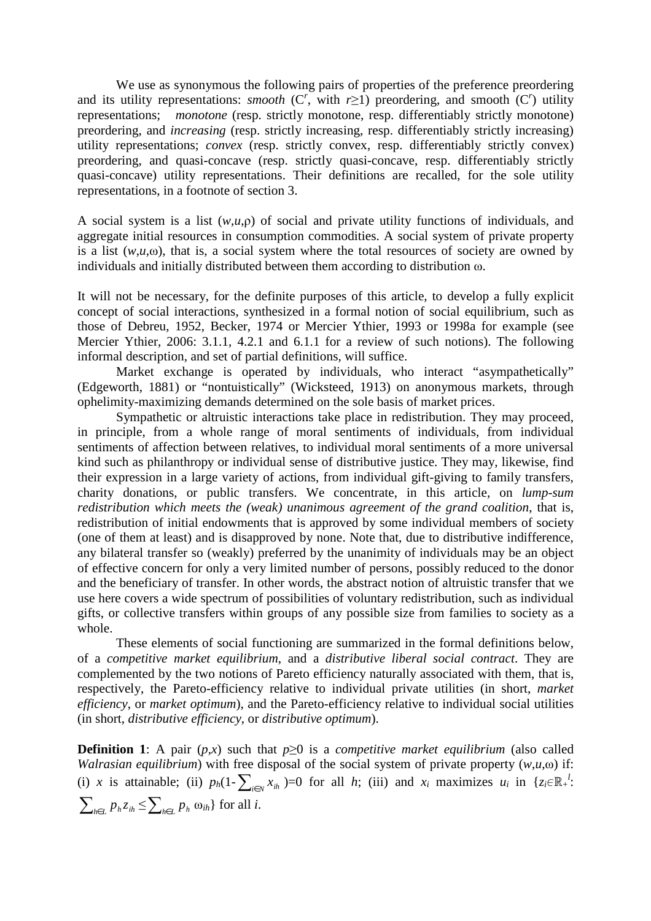We use as synonymous the following pairs of properties of the preference preordering and its utility representations: *smooth* ($C^r$, with $r \geq 1$) preordering, and smooth ($C^r$) utility representations; *monotone* (resp. strictly monotone, resp. differentiably strictly monotone) preordering, and *increasing* (resp. strictly increasing, resp. differentiably strictly increasing) utility representations; *convex* (resp. strictly convex, resp. differentiably strictly convex) preordering, and quasi-concave (resp. strictly quasi-concave, resp. differentiably strictly quasi-concave) utility representations. Their definitions are recalled, for the sole utility representations, in a footnote of section 3.

A social system is a list $(w,u,\rho)$ of social and private utility functions of individuals, and aggregate initial resources in consumption commodities. A social system of private property is a list $(w,u,\omega)$, that is, a social system where the total resources of society are owned by individuals and initially distributed between them according to distribution $\omega$.

It will not be necessary, for the definite purposes of this article, to develop a fully explicit concept of social interactions, synthesized in a formal notion of social equilibrium, such as those of Debreu, 1952, Becker, 1974 or Mercier Ythier, 1993 or 1998a for example (see Mercier Ythier, 2006: 3.1.1, 4.2.1 and 6.1.1 for a review of such notions). The following informal description, and set of partial definitions, will suffice.

Market exchange is operated by individuals, who interact "asympathetically" (Edgeworth, 1881) or "nontuistically" (Wicksteed, 1913) on anonymous markets, through ophelimity-maximizing demands determined on the sole basis of market prices.

Sympathetic or altruistic interactions take place in redistribution. They may proceed, in principle, from a whole range of moral sentiments of individuals, from individual sentiments of affection between relatives, to individual moral sentiments of a more universal kind such as philanthropy or individual sense of distributive justice. They may, likewise, find their expression in a large variety of actions, from individual gift-giving to family transfers, charity donations, or public transfers. We concentrate, in this article, on *lump-sum redistribution which meets the (weak) unanimous agreement of the grand coalition*, that is, redistribution of initial endowments that is approved by some individual members of society (one of them at least) and is disapproved by none. Note that, due to distributive indifference, any bilateral transfer so (weakly) preferred by the unanimity of individuals may be an object of effective concern for only a very limited number of persons, possibly reduced to the donor and the beneficiary of transfer. In other words, the abstract notion of altruistic transfer that we use here covers a wide spectrum of possibilities of voluntary redistribution, such as individual gifts, or collective transfers within groups of any possible size from families to society as a whole.

These elements of social functioning are summarized in the formal definitions below, of a *competitive market equilibrium*, and a *distributive liberal social contract*. They are complemented by the two notions of Pareto efficiency naturally associated with them, that is, respectively, the Pareto-efficiency relative to individual private utilities (in short, *market efficiency*, or *market optimum*), and the Pareto-efficiency relative to individual social utilities (in short, *distributive efficiency*, or *distributive optimum*).

**Definition 1**: A pair $(p,x)$ such that $p \geq 0$ is a *competitive market equilibrium* (also called *Walrasian equilibrium*) with free disposal of the social system of private property $(w,u,\omega)$ if: (i) $x$ is attainable; (ii) $p_h(1-\sum_{i \in N} x_{ih})=0$ for all $h$; (iii) and $x_i$ maximizes $u_i$ in $\{z_i \in \mathbb{R}_+^l: \sum_{h \in L} p_h z_{ih} \leq \sum_{h \in L} p_h \, \omega_{ih}\}$ for all $i$.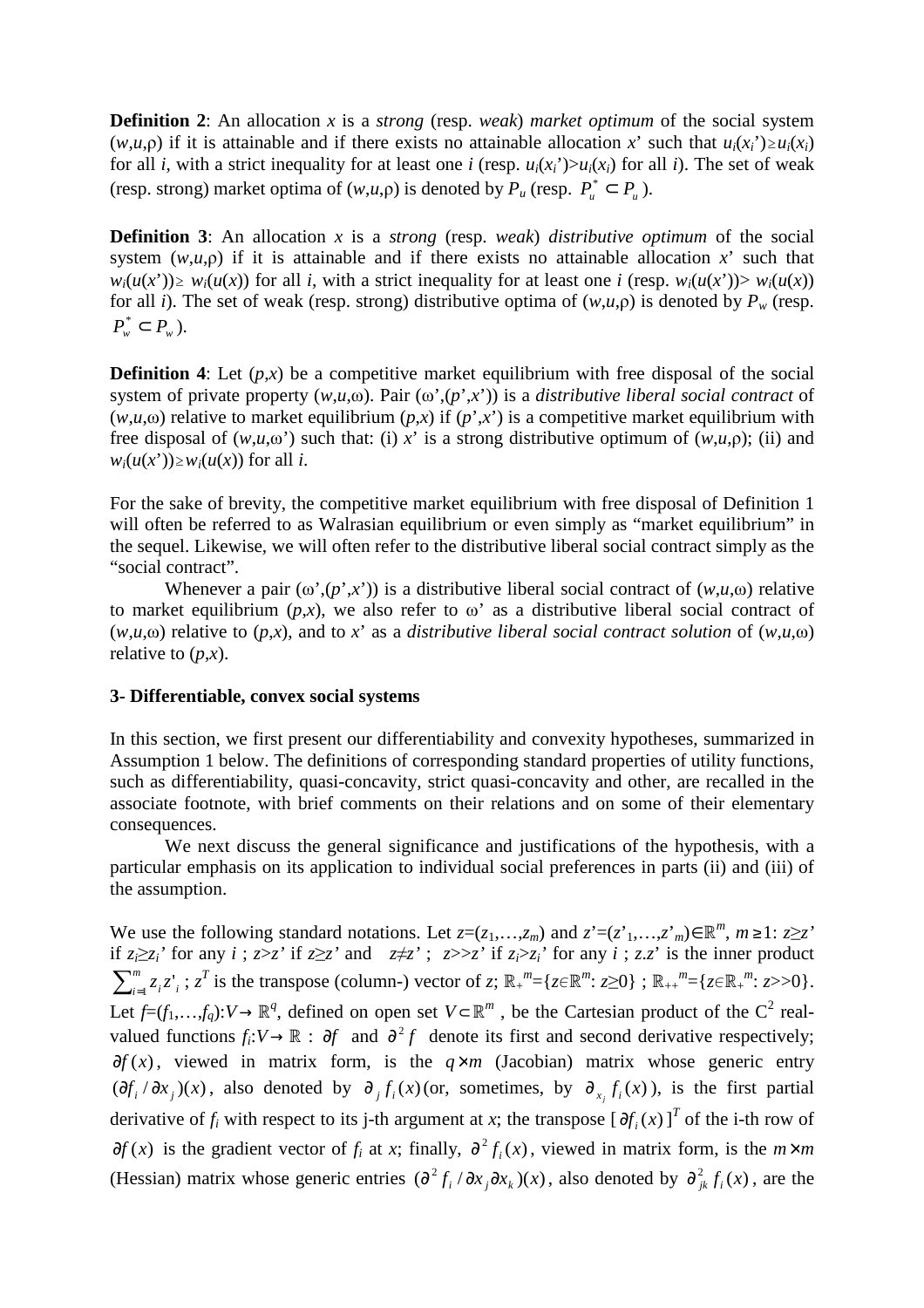**Definition 2**: An allocation $x$ is a *strong* (resp. *weak*) *market optimum* of the social system $(w,u,\rho)$ if it is attainable and if there exists no attainable allocation $x'$ such that $u_i(x_i')\geq u_i(x_i)$ for all $i$, with a strict inequality for at least one $i$ (resp. $u_i(x_i')>u_i(x_i)$ for all $i$). The set of weak (resp. strong) market optima of $(w,u,\rho)$ is denoted by $P_u$ (resp. $P_u^* \subset P_u$).

**Definition 3**: An allocation $x$ is a *strong* (resp. *weak*) *distributive optimum* of the social system $(w,u,\rho)$ if it is attainable and if there exists no attainable allocation $x'$ such that $w_i(u(x'))\geq w_i(u(x))$ for all $i$, with a strict inequality for at least one $i$ (resp. $w_i(u(x'))> w_i(u(x))$ for all $i$). The set of weak (resp. strong) distributive optima of $(w,u,\rho)$ is denoted by $P_w$ (resp. $P_w^* \subset P_w$).

**Definition 4**: Let $(p,x)$ be a competitive market equilibrium with free disposal of the social system of private property $(w,u,\omega)$. Pair $(\omega',(p',x'))$ is a *distributive liberal social contract* of $(w,u,\omega)$ relative to market equilibrium $(p,x)$ if $(p',x')$ is a competitive market equilibrium with free disposal of $(w,u,\omega')$ such that: (i) $x'$ is a strong distributive optimum of $(w,u,\rho)$; (ii) and $w_i(u(x'))\geq w_i(u(x))$ for all $i$.

For the sake of brevity, the competitive market equilibrium with free disposal of Definition 1 will often be referred to as Walrasian equilibrium or even simply as "market equilibrium" in the sequel. Likewise, we will often refer to the distributive liberal social contract simply as the "social contract".

Whenever a pair $(\omega',(p',x'))$ is a distributive liberal social contract of $(w,u,\omega)$ relative to market equilibrium $(p,x)$, we also refer to $\omega'$ as a distributive liberal social contract of $(w,u,\omega)$ relative to $(p,x)$, and to $x'$ as a *distributive liberal social contract solution* of $(w,u,\omega)$ relative to $(p,x)$.

## 3- Differentiable, convex social systems

In this section, we first present our differentiability and convexity hypotheses, summarized in Assumption 1 below. The definitions of corresponding standard properties of utility functions, such as differentiability, quasi-concavity, strict quasi-concavity and other, are recalled in the associate footnote, with brief comments on their relations and on some of their elementary consequences.

We next discuss the general significance and justifications of the hypothesis, with a particular emphasis on its application to individual social preferences in parts (ii) and (iii) of the assumption.

We use the following standard notations. Let $z=(z_1,\ldots,z_m)$ and $z'=(z'_1,\ldots,z'_m)\in\mathbb{R}^m$, $m\geq 1$: $z\geq z'$ if $z_i\geq z_i'$ for any $i$ ; $z>z'$ if $z\geq z'$ and $z\neq z'$ ; $z>>z'$ if $z_i>z_i'$ for any $i$ ; $z.z'$ is the inner product $\sum_{i=1}^m z_i z'_i$ ; $z^T$ is the transpose (column-) vector of $z$; $\mathbb{R}_+^m=\{z\in\mathbb{R}^m: z\geq 0\}$ ; $\mathbb{R}_{++}^m=\{z\in\mathbb{R}_+^m: z>>0\}$. Let $f=(f_1,\ldots,f_q):V\rightarrow\mathbb{R}^q$, defined on open set $V\subset\mathbb{R}^m$, be the Cartesian product of the $C^2$ real-valued functions $f_i:V\rightarrow\mathbb{R}$ : $\partial f$ and $\partial^2 f$ denote its first and second derivative respectively; $\partial f(x)$, viewed in matrix form, is the $q\times m$ (Jacobian) matrix whose generic entry $(\partial f_i/\partial x_j)(x)$, also denoted by $\partial_j f_i(x)$ (or, sometimes, by $\partial_{x_j} f_i(x)$), is the first partial derivative of $f_i$ with respect to its j-th argument at $x$; the transpose $[\partial f_i(x)]^T$ of the i-th row of $\partial f(x)$ is the gradient vector of $f_i$ at $x$; finally, $\partial^2 f_i(x)$, viewed in matrix form, is the $m\times m$ (Hessian) matrix whose generic entries $(\partial^2 f_i/\partial x_j\partial x_k)(x)$, also denoted by $\partial^2_{jk} f_i(x)$, are the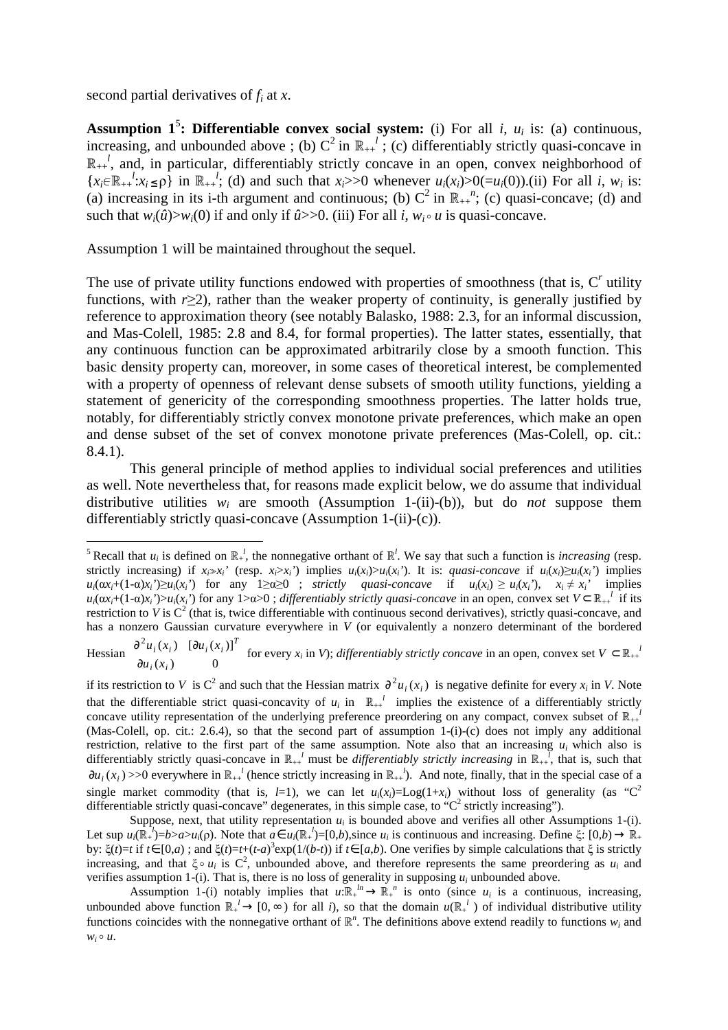second partial derivatives of $f_i$ at $x$.

**Assumption 1[5]: Differentiable convex social system:** (i) For all $i$, $u_i$ is: (a) continuous, increasing, and unbounded above ; (b) $C^2$ in $\mathbb{R}_{++}^l$ ; (c) differentiably strictly quasi-concave in $\mathbb{R}_{++}^l$, and, in particular, differentiably strictly concave in an open, convex neighborhood of $\{x_i \in \mathbb{R}_{++}^l : x_i \leq \rho\}$ in $\mathbb{R}_{++}^l$; (d) and such that $x_i >> 0$ whenever $u_i(x_i) > 0 (= u_i(0))$.(ii) For all $i$, $w_i$ is: (a) increasing in its i-th argument and continuous; (b) $C^2$ in $\mathbb{R}_{++}^n$; (c) quasi-concave; (d) and such that $w_i(\hat{u}) > w_i(0)$ if and only if $\hat{u} >> 0$. (iii) For all $i$, $w_i \circ u$ is quasi-concave.

Assumption 1 will be maintained throughout the sequel.

The use of private utility functions endowed with properties of smoothness (that is, $C^r$ utility functions, with $r \geq 2$), rather than the weaker property of continuity, is generally justified by reference to approximation theory (see notably Balasko, 1988: 2.3, for an informal discussion, and Mas-Colell, 1985: 2.8 and 8.4, for formal properties). The latter states, essentially, that any continuous function can be approximated arbitrarily close by a smooth function. This basic density property can, moreover, in some cases of theoretical interest, be complemented with a property of openness of relevant dense subsets of smooth utility functions, yielding a statement of genericity of the corresponding smoothness properties. The latter holds true, notably, for differentiably strictly convex monotone private preferences, which make an open and dense subset of the set of convex monotone private preferences (Mas-Colell, op. cit.: 8.4.1).

This general principle of method applies to individual social preferences and utilities as well. Note nevertheless that, for reasons made explicit below, we do assume that individual distributive utilities $w_i$ are smooth (Assumption 1-(ii)-(b)), but do *not* suppose them differentiably strictly quasi-concave (Assumption 1-(ii)-(c)).

---

[5] Recall that $u_i$ is defined on $\mathbb{R}_+^l$, the nonnegative orthant of $\mathbb{R}^l$. We say that such a function is *increasing* (resp. strictly increasing) if $x_i \gg x_i'$ (resp. $x_i > x_i'$) implies $u_i(x_i) > u_i(x_i')$. It is: *quasi-concave* if $u_i(x_i) \geq u_i(x_i')$ implies $u_i(\alpha x_i + (1-\alpha)x_i') \geq u_i(x_i')$ for any $1 \geq \alpha \geq 0$ ; *strictly quasi-concave* if $u_i(x_i) \geq u_i(x_i')$, $x_i \neq x_i'$ implies $u_i(\alpha x_i + (1-\alpha)x_i') > u_i(x_i')$ for any $1 > \alpha > 0$ ; *differentiably strictly quasi-concave* in an open, convex set $V \subset \mathbb{R}_{++}^l$ if its restriction to $V$ is $C^2$ (that is, twice differentiable with continuous second derivatives), strictly quasi-concave, and has a nonzero Gaussian curvature everywhere in $V$ (or equivalently a nonzero determinant of the bordered Hessian $\begin{matrix} \partial^2 u_i(x_i) & [\partial u_i(x_i)]^T \\ \partial u_i(x_i) & 0 \end{matrix}$ for every $x_i$ in $V$); *differentiably strictly concave* in an open, convex set $V \subset \mathbb{R}_{++}^l$ if its restriction to $V$ is $C^2$ and such that the Hessian matrix $\partial^2 u_i(x_i)$ is negative definite for every $x_i$ in $V$. Note that the differentiable strict quasi-concavity of $u_i$ in $\mathbb{R}_{++}^l$ implies the existence of a differentiably strictly concave utility representation of the underlying preference preordering on any compact, convex subset of $\mathbb{R}_{++}^l$ (Mas-Colell, op. cit.: 2.6.4), so that the second part of assumption 1-(i)-(c) does not imply any additional restriction, relative to the first part of the same assumption. Note also that an increasing $u_i$ which also is differentiably strictly quasi-concave in $\mathbb{R}_{++}^l$ must be *differentiably strictly increasing* in $\mathbb{R}_{++}^l$, that is, such that $\partial u_i(x_i) >> 0$ everywhere in $\mathbb{R}_{++}^l$ (hence strictly increasing in $\mathbb{R}_{++}^l$). And note, finally, that in the special case of a single market commodity (that is, $l=1$), we can let $u_i(x_i) = \text{Log}(1+x_i)$ without loss of generality (as "$C^2$ differentiable strictly quasi-concave" degenerates, in this simple case, to "$C^2$ strictly increasing").

Suppose, next, that utility representation $u_i$ is bounded above and verifies all other Assumptions 1-(i). Let $\sup u_i(\mathbb{R}_+^l) = b > a > u_i(\rho)$. Note that $a \in u_i(\mathbb{R}_+^l) = [0,b)$, since $u_i$ is continuous and increasing. Define $\xi: [0,b) \rightarrow \mathbb{R}_+$ by: $\xi(t) = t$ if $t \in [0,a)$ ; and $\xi(t) = t + (t-a)^3 \exp(1/(b-t))$ if $t \in [a,b)$. One verifies by simple calculations that $\xi$ is strictly increasing, and that $\xi \circ u_i$ is $C^2$, unbounded above, and therefore represents the same preordering as $u_i$ and verifies assumption 1-(i). That is, there is no loss of generality in supposing $u_i$ unbounded above.

Assumption 1-(i) notably implies that $u: \mathbb{R}_+^{ln} \rightarrow \mathbb{R}_+^n$ is onto (since $u_i$ is a continuous, increasing, unbounded above function $\mathbb{R}_+^l \rightarrow [0, \infty)$ for all $i$), so that the domain $u(\mathbb{R}_+^l)$ of individual distributive utility functions coincides with the nonnegative orthant of $\mathbb{R}^n$. The definitions above extend readily to functions $w_i$ and $w_i \circ u$.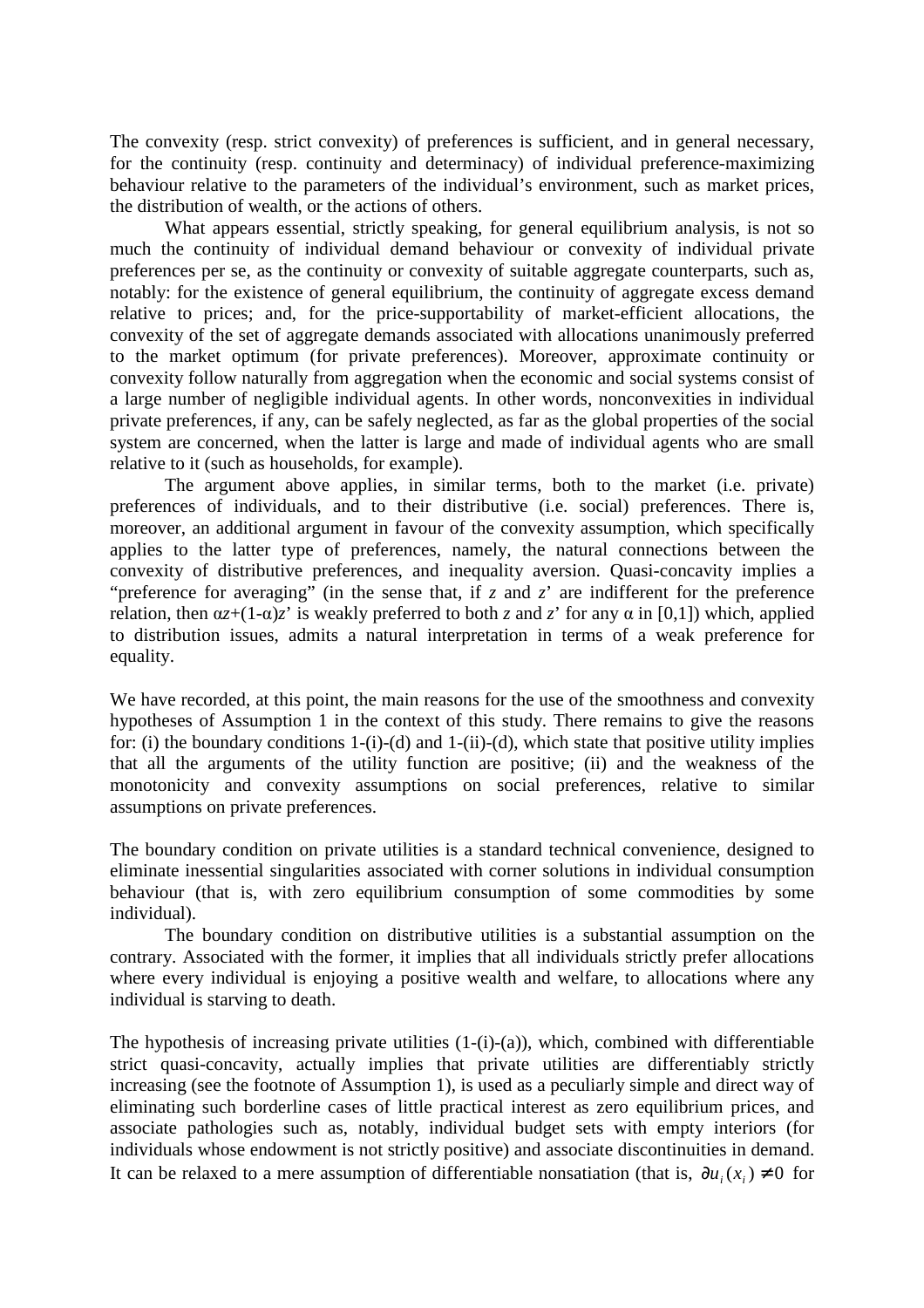The convexity (resp. strict convexity) of preferences is sufficient, and in general necessary, for the continuity (resp. continuity and determinacy) of individual preference-maximizing behaviour relative to the parameters of the individual's environment, such as market prices, the distribution of wealth, or the actions of others.

What appears essential, strictly speaking, for general equilibrium analysis, is not so much the continuity of individual demand behaviour or convexity of individual private preferences per se, as the continuity or convexity of suitable aggregate counterparts, such as, notably: for the existence of general equilibrium, the continuity of aggregate excess demand relative to prices; and, for the price-supportability of market-efficient allocations, the convexity of the set of aggregate demands associated with allocations unanimously preferred to the market optimum (for private preferences). Moreover, approximate continuity or convexity follow naturally from aggregation when the economic and social systems consist of a large number of negligible individual agents. In other words, nonconvexities in individual private preferences, if any, can be safely neglected, as far as the global properties of the social system are concerned, when the latter is large and made of individual agents who are small relative to it (such as households, for example).

The argument above applies, in similar terms, both to the market (i.e. private) preferences of individuals, and to their distributive (i.e. social) preferences. There is, moreover, an additional argument in favour of the convexity assumption, which specifically applies to the latter type of preferences, namely, the natural connections between the convexity of distributive preferences, and inequality aversion. Quasi-concavity implies a "preference for averaging" (in the sense that, if $z$ and $z'$ are indifferent for the preference relation, then $\alpha z+(1-\alpha)z'$ is weakly preferred to both $z$ and $z'$ for any $\alpha$ in [0,1]) which, applied to distribution issues, admits a natural interpretation in terms of a weak preference for equality.

We have recorded, at this point, the main reasons for the use of the smoothness and convexity hypotheses of Assumption 1 in the context of this study. There remains to give the reasons for: (i) the boundary conditions 1-(i)-(d) and 1-(ii)-(d), which state that positive utility implies that all the arguments of the utility function are positive; (ii) and the weakness of the monotonicity and convexity assumptions on social preferences, relative to similar assumptions on private preferences.

The boundary condition on private utilities is a standard technical convenience, designed to eliminate inessential singularities associated with corner solutions in individual consumption behaviour (that is, with zero equilibrium consumption of some commodities by some individual).

The boundary condition on distributive utilities is a substantial assumption on the contrary. Associated with the former, it implies that all individuals strictly prefer allocations where every individual is enjoying a positive wealth and welfare, to allocations where any individual is starving to death.

The hypothesis of increasing private utilities (1-(i)-(a)), which, combined with differentiable strict quasi-concavity, actually implies that private utilities are differentiably strictly increasing (see the footnote of Assumption 1), is used as a peculiarly simple and direct way of eliminating such borderline cases of little practical interest as zero equilibrium prices, and associate pathologies such as, notably, individual budget sets with empty interiors (for individuals whose endowment is not strictly positive) and associate discontinuities in demand. It can be relaxed to a mere assumption of differentiable nonsatiation (that is, $\partial u_i(x_i) \neq 0$ for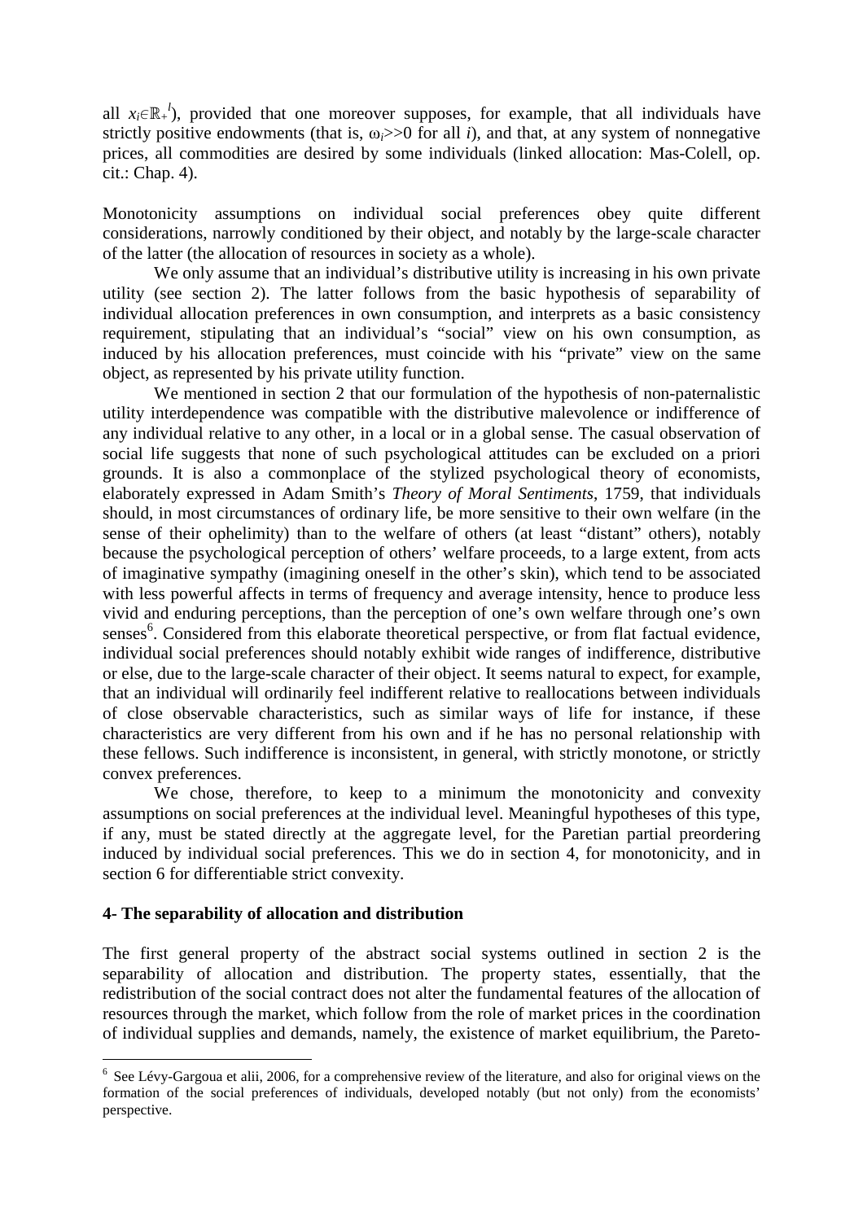all $x_i \in \mathbb{R}_+^l$), provided that one moreover supposes, for example, that all individuals have strictly positive endowments (that is, $\omega_i >> 0$ for all $i$), and that, at any system of nonnegative prices, all commodities are desired by some individuals (linked allocation: Mas-Colell, op. cit.: Chap. 4).

Monotonicity assumptions on individual social preferences obey quite different considerations, narrowly conditioned by their object, and notably by the large-scale character of the latter (the allocation of resources in society as a whole).

We only assume that an individual's distributive utility is increasing in his own private utility (see section 2). The latter follows from the basic hypothesis of separability of individual allocation preferences in own consumption, and interprets as a basic consistency requirement, stipulating that an individual's "social" view on his own consumption, as induced by his allocation preferences, must coincide with his "private" view on the same object, as represented by his private utility function.

We mentioned in section 2 that our formulation of the hypothesis of non-paternalistic utility interdependence was compatible with the distributive malevolence or indifference of any individual relative to any other, in a local or in a global sense. The casual observation of social life suggests that none of such psychological attitudes can be excluded on a priori grounds. It is also a commonplace of the stylized psychological theory of economists, elaborately expressed in Adam Smith's *Theory of Moral Sentiments*, 1759, that individuals should, in most circumstances of ordinary life, be more sensitive to their own welfare (in the sense of their ophelimity) than to the welfare of others (at least "distant" others), notably because the psychological perception of others' welfare proceeds, to a large extent, from acts of imaginative sympathy (imagining oneself in the other's skin), which tend to be associated with less powerful affects in terms of frequency and average intensity, hence to produce less vivid and enduring perceptions, than the perception of one's own welfare through one's own senses[6]. Considered from this elaborate theoretical perspective, or from flat factual evidence, individual social preferences should notably exhibit wide ranges of indifference, distributive or else, due to the large-scale character of their object. It seems natural to expect, for example, that an individual will ordinarily feel indifferent relative to reallocations between individuals of close observable characteristics, such as similar ways of life for instance, if these characteristics are very different from his own and if he has no personal relationship with these fellows. Such indifference is inconsistent, in general, with strictly monotone, or strictly convex preferences.

We chose, therefore, to keep to a minimum the monotonicity and convexity assumptions on social preferences at the individual level. Meaningful hypotheses of this type, if any, must be stated directly at the aggregate level, for the Paretian partial preordering induced by individual social preferences. This we do in section 4, for monotonicity, and in section 6 for differentiable strict convexity.

## 4- The separability of allocation and distribution

The first general property of the abstract social systems outlined in section 2 is the separability of allocation and distribution. The property states, essentially, that the redistribution of the social contract does not alter the fundamental features of the allocation of resources through the market, which follow from the role of market prices in the coordination of individual supplies and demands, namely, the existence of market equilibrium, the Pareto-

---

[6] See Lévy-Gargoua et alii, 2006, for a comprehensive review of the literature, and also for original views on the formation of the social preferences of individuals, developed notably (but not only) from the economists' perspective.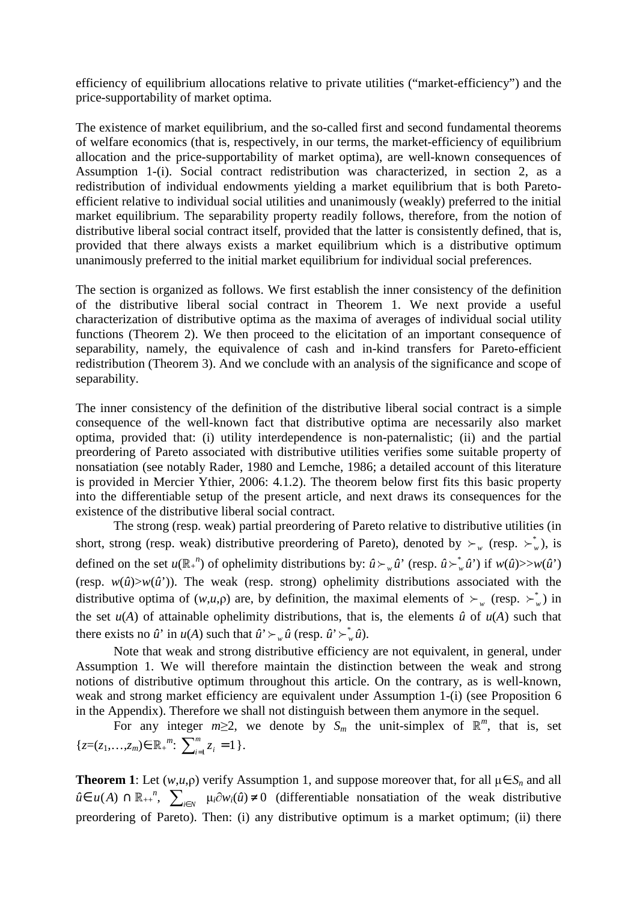efficiency of equilibrium allocations relative to private utilities ("market-efficiency") and the price-supportability of market optima.

The existence of market equilibrium, and the so-called first and second fundamental theorems of welfare economics (that is, respectively, in our terms, the market-efficiency of equilibrium allocation and the price-supportability of market optima), are well-known consequences of Assumption 1-(i). Social contract redistribution was characterized, in section 2, as a redistribution of individual endowments yielding a market equilibrium that is both Pareto-efficient relative to individual social utilities and unanimously (weakly) preferred to the initial market equilibrium. The separability property readily follows, therefore, from the notion of distributive liberal social contract itself, provided that the latter is consistently defined, that is, provided that there always exists a market equilibrium which is a distributive optimum unanimously preferred to the initial market equilibrium for individual social preferences.

The section is organized as follows. We first establish the inner consistency of the definition of the distributive liberal social contract in Theorem 1. We next provide a useful characterization of distributive optima as the maxima of averages of individual social utility functions (Theorem 2). We then proceed to the elicitation of an important consequence of separability, namely, the equivalence of cash and in-kind transfers for Pareto-efficient redistribution (Theorem 3). And we conclude with an analysis of the significance and scope of separability.

The inner consistency of the definition of the distributive liberal social contract is a simple consequence of the well-known fact that distributive optima are necessarily also market optima, provided that: (i) utility interdependence is non-paternalistic; (ii) and the partial preordering of Pareto associated with distributive utilities verifies some suitable property of nonsatiation (see notably Rader, 1980 and Lemche, 1986; a detailed account of this literature is provided in Mercier Ythier, 2006: 4.1.2). The theorem below first fits this basic property into the differentiable setup of the present article, and next draws its consequences for the existence of the distributive liberal social contract.

The strong (resp. weak) partial preordering of Pareto relative to distributive utilities (in short, strong (resp. weak) distributive preordering of Pareto), denoted by $\succ_w$ (resp. $\succ_w^*$), is defined on the set $u(\mathbb{R}_+^n)$ of ophelimity distributions by: $\hat{u} \succ_w \hat{u}'$ (resp. $\hat{u} \succ_w^* \hat{u}'$) if $w(\hat{u}) >> w(\hat{u}')$ (resp. $w(\hat{u}) > w(\hat{u}')$). The weak (resp. strong) ophelimity distributions associated with the distributive optima of $(w,u,\rho)$ are, by definition, the maximal elements of $\succ_w$ (resp. $\succ_w^*$) in the set $u(A)$ of attainable ophelimity distributions, that is, the elements $\hat{u}$ of $u(A)$ such that there exists no $\hat{u}'$ in $u(A)$ such that $\hat{u}' \succ_w \hat{u}$ (resp. $\hat{u}' \succ_w^* \hat{u}$).

Note that weak and strong distributive efficiency are not equivalent, in general, under Assumption 1. We will therefore maintain the distinction between the weak and strong notions of distributive optimum throughout this article. On the contrary, as is well-known, weak and strong market efficiency are equivalent under Assumption 1-(i) (see Proposition 6 in the Appendix). Therefore we shall not distinguish between them anymore in the sequel.

For any integer $m \geq 2$, we denote by $S_m$ the unit-simplex of $\mathbb{R}^m$, that is, set $\{z=(z_1,\ldots,z_m) \in \mathbb{R}_+^m : \sum_{i=1}^m z_i = 1\}$.

**Theorem 1**: Let $(w,u,\rho)$ verify Assumption 1, and suppose moreover that, for all $\mu \in S_n$ and all $\hat{u} \in u(A) \cap \mathbb{R}_{++}^n$, $\sum_{i \in N} \mu_i \partial w_i(\hat{u}) \neq 0$ (differentiable nonsatiation of the weak distributive preordering of Pareto). Then: (i) any distributive optimum is a market optimum; (ii) there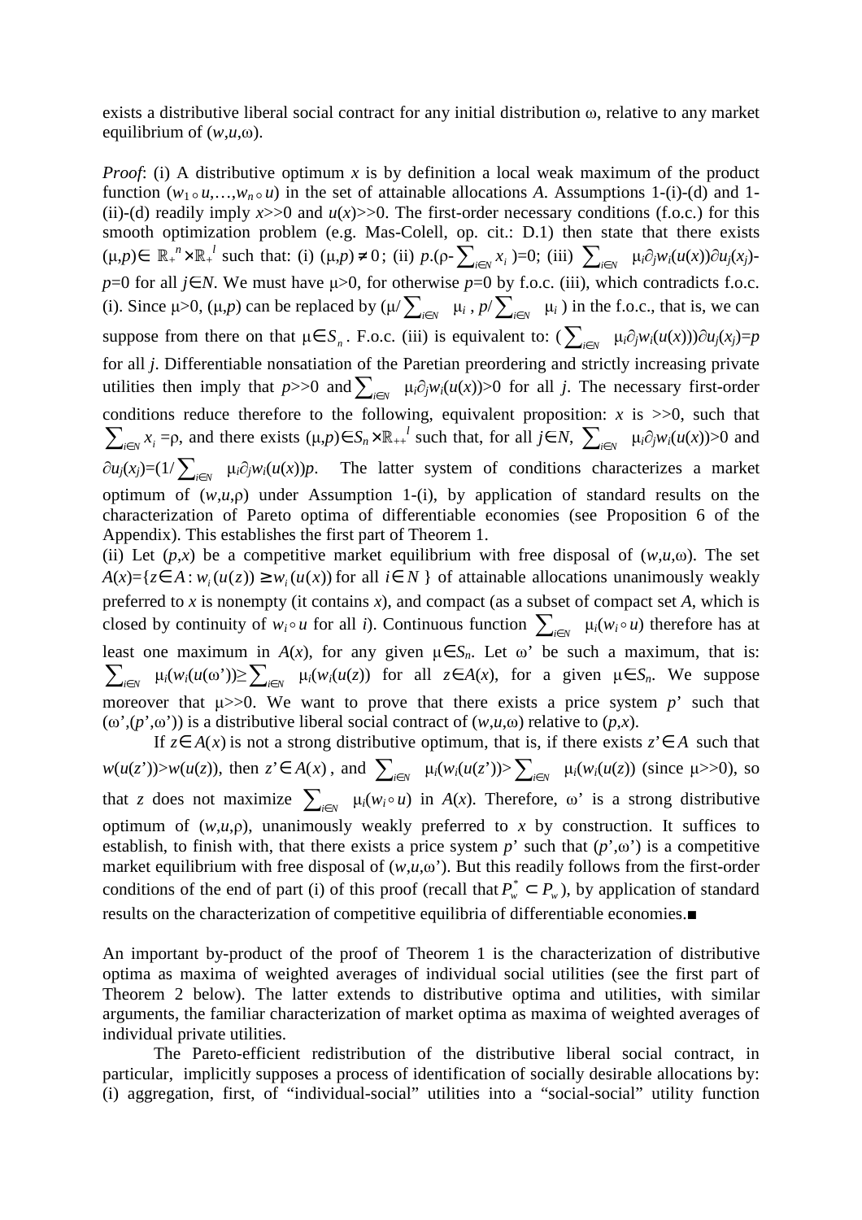exists a distributive liberal social contract for any initial distribution $\omega$, relative to any market equilibrium of $(w,u,\omega)$.

*Proof*: (i) A distributive optimum $x$ is by definition a local weak maximum of the product function $(w_1\circ u,\ldots,w_n\circ u)$ in the set of attainable allocations $A$. Assumptions 1-(i)-(d) and 1-(ii)-(d) readily imply $x>>0$ and $u(x)>>0$. The first-order necessary conditions (f.o.c.) for this smooth optimization problem (e.g. Mas-Colell, op. cit.: D.1) then state that there exists $(\mu,p)\in \mathbb{R}_+^n\times\mathbb{R}_+^l$ such that: (i) $(\mu,p)\neq 0$; (ii) $p.(\rho-\sum_{i\in N}x_i)=0$; (iii) $\sum_{i\in N}\mu_i\partial_j w_i(u(x))\partial u_j(x_j)-p=0$ for all $j\in N$. We must have $\mu>0$, for otherwise $p=0$ by f.o.c. (iii), which contradicts f.o.c. (i). Since $\mu>0$, $(\mu,p)$ can be replaced by $(\mu/\sum_{i\in N}\mu_i\,,\,p/\sum_{i\in N}\mu_i)$ in the f.o.c., that is, we can suppose from there on that $\mu\in S_n$. F.o.c. (iii) is equivalent to: $(\sum_{i\in N}\mu_i\partial_j w_i(u(x)))\partial u_j(x_j)=p$ for all $j$. Differentiable nonsatiation of the Paretian preordering and strictly increasing private utilities then imply that $p>>0$ and $\sum_{i\in N}\mu_i\partial_j w_i(u(x))>0$ for all $j$. The necessary first-order conditions reduce therefore to the following, equivalent proposition: $x$ is $>>0$, such that $\sum_{i\in N}x_i=\rho$, and there exists $(\mu,p)\in S_n\times\mathbb{R}_{++}^l$ such that, for all $j\in N$, $\sum_{i\in N}\mu_i\partial_j w_i(u(x))>0$ and $\partial u_j(x_j)=(1/\sum_{i\in N}\mu_i\partial_j w_i(u(x))p$. The latter system of conditions characterizes a market optimum of $(w,u,\rho)$ under Assumption 1-(i), by application of standard results on the characterization of Pareto optima of differentiable economies (see Proposition 6 of the Appendix). This establishes the first part of Theorem 1.

(ii) Let $(p,x)$ be a competitive market equilibrium with free disposal of $(w,u,\omega)$. The set $A(x)=\{z\in A: w_i(u(z))\geq w_i(u(x))$ for all $i\in N\}$ of attainable allocations unanimously weakly preferred to $x$ is nonempty (it contains $x$), and compact (as a subset of compact set $A$, which is closed by continuity of $w_i\circ u$ for all $i$). Continuous function $\sum_{i\in N}\mu_i(w_i\circ u)$ therefore has at least one maximum in $A(x)$, for any given $\mu\in S_n$. Let $\omega'$ be such a maximum, that is: $\sum_{i\in N}\mu_i(w_i(u(\omega'))\geq\sum_{i\in N}\mu_i(w_i(u(z))$ for all $z\in A(x)$, for a given $\mu\in S_n$. We suppose moreover that $\mu>>0$. We want to prove that there exists a price system $p'$ such that $(\omega',(p',\omega'))$ is a distributive liberal social contract of $(w,u,\omega)$ relative to $(p,x)$.

If $z\in A(x)$ is not a strong distributive optimum, that is, if there exists $z'\in A$ such that $w(u(z'))>w(u(z))$, then $z'\in A(x)$, and $\sum_{i\in N}\mu_i(w_i(u(z'))>\sum_{i\in N}\mu_i(w_i(u(z))$ (since $\mu>>0$), so that $z$ does not maximize $\sum_{i\in N}\mu_i(w_i\circ u)$ in $A(x)$. Therefore, $\omega'$ is a strong distributive optimum of $(w,u,\rho)$, unanimously weakly preferred to $x$ by construction. It suffices to establish, to finish with, that there exists a price system $p'$ such that $(p',\omega')$ is a competitive market equilibrium with free disposal of $(w,u,\omega')$. But this readily follows from the first-order conditions of the end of part (i) of this proof (recall that $P_w^*\subset P_w$), by application of standard results on the characterization of competitive equilibria of differentiable economies.■

An important by-product of the proof of Theorem 1 is the characterization of distributive optima as maxima of weighted averages of individual social utilities (see the first part of Theorem 2 below). The latter extends to distributive optima and utilities, with similar arguments, the familiar characterization of market optima as maxima of weighted averages of individual private utilities.

The Pareto-efficient redistribution of the distributive liberal social contract, in particular, implicitly supposes a process of identification of socially desirable allocations by: (i) aggregation, first, of "individual-social" utilities into a "social-social" utility function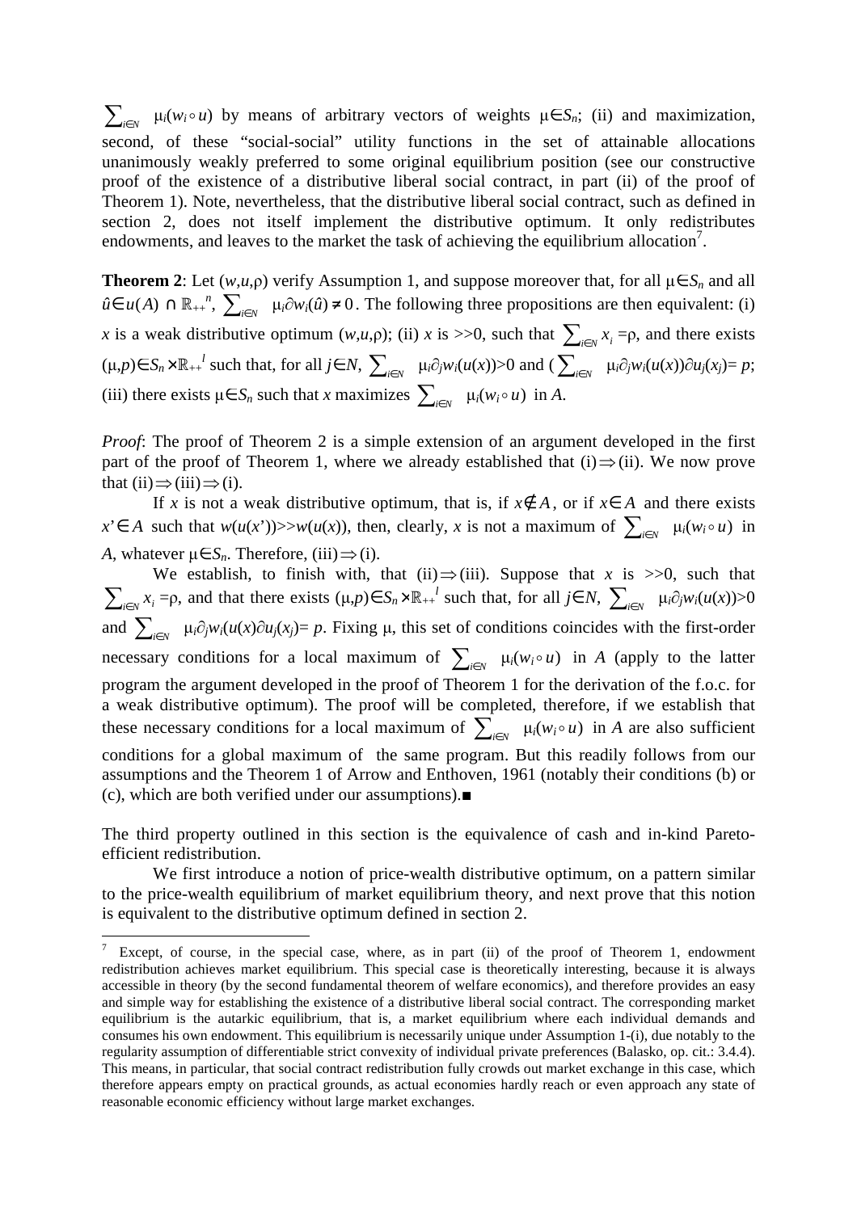$\sum_{i\in N} \mu_i(w_i \circ u)$ by means of arbitrary vectors of weights $\mu \in S_n$; (ii) and maximization, second, of these "social-social" utility functions in the set of attainable allocations unanimously weakly preferred to some original equilibrium position (see our constructive proof of the existence of a distributive liberal social contract, in part (ii) of the proof of Theorem 1). Note, nevertheless, that the distributive liberal social contract, such as defined in section 2, does not itself implement the distributive optimum. It only redistributes endowments, and leaves to the market the task of achieving the equilibrium allocation[7].

**Theorem 2**: Let $(w,u,\rho)$ verify Assumption 1, and suppose moreover that, for all $\mu \in S_n$ and all $\hat{u} \in u(A) \cap \mathbb{R}_{++}^n$, $\sum_{i\in N} \mu_i \partial w_i(\hat{u}) \neq 0$. The following three propositions are then equivalent: (i) $x$ is a weak distributive optimum $(w,u,\rho)$; (ii) $x$ is $>>0$, such that $\sum_{i\in N} x_i = \rho$, and there exists $(\mu,p) \in S_n \times \mathbb{R}_{++}^l$ such that, for all $j \in N$, $\sum_{i\in N} \mu_i \partial_j w_i(u(x))>0$ and $(\sum_{i\in N} \mu_i \partial_j w_i(u(x))\partial u_j(x_j)= p$; (iii) there exists $\mu \in S_n$ such that $x$ maximizes $\sum_{i\in N} \mu_i(w_i \circ u)$ in $A$.

*Proof*: The proof of Theorem 2 is a simple extension of an argument developed in the first part of the proof of Theorem 1, where we already established that (i)$\Rightarrow$(ii). We now prove that (ii)$\Rightarrow$(iii)$\Rightarrow$(i).

If $x$ is not a weak distributive optimum, that is, if $x \notin A$, or if $x \in A$ and there exists $x' \in A$ such that $w(u(x'))>>w(u(x))$, then, clearly, $x$ is not a maximum of $\sum_{i\in N} \mu_i(w_i \circ u)$ in $A$, whatever $\mu \in S_n$. Therefore, (iii)$\Rightarrow$(i).

We establish, to finish with, that (ii)$\Rightarrow$(iii). Suppose that $x$ is $>>0$, such that $\sum_{i\in N} x_i = \rho$, and that there exists $(\mu,p) \in S_n \times \mathbb{R}_{++}^l$ such that, for all $j \in N$, $\sum_{i\in N} \mu_i \partial_j w_i(u(x))>0$ and $\sum_{i\in N} \mu_i \partial_j w_i(u(x)\partial u_j(x_j)= p$. Fixing $\mu$, this set of conditions coincides with the first-order necessary conditions for a local maximum of $\sum_{i\in N} \mu_i(w_i \circ u)$ in $A$ (apply to the latter program the argument developed in the proof of Theorem 1 for the derivation of the f.o.c. for a weak distributive optimum). The proof will be completed, therefore, if we establish that these necessary conditions for a local maximum of $\sum_{i\in N} \mu_i(w_i \circ u)$ in $A$ are also sufficient conditions for a global maximum of the same program. But this readily follows from our assumptions and the Theorem 1 of Arrow and Enthoven, 1961 (notably their conditions (b) or (c), which are both verified under our assumptions).■

The third property outlined in this section is the equivalence of cash and in-kind Pareto-efficient redistribution.

We first introduce a notion of price-wealth distributive optimum, on a pattern similar to the price-wealth equilibrium of market equilibrium theory, and next prove that this notion is equivalent to the distributive optimum defined in section 2.

---

[7] Except, of course, in the special case, where, as in part (ii) of the proof of Theorem 1, endowment redistribution achieves market equilibrium. This special case is theoretically interesting, because it is always accessible in theory (by the second fundamental theorem of welfare economics), and therefore provides an easy and simple way for establishing the existence of a distributive liberal social contract. The corresponding market equilibrium is the autarkic equilibrium, that is, a market equilibrium where each individual demands and consumes his own endowment. This equilibrium is necessarily unique under Assumption 1-(i), due notably to the regularity assumption of differentiable strict convexity of individual private preferences (Balasko, op. cit.: 3.4.4). This means, in particular, that social contract redistribution fully crowds out market exchange in this case, which therefore appears empty on practical grounds, as actual economies hardly reach or even approach any state of reasonable economic efficiency without large market exchanges.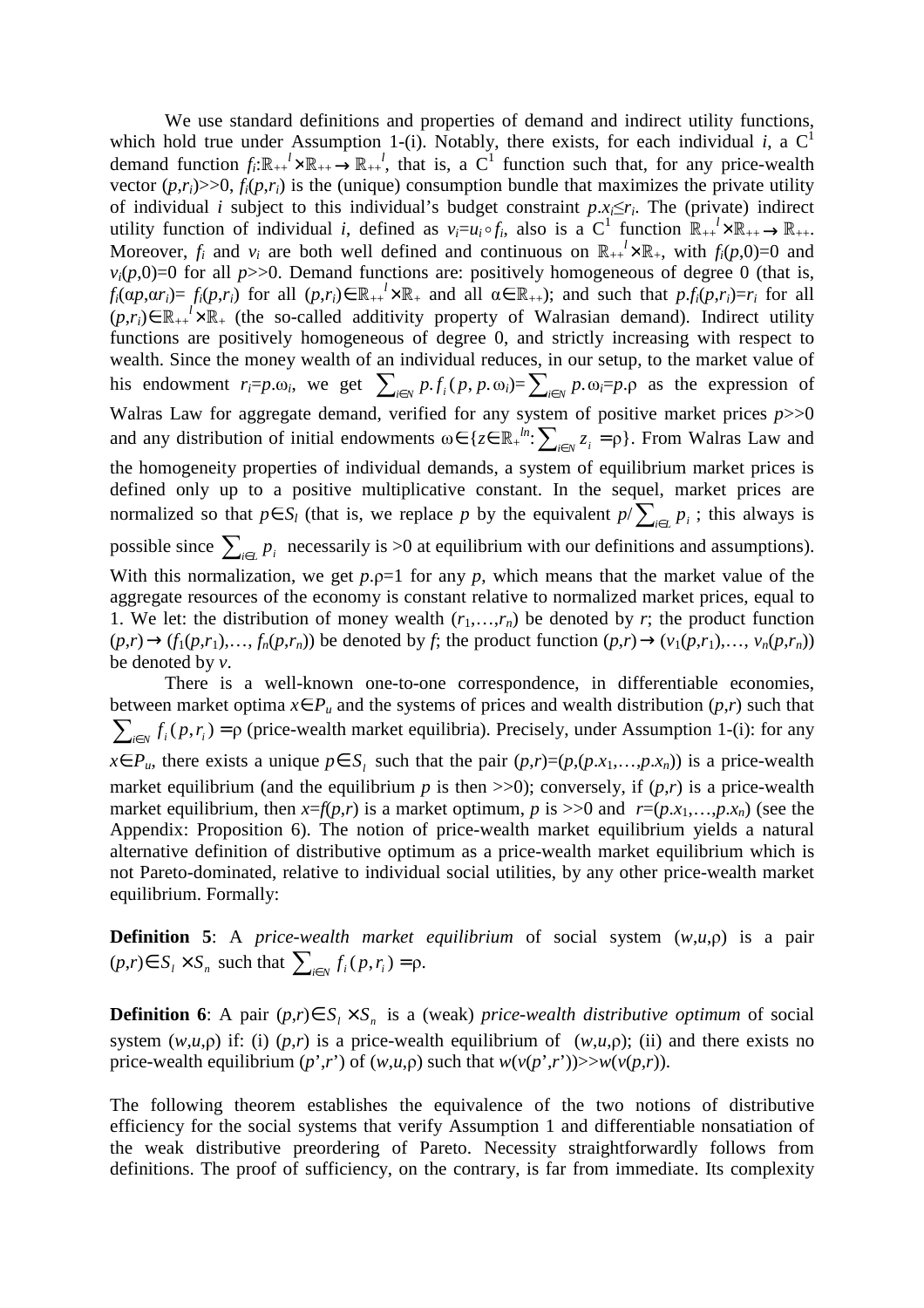We use standard definitions and properties of demand and indirect utility functions, which hold true under Assumption 1-(i). Notably, there exists, for each individual $i$, a $C^1$ demand function $f_i:\mathbb{R}_{++}^l\times\mathbb{R}_{++}\to\mathbb{R}_{++}^l$, that is, a $C^1$ function such that, for any price-wealth vector $(p,r_i)>>0$, $f_i(p,r_i)$ is the (unique) consumption bundle that maximizes the private utility of individual $i$ subject to this individual's budget constraint $p.x_i\leq r_i$. The (private) indirect utility function of individual $i$, defined as $v_i=u_i\circ f_i$, also is a $C^1$ function $\mathbb{R}_{++}^l\times\mathbb{R}_{++}\to\mathbb{R}_{++}$. Moreover, $f_i$ and $v_i$ are both well defined and continuous on $\mathbb{R}_{++}^l\times\mathbb{R}_{+}$, with $f_i(p,0)=0$ and $v_i(p,0)=0$ for all $p>>0$. Demand functions are: positively homogeneous of degree 0 (that is, $f_i(\alpha p,\alpha r_i)= f_i(p,r_i)$ for all $(p,r_i)\in\mathbb{R}_{++}^l\times\mathbb{R}_{+}$ and all $\alpha\in\mathbb{R}_{++}$); and such that $p.f_i(p,r_i)=r_i$ for all $(p,r_i)\in\mathbb{R}_{++}^l\times\mathbb{R}_{+}$ (the so-called additivity property of Walrasian demand). Indirect utility functions are positively homogeneous of degree 0, and strictly increasing with respect to wealth. Since the money wealth of an individual reduces, in our setup, to the market value of his endowment $r_i=p.\omega_i$, we get $\sum_{i\in N} p.f_i(p,p.\omega_i)=\sum_{i\in N} p.\omega_i=p.\rho$ as the expression of Walras Law for aggregate demand, verified for any system of positive market prices $p>>0$ and any distribution of initial endowments $\omega\in\{z\in\mathbb{R}_{+}^{ln}:\sum_{i\in N} z_i=\rho\}$. From Walras Law and the homogeneity properties of individual demands, a system of equilibrium market prices is defined only up to a positive multiplicative constant. In the sequel, market prices are normalized so that $p\in S_l$ (that is, we replace $p$ by the equivalent $p/\sum_{i\in L} p_i$ ; this always is possible since $\sum_{i\in L} p_i$ necessarily is >0 at equilibrium with our definitions and assumptions). With this normalization, we get $p.\rho=1$ for any $p$, which means that the market value of the aggregate resources of the economy is constant relative to normalized market prices, equal to 1. We let: the distribution of money wealth $(r_1,\ldots,r_n)$ be denoted by $r$; the product function $(p,r)\to(f_1(p,r_1),\ldots, f_n(p,r_n))$ be denoted by $f$; the product function $(p,r)\to(v_1(p,r_1),\ldots, v_n(p,r_n))$ be denoted by $v$.

There is a well-known one-to-one correspondence, in differentiable economies, between market optima $x\in P_u$ and the systems of prices and wealth distribution $(p,r)$ such that $\sum_{i\in N} f_i(p,r_i)=\rho$ (price-wealth market equilibria). Precisely, under Assumption 1-(i): for any $x\in P_u$, there exists a unique $p\in S_l$ such that the pair $(p,r)=(p,(p.x_1,\ldots,p.x_n))$ is a price-wealth market equilibrium (and the equilibrium $p$ is then $>>0$); conversely, if $(p,r)$ is a price-wealth market equilibrium, then $x=f(p,r)$ is a market optimum, $p$ is $>>0$ and $r=(p.x_1,\ldots,p.x_n)$ (see the Appendix: Proposition 6). The notion of price-wealth market equilibrium yields a natural alternative definition of distributive optimum as a price-wealth market equilibrium which is not Pareto-dominated, relative to individual social utilities, by any other price-wealth market equilibrium. Formally:

**Definition 5**: A *price-wealth market equilibrium* of social system $(w,u,\rho)$ is a pair $(p,r)\in S_l\times S_n$ such that $\sum_{i\in N} f_i(p,r_i)=\rho$.

**Definition 6**: A pair $(p,r)\in S_l\times S_n$ is a (weak) *price-wealth distributive optimum* of social system $(w,u,\rho)$ if: (i) $(p,r)$ is a price-wealth equilibrium of $(w,u,\rho)$; (ii) and there exists no price-wealth equilibrium $(p',r')$ of $(w,u,\rho)$ such that $w(v(p',r'))>>w(v(p,r))$.

The following theorem establishes the equivalence of the two notions of distributive efficiency for the social systems that verify Assumption 1 and differentiable nonsatiation of the weak distributive preordering of Pareto. Necessity straightforwardly follows from definitions. The proof of sufficiency, on the contrary, is far from immediate. Its complexity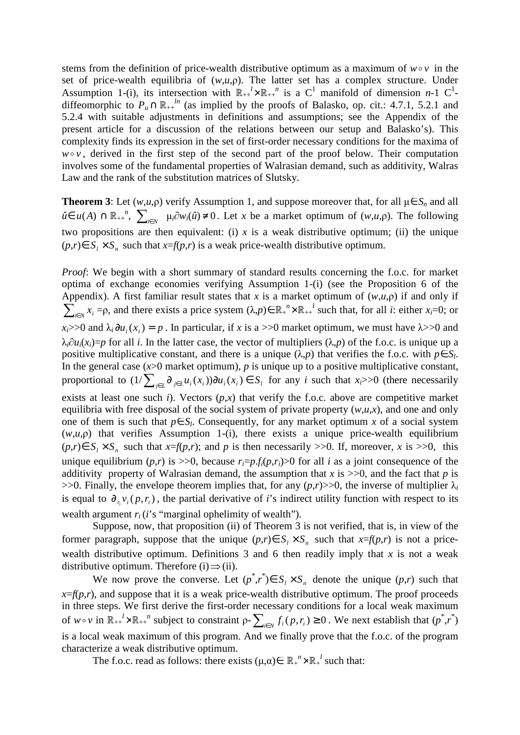stems from the definition of price-wealth distributive optimum as a maximum of $w \circ v$ in the set of price-wealth equilibria of $(w,u,\rho)$. The latter set has a complex structure. Under Assumption 1-(i), its intersection with $\mathbb{R}_{++}{}^{l} \times \mathbb{R}_{++}{}^{n}$ is a $C^1$ manifold of dimension $n$-1 $C^1$-diffeomorphic to $P_u \cap \mathbb{R}_{++}{}^{ln}$ (as implied by the proofs of Balasko, op. cit.: 4.7.1, 5.2.1 and 5.2.4 with suitable adjustments in definitions and assumptions; see the Appendix of the present article for a discussion of the relations between our setup and Balasko's). This complexity finds its expression in the set of first-order necessary conditions for the maxima of $w \circ v$, derived in the first step of the second part of the proof below. Their computation involves some of the fundamental properties of Walrasian demand, such as additivity, Walras Law and the rank of the substitution matrices of Slutsky.

**Theorem 3**: Let $(w,u,\rho)$ verify Assumption 1, and suppose moreover that, for all $\mu \in S_n$ and all $\hat{u} \in u(A) \cap \mathbb{R}_{++}{}^{n}$, $\sum_{i\in N} \mu_i \partial w_i(\hat{u}) \neq 0$. Let $x$ be a market optimum of $(w,u,\rho)$. The following two propositions are then equivalent: (i) $x$ is a weak distributive optimum; (ii) the unique $(p,r) \in S_l \times S_n$ such that $x=f(p,r)$ is a weak price-wealth distributive optimum.

*Proof*: We begin with a short summary of standard results concerning the f.o.c. for market optima of exchange economies verifying Assumption 1-(i) (see the Proposition 6 of the Appendix). A first familiar result states that $x$ is a market optimum of $(w,u,\rho)$ if and only if $\sum_{i\in N} x_i = \rho$, and there exists a price system $(\lambda,p) \in \mathbb{R}_{+}{}^{n} \times \mathbb{R}_{++}{}^{l}$ such that, for all $i$: either $x_i=0$; or $x_i >> 0$ and $\lambda_i \partial u_i(x_i) = p$. In particular, if $x$ is a >>0 market optimum, we must have $\lambda >> 0$ and $\lambda_i \partial u_i(x_i)=p$ for all $i$. In the latter case, the vector of multipliers $(\lambda,p)$ of the f.o.c. is unique up a positive multiplicative constant, and there is a unique $(\lambda,p)$ that verifies the f.o.c. with $p \in S_l$. In the general case ($x$>0 market optimum), $p$ is unique up to a positive multiplicative constant, proportional to $(1/\sum_{j\in L} \partial_j u_i(x_i))\partial u_i(x_i) \in S_l$ for any $i$ such that $x_i >> 0$ (there necessarily exists at least one such $i$). Vectors $(p,x)$ that verify the f.o.c. above are competitive market equilibria with free disposal of the social system of private property $(w,u,x)$, and one and only one of them is such that $p \in S_l$. Consequently, for any market optimum $x$ of a social system $(w,u,\rho)$ that verifies Assumption 1-(i), there exists a unique price-wealth equilibrium $(p,r) \in S_l \times S_n$ such that $x=f(p,r)$; and $p$ is then necessarily >>0. If, moreover, $x$ is >>0, this unique equilibrium $(p,r)$ is >>0, because $r_i = p.f_i(p,r_i) > 0$ for all $i$ as a joint consequence of the additivity property of Walrasian demand, the assumption that $x$ is >>0, and the fact that $p$ is >>0. Finally, the envelope theorem implies that, for any $(p,r)$>>0, the inverse of multiplier $\lambda_i$ is equal to $\partial_{r_i} v_i(p,r_i)$, the partial derivative of $i$'s indirect utility function with respect to its wealth argument $r_i$ ($i$'s "marginal ophelimity of wealth").

Suppose, now, that proposition (ii) of Theorem 3 is not verified, that is, in view of the former paragraph, suppose that the unique $(p,r) \in S_l \times S_n$ such that $x=f(p,r)$ is not a price-wealth distributive optimum. Definitions 3 and 6 then readily imply that $x$ is not a weak distributive optimum. Therefore (i)$\Rightarrow$(ii).

We now prove the converse. Let $(p^*,r^*) \in S_l \times S_n$ denote the unique $(p,r)$ such that $x=f(p,r)$, and suppose that it is a weak price-wealth distributive optimum. The proof proceeds in three steps. We first derive the first-order necessary conditions for a local weak maximum of $w \circ v$ in $\mathbb{R}_{++}{}^{l} \times \mathbb{R}_{++}{}^{n}$ subject to constraint $\rho - \sum_{i\in N} f_i(p,r_i) \geq 0$. We next establish that $(p^*,r^*)$ is a local weak maximum of this program. And we finally prove that the f.o.c. of the program characterize a weak distributive optimum.

The f.o.c. read as follows: there exists $(\mu,\alpha) \in \mathbb{R}_{+}{}^{n} \times \mathbb{R}_{+}{}^{l}$ such that: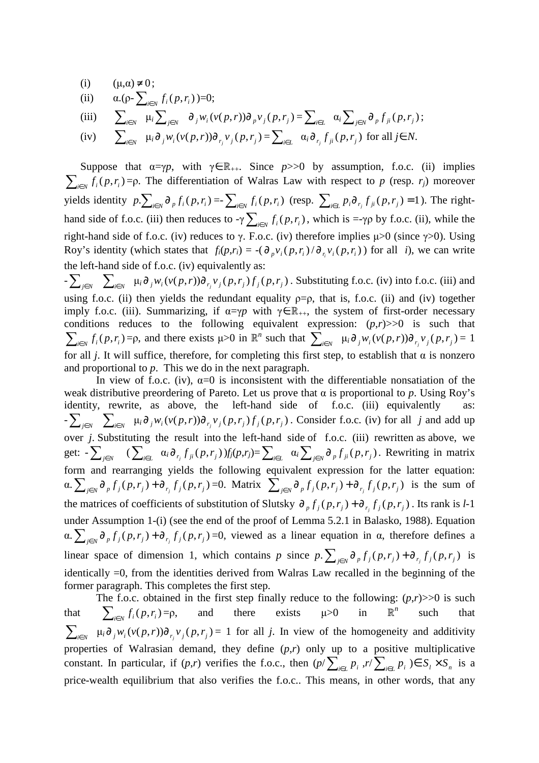(i) $(\mu,\alpha) \neq 0$;

(ii) $\alpha.(\rho - \sum_{i\in N} f_i(p, r_i)) = 0$;

(iii) $\sum_{i\in N} \mu_i \sum_{j\in N} \partial_j w_i(v(p,r))\partial_p v_j(p, r_j) = \sum_{i\in L} \alpha_i \sum_{j\in N} \partial_p f_{ji}(p, r_j)$;

(iv) $\sum_{i\in N} \mu_i \partial_j w_i(v(p,r))\partial_{r_j} v_j(p, r_j) = \sum_{i\in L} \alpha_i \partial_{r_j} f_{ji}(p, r_j)$ for all $j\in N$.

Suppose that $\alpha=\gamma p$, with $\gamma\in\mathbb{R}_{++}$. Since $p>>0$ by assumption, f.o.c. (ii) implies $\sum_{i\in N} f_i(p,r_i)=\rho$. The differentiation of Walras Law with respect to $p$ (resp. $r_j$) moreover yields identity $p.\sum_{i\in N} \partial_p f_i(p,r_i) = -\sum_{i\in N} f_i(p,r_i)$ (resp. $\sum_{i\in L} p_i \partial_{r_j} f_{ji}(p,r_j) = 1$). The right-hand side of f.o.c. (iii) then reduces to $-\gamma\sum_{i\in N} f_i(p,r_i)$, which is $=-\gamma\rho$ by f.o.c. (ii), while the right-hand side of f.o.c. (iv) reduces to $\gamma$. F.o.c. (iv) therefore implies $\mu>0$ (since $\gamma>0$). Using Roy's identity (which states that $f_i(p,r_i) = -(\partial_p v_i(p,r_i)/\partial_{r_i} v_i(p,r_i))$ for all $i$), we can write the left-hand side of f.o.c. (iv) equivalently as:
$-\sum_{j\in N} \sum_{i\in N} \mu_i \partial_j w_i(v(p,r))\partial_{r_j} v_j(p,r_j) f_j(p,r_j)$. Substituting f.o.c. (iv) into f.o.c. (iii) and using f.o.c. (ii) then yields the redundant equality $\rho=\rho$, that is, f.o.c. (ii) and (iv) together imply f.o.c. (iii). Summarizing, if $\alpha=\gamma p$ with $\gamma\in\mathbb{R}_{++}$, the system of first-order necessary conditions reduces to the following equivalent expression: $(p,r)>>0$ is such that $\sum_{i\in N} f_i(p,r_i)=\rho$, and there exists $\mu>0$ in $\mathbb{R}^n$ such that $\sum_{i\in N} \mu_i \partial_j w_i(v(p,r))\partial_{r_j} v_j(p,r_j) = 1$ for all $j$. It will suffice, therefore, for completing this first step, to establish that $\alpha$ is nonzero and proportional to $p$. This we do in the next paragraph.

In view of f.o.c. (iv), $\alpha=0$ is inconsistent with the differentiable nonsatiation of the weak distributive preordering of Pareto. Let us prove that $\alpha$ is proportional to $p$. Using Roy's identity, rewrite, as above, the left-hand side of f.o.c. (iii) equivalently as: $-\sum_{j\in N} \sum_{i\in N} \mu_i \partial_j w_i(v(p,r))\partial_{r_j} v_j(p,r_j) f_j(p,r_j)$. Consider f.o.c. (iv) for all $j$ and add up over $j$. Substituting the result into the left-hand side of f.o.c. (iii) rewritten as above, we get: $-\sum_{j\in N} (\sum_{i\in L} \alpha_i \partial_{r_j} f_{ji}(p,r_j)) f_j(p,r_j) = \sum_{i\in L} \alpha_i \sum_{j\in N} \partial_p f_{ji}(p,r_j)$. Rewriting in matrix form and rearranging yields the following equivalent expression for the latter equation: $\alpha.\sum_{j\in N} \partial_p f_j(p,r_j) + \partial_{r_j} f_j(p,r_j) = 0$. Matrix $\sum_{j\in N} \partial_p f_j(p,r_j) + \partial_{r_j} f_j(p,r_j)$ is the sum of the matrices of coefficients of substitution of Slutsky $\partial_p f_j(p,r_j) + \partial_{r_j} f_j(p,r_j)$. Its rank is $l$-1 under Assumption 1-(i) (see the end of the proof of Lemma 5.2.1 in Balasko, 1988). Equation $\alpha.\sum_{j\in N} \partial_p f_j(p,r_j) + \partial_{r_j} f_j(p,r_j) = 0$, viewed as a linear equation in $\alpha$, therefore defines a linear space of dimension 1, which contains $p$ since $p.\sum_{j\in N} \partial_p f_j(p,r_j) + \partial_{r_j} f_j(p,r_j)$ is identically $=0$, from the identities derived from Walras Law recalled in the beginning of the former paragraph. This completes the first step.

The f.o.c. obtained in the first step finally reduce to the following: $(p,r)>>0$ is such that $\sum_{i\in N} f_i(p,r_i)=\rho$, and there exists $\mu>0$ in $\mathbb{R}^n$ such that $\sum_{i\in N} \mu_i \partial_j w_i(v(p,r))\partial_{r_j} v_j(p,r_j) = 1$ for all $j$. In view of the homogeneity and additivity properties of Walrasian demand, they define $(p,r)$ only up to a positive multiplicative constant. In particular, if $(p,r)$ verifies the f.o.c., then $(p/\sum_{i\in L} p_i, r/\sum_{i\in L} p_i) \in S_l \times S_n$ is a price-wealth equilibrium that also verifies the f.o.c.. This means, in other words, that any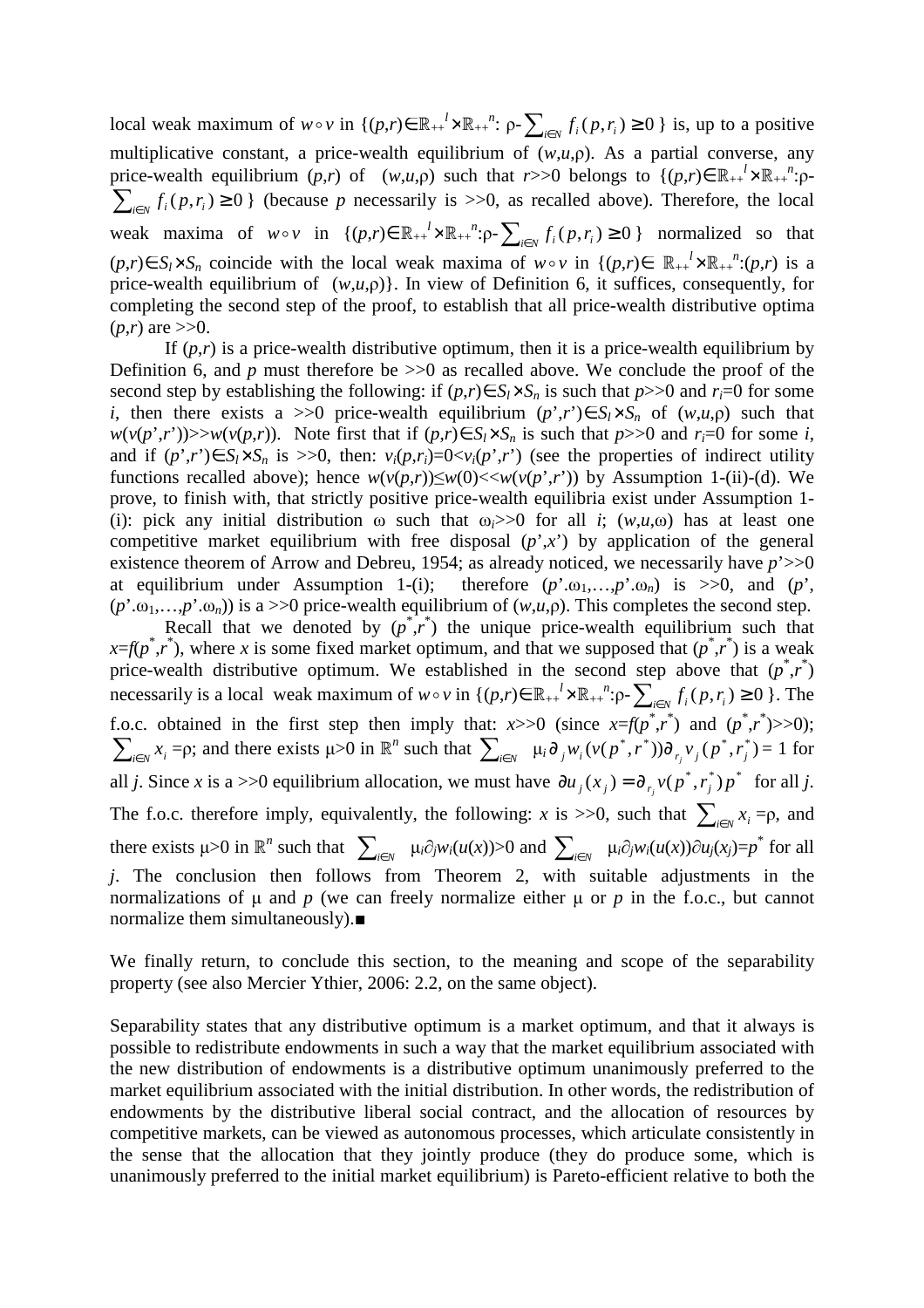local weak maximum of $w \circ v$ in $\{(p,r) \in \mathbb{R}_{++}^{l} \times \mathbb{R}_{++}^{n}: \rho - \sum_{i \in N} f_i(p, r_i) \geq 0\}$ is, up to a positive multiplicative constant, a price-wealth equilibrium of $(w,u,\rho)$. As a partial converse, any price-wealth equilibrium $(p,r)$ of $(w,u,\rho)$ such that $r >> 0$ belongs to $\{(p,r) \in \mathbb{R}_{++}^{l} \times \mathbb{R}_{++}^{n}: \rho - \sum_{i \in N} f_i(p, r_i) \geq 0\}$ (because $p$ necessarily is $>>0$, as recalled above). Therefore, the local weak maxima of $w \circ v$ in $\{(p,r) \in \mathbb{R}_{++}^{l} \times \mathbb{R}_{++}^{n}: \rho - \sum_{i \in N} f_i(p, r_i) \geq 0\}$ normalized so that $(p,r) \in S_l \times S_n$ coincide with the local weak maxima of $w \circ v$ in $\{(p,r) \in \mathbb{R}_{++}^{l} \times \mathbb{R}_{++}^{n}: (p,r)$ is a price-wealth equilibrium of $(w,u,\rho)\}$. In view of Definition 6, it suffices, consequently, for completing the second step of the proof, to establish that all price-wealth distributive optima $(p,r)$ are $>>0$.

If $(p,r)$ is a price-wealth distributive optimum, then it is a price-wealth equilibrium by Definition 6, and $p$ must therefore be $>>0$ as recalled above. We conclude the proof of the second step by establishing the following: if $(p,r) \in S_l \times S_n$ is such that $p >> 0$ and $r_i = 0$ for some $i$, then there exists a $>>0$ price-wealth equilibrium $(p',r') \in S_l \times S_n$ of $(w,u,\rho)$ such that $w(v(p',r')) >> w(v(p,r))$. Note first that if $(p,r) \in S_l \times S_n$ is such that $p >> 0$ and $r_i = 0$ for some $i$, and if $(p',r') \in S_l \times S_n$ is $>>0$, then: $v_i(p,r_i) = 0 < v_i(p',r')$ (see the properties of indirect utility functions recalled above); hence $w(v(p,r)) \leq w(0) << w(v(p',r'))$ by Assumption 1-(ii)-(d). We prove, to finish with, that strictly positive price-wealth equilibria exist under Assumption 1-(i): pick any initial distribution $\omega$ such that $\omega_i >> 0$ for all $i$; $(w,u,\omega)$ has at least one competitive market equilibrium with free disposal $(p',x')$ by application of the general existence theorem of Arrow and Debreu, 1954; as already noticed, we necessarily have $p' >> 0$ at equilibrium under Assumption 1-(i); therefore $(p'.\omega_1, \ldots, p'.\omega_n)$ is $>>0$, and $(p', (p'.\omega_1, \ldots, p'.\omega_n))$ is a $>>0$ price-wealth equilibrium of $(w,u,\rho)$. This completes the second step.

Recall that we denoted by $(p^*,r^*)$ the unique price-wealth equilibrium such that $x = f(p^*,r^*)$, where $x$ is some fixed market optimum, and that we supposed that $(p^*,r^*)$ is a weak price-wealth distributive optimum. We established in the second step above that $(p^*,r^*)$ necessarily is a local weak maximum of $w \circ v$ in $\{(p,r) \in \mathbb{R}_{++}^{l} \times \mathbb{R}_{++}^{n}: \rho - \sum_{i \in N} f_i(p, r_i) \geq 0\}$. The f.o.c. obtained in the first step then imply that: $x >> 0$ (since $x = f(p^*,r^*)$ and $(p^*,r^*) >> 0$); $\sum_{i \in N} x_i = \rho$; and there exists $\mu > 0$ in $\mathbb{R}^n$ such that $\sum_{i \in N} \mu_i \partial_j w_i(v(p^*,r^*)) \partial_{r_j} v_j(p^*,r_j^*) = 1$ for all $j$. Since $x$ is a $>>0$ equilibrium allocation, we must have $\partial u_j(x_j) = \partial_{r_j} v(p^*,r_j^*) p^*$ for all $j$. The f.o.c. therefore imply, equivalently, the following: $x$ is $>>0$, such that $\sum_{i \in N} x_i = \rho$, and there exists $\mu > 0$ in $\mathbb{R}^n$ such that $\sum_{i \in N} \mu_i \partial_j w_i(u(x)) > 0$ and $\sum_{i \in N} \mu_i \partial_j w_i(u(x)) \partial u_j(x_j) = p^*$ for all $j$. The conclusion then follows from Theorem 2, with suitable adjustments in the normalizations of $\mu$ and $p$ (we can freely normalize either $\mu$ or $p$ in the f.o.c., but cannot normalize them simultaneously).■

We finally return, to conclude this section, to the meaning and scope of the separability property (see also Mercier Ythier, 2006: 2.2, on the same object).

Separability states that any distributive optimum is a market optimum, and that it always is possible to redistribute endowments in such a way that the market equilibrium associated with the new distribution of endowments is a distributive optimum unanimously preferred to the market equilibrium associated with the initial distribution. In other words, the redistribution of endowments by the distributive liberal social contract, and the allocation of resources by competitive markets, can be viewed as autonomous processes, which articulate consistently in the sense that the allocation that they jointly produce (they do produce some, which is unanimously preferred to the initial market equilibrium) is Pareto-efficient relative to both the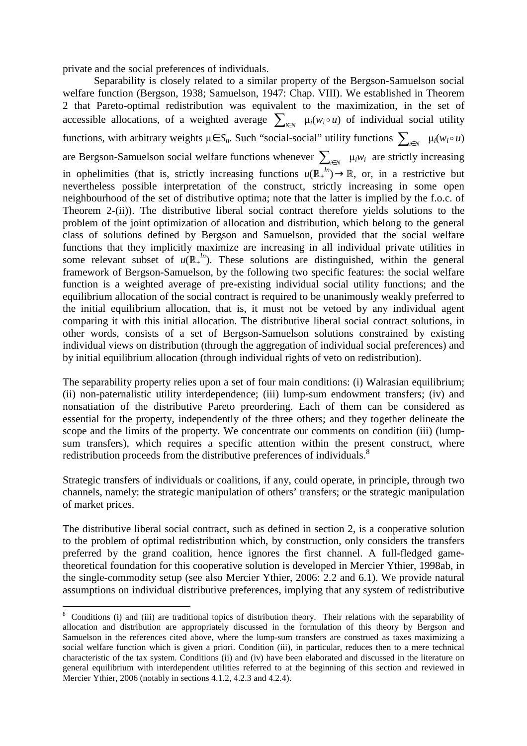private and the social preferences of individuals.

Separability is closely related to a similar property of the Bergson-Samuelson social welfare function (Bergson, 1938; Samuelson, 1947: Chap. VIII). We established in Theorem 2 that Pareto-optimal redistribution was equivalent to the maximization, in the set of accessible allocations, of a weighted average $\sum_{i\in N} \mu_i(w_i \circ u)$ of individual social utility functions, with arbitrary weights $\mu \in S_n$. Such "social-social" utility functions $\sum_{i\in N} \mu_i(w_i \circ u)$ are Bergson-Samuelson social welfare functions whenever $\sum_{i\in N} \mu_i w_i$ are strictly increasing in ophelimities (that is, strictly increasing functions $u(\mathbb{R}_+^{ln}) \to \mathbb{R}$, or, in a restrictive but nevertheless possible interpretation of the construct, strictly increasing in some open neighbourhood of the set of distributive optima; note that the latter is implied by the f.o.c. of Theorem 2-(ii)). The distributive liberal social contract therefore yields solutions to the problem of the joint optimization of allocation and distribution, which belong to the general class of solutions defined by Bergson and Samuelson, provided that the social welfare functions that they implicitly maximize are increasing in all individual private utilities in some relevant subset of $u(\mathbb{R}_+^{ln})$. These solutions are distinguished, within the general framework of Bergson-Samuelson, by the following two specific features: the social welfare function is a weighted average of pre-existing individual social utility functions; and the equilibrium allocation of the social contract is required to be unanimously weakly preferred to the initial equilibrium allocation, that is, it must not be vetoed by any individual agent comparing it with this initial allocation. The distributive liberal social contract solutions, in other words, consists of a set of Bergson-Samuelson solutions constrained by existing individual views on distribution (through the aggregation of individual social preferences) and by initial equilibrium allocation (through individual rights of veto on redistribution).

The separability property relies upon a set of four main conditions: (i) Walrasian equilibrium; (ii) non-paternalistic utility interdependence; (iii) lump-sum endowment transfers; (iv) and nonsatiation of the distributive Pareto preordering. Each of them can be considered as essential for the property, independently of the three others; and they together delineate the scope and the limits of the property. We concentrate our comments on condition (iii) (lump-sum transfers), which requires a specific attention within the present construct, where redistribution proceeds from the distributive preferences of individuals.[8]

Strategic transfers of individuals or coalitions, if any, could operate, in principle, through two channels, namely: the strategic manipulation of others' transfers; or the strategic manipulation of market prices.

The distributive liberal social contract, such as defined in section 2, is a cooperative solution to the problem of optimal redistribution which, by construction, only considers the transfers preferred by the grand coalition, hence ignores the first channel. A full-fledged game-theoretical foundation for this cooperative solution is developed in Mercier Ythier, 1998ab, in the single-commodity setup (see also Mercier Ythier, 2006: 2.2 and 6.1). We provide natural assumptions on individual distributive preferences, implying that any system of redistributive

---

[8] Conditions (i) and (iii) are traditional topics of distribution theory. Their relations with the separability of allocation and distribution are appropriately discussed in the formulation of this theory by Bergson and Samuelson in the references cited above, where the lump-sum transfers are construed as taxes maximizing a social welfare function which is given a priori. Condition (iii), in particular, reduces then to a mere technical characteristic of the tax system. Conditions (ii) and (iv) have been elaborated and discussed in the literature on general equilibrium with interdependent utilities referred to at the beginning of this section and reviewed in Mercier Ythier, 2006 (notably in sections 4.1.2, 4.2.3 and 4.2.4).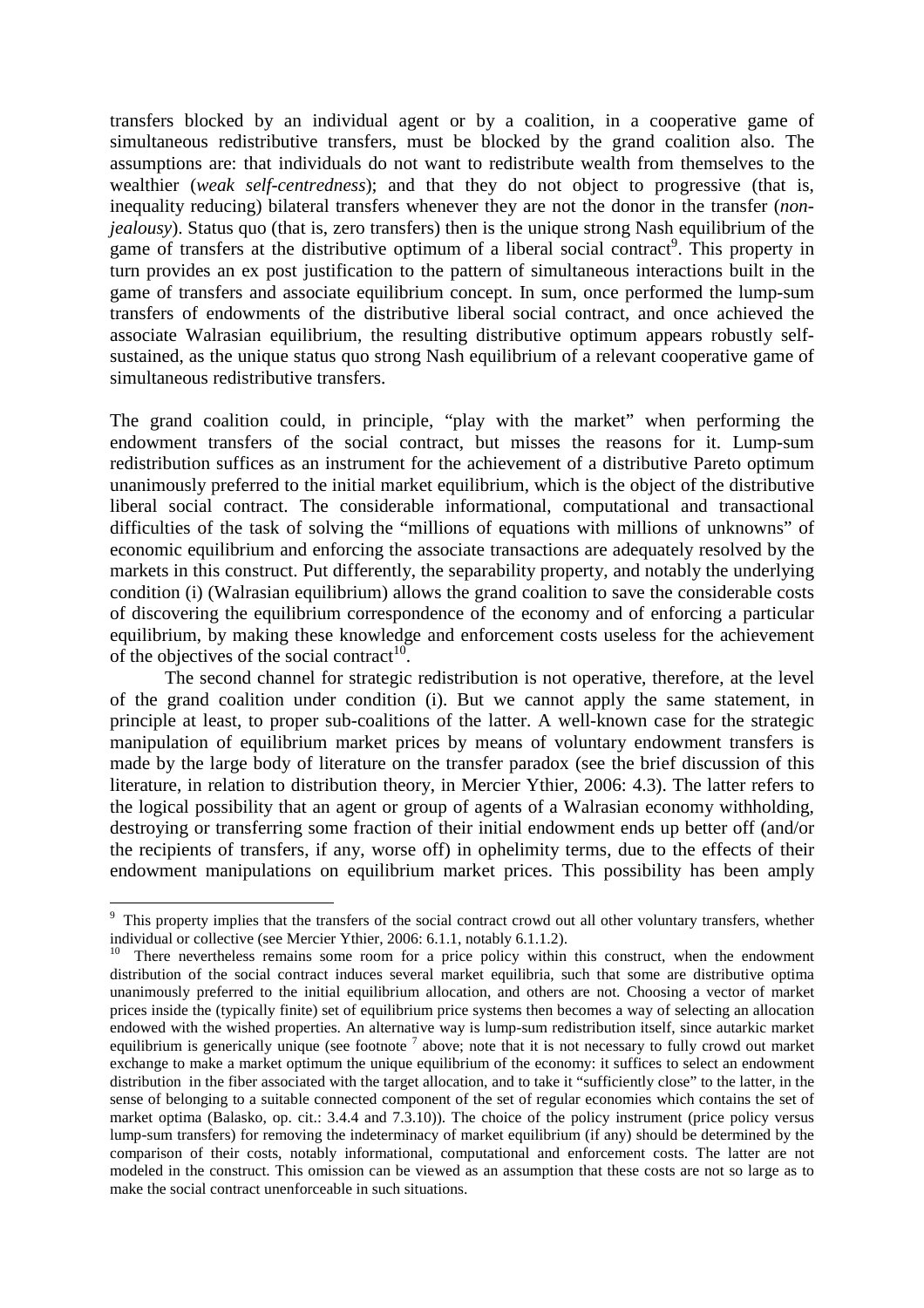transfers blocked by an individual agent or by a coalition, in a cooperative game of simultaneous redistributive transfers, must be blocked by the grand coalition also. The assumptions are: that individuals do not want to redistribute wealth from themselves to the wealthier (*weak self-centredness*); and that they do not object to progressive (that is, inequality reducing) bilateral transfers whenever they are not the donor in the transfer (*non-jealousy*). Status quo (that is, zero transfers) then is the unique strong Nash equilibrium of the game of transfers at the distributive optimum of a liberal social contract[9]. This property in turn provides an ex post justification to the pattern of simultaneous interactions built in the game of transfers and associate equilibrium concept. In sum, once performed the lump-sum transfers of endowments of the distributive liberal social contract, and once achieved the associate Walrasian equilibrium, the resulting distributive optimum appears robustly self-sustained, as the unique status quo strong Nash equilibrium of a relevant cooperative game of simultaneous redistributive transfers.

The grand coalition could, in principle, "play with the market" when performing the endowment transfers of the social contract, but misses the reasons for it. Lump-sum redistribution suffices as an instrument for the achievement of a distributive Pareto optimum unanimously preferred to the initial market equilibrium, which is the object of the distributive liberal social contract. The considerable informational, computational and transactional difficulties of the task of solving the "millions of equations with millions of unknowns" of economic equilibrium and enforcing the associate transactions are adequately resolved by the markets in this construct. Put differently, the separability property, and notably the underlying condition (i) (Walrasian equilibrium) allows the grand coalition to save the considerable costs of discovering the equilibrium correspondence of the economy and of enforcing a particular equilibrium, by making these knowledge and enforcement costs useless for the achievement of the objectives of the social contract[10].

The second channel for strategic redistribution is not operative, therefore, at the level of the grand coalition under condition (i). But we cannot apply the same statement, in principle at least, to proper sub-coalitions of the latter. A well-known case for the strategic manipulation of equilibrium market prices by means of voluntary endowment transfers is made by the large body of literature on the transfer paradox (see the brief discussion of this literature, in relation to distribution theory, in Mercier Ythier, 2006: 4.3). The latter refers to the logical possibility that an agent or group of agents of a Walrasian economy withholding, destroying or transferring some fraction of their initial endowment ends up better off (and/or the recipients of transfers, if any, worse off) in ophelimity terms, due to the effects of their endowment manipulations on equilibrium market prices. This possibility has been amply

---

[9] This property implies that the transfers of the social contract crowd out all other voluntary transfers, whether individual or collective (see Mercier Ythier, 2006: 6.1.1, notably 6.1.1.2).

[10] There nevertheless remains some room for a price policy within this construct, when the endowment distribution of the social contract induces several market equilibria, such that some are distributive optima unanimously preferred to the initial equilibrium allocation, and others are not. Choosing a vector of market prices inside the (typically finite) set of equilibrium price systems then becomes a way of selecting an allocation endowed with the wished properties. An alternative way is lump-sum redistribution itself, since autarkic market equilibrium is generically unique (see footnote [7] above; note that it is not necessary to fully crowd out market exchange to make a market optimum the unique equilibrium of the economy: it suffices to select an endowment distribution in the fiber associated with the target allocation, and to take it "sufficiently close" to the latter, in the sense of belonging to a suitable connected component of the set of regular economies which contains the set of market optima (Balasko, op. cit.: 3.4.4 and 7.3.10)). The choice of the policy instrument (price policy versus lump-sum transfers) for removing the indeterminacy of market equilibrium (if any) should be determined by the comparison of their costs, notably informational, computational and enforcement costs. The latter are not modeled in the construct. This omission can be viewed as an assumption that these costs are not so large as to make the social contract unenforceable in such situations.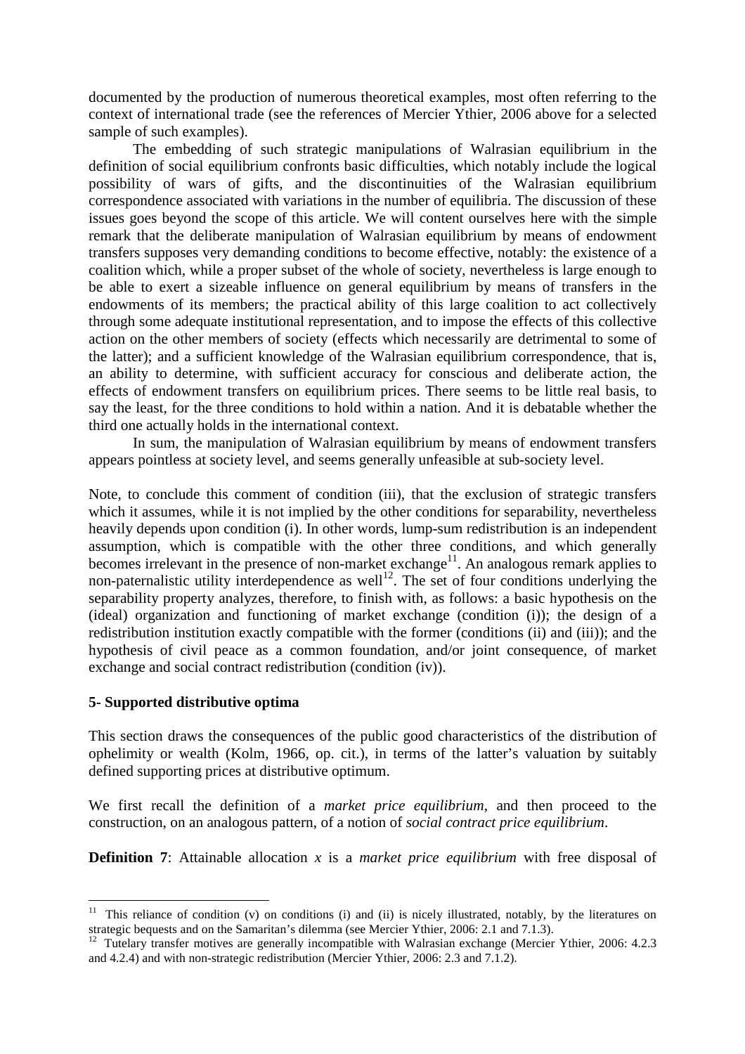documented by the production of numerous theoretical examples, most often referring to the context of international trade (see the references of Mercier Ythier, 2006 above for a selected sample of such examples).

The embedding of such strategic manipulations of Walrasian equilibrium in the definition of social equilibrium confronts basic difficulties, which notably include the logical possibility of wars of gifts, and the discontinuities of the Walrasian equilibrium correspondence associated with variations in the number of equilibria. The discussion of these issues goes beyond the scope of this article. We will content ourselves here with the simple remark that the deliberate manipulation of Walrasian equilibrium by means of endowment transfers supposes very demanding conditions to become effective, notably: the existence of a coalition which, while a proper subset of the whole of society, nevertheless is large enough to be able to exert a sizeable influence on general equilibrium by means of transfers in the endowments of its members; the practical ability of this large coalition to act collectively through some adequate institutional representation, and to impose the effects of this collective action on the other members of society (effects which necessarily are detrimental to some of the latter); and a sufficient knowledge of the Walrasian equilibrium correspondence, that is, an ability to determine, with sufficient accuracy for conscious and deliberate action, the effects of endowment transfers on equilibrium prices. There seems to be little real basis, to say the least, for the three conditions to hold within a nation. And it is debatable whether the third one actually holds in the international context.

In sum, the manipulation of Walrasian equilibrium by means of endowment transfers appears pointless at society level, and seems generally unfeasible at sub-society level.

Note, to conclude this comment of condition (iii), that the exclusion of strategic transfers which it assumes, while it is not implied by the other conditions for separability, nevertheless heavily depends upon condition (i). In other words, lump-sum redistribution is an independent assumption, which is compatible with the other three conditions, and which generally becomes irrelevant in the presence of non-market exchange[11]. An analogous remark applies to non-paternalistic utility interdependence as well[12]. The set of four conditions underlying the separability property analyzes, therefore, to finish with, as follows: a basic hypothesis on the (ideal) organization and functioning of market exchange (condition (i)); the design of a redistribution institution exactly compatible with the former (conditions (ii) and (iii)); and the hypothesis of civil peace as a common foundation, and/or joint consequence, of market exchange and social contract redistribution (condition (iv)).

## 5- Supported distributive optima

This section draws the consequences of the public good characteristics of the distribution of ophelimity or wealth (Kolm, 1966, op. cit.), in terms of the latter's valuation by suitably defined supporting prices at distributive optimum.

We first recall the definition of a *market price equilibrium*, and then proceed to the construction, on an analogous pattern, of a notion of *social contract price equilibrium*.

**Definition 7**: Attainable allocation $x$ is a *market price equilibrium* with free disposal of

---

[11] This reliance of condition (v) on conditions (i) and (ii) is nicely illustrated, notably, by the literatures on strategic bequests and on the Samaritan's dilemma (see Mercier Ythier, 2006: 2.1 and 7.1.3).

[12] Tutelary transfer motives are generally incompatible with Walrasian exchange (Mercier Ythier, 2006: 4.2.3 and 4.2.4) and with non-strategic redistribution (Mercier Ythier, 2006: 2.3 and 7.1.2).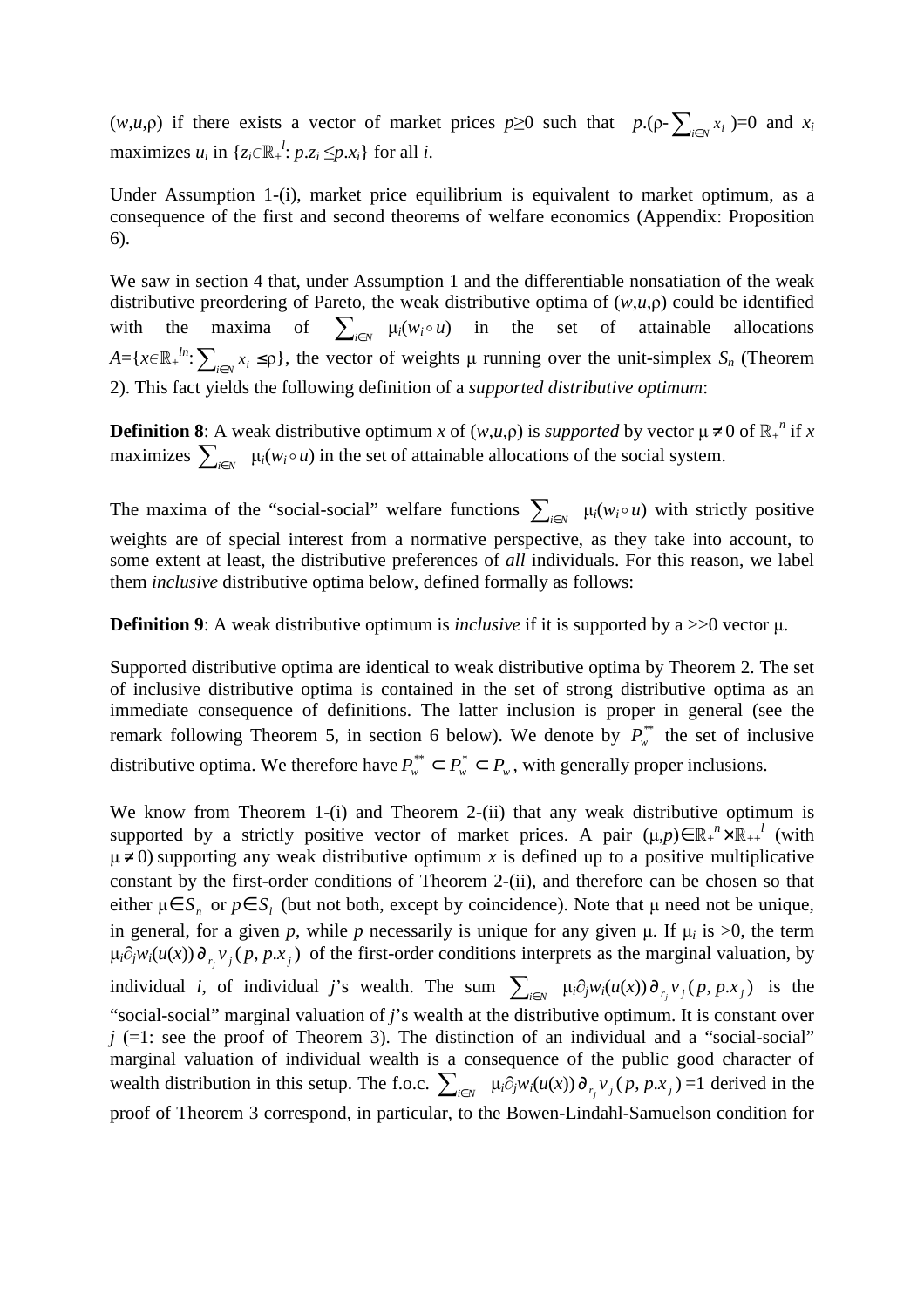$(w,u,\rho)$ if there exists a vector of market prices $p\geq 0$ such that $p.(\rho-\sum_{i\in N} x_i)=0$ and $x_i$ maximizes $u_i$ in $\{z_i\in\mathbb{R}_+^{\,l}: p.z_i \leq p.x_i\}$ for all $i$.

Under Assumption 1-(i), market price equilibrium is equivalent to market optimum, as a consequence of the first and second theorems of welfare economics (Appendix: Proposition 6).

We saw in section 4 that, under Assumption 1 and the differentiable nonsatiation of the weak distributive preordering of Pareto, the weak distributive optima of $(w,u,\rho)$ could be identified with the maxima of $\sum_{i\in N} \mu_i(w_i\circ u)$ in the set of attainable allocations $A=\{x\in\mathbb{R}_+^{\,ln}: \sum_{i\in N} x_i \leq \rho\}$, the vector of weights $\mu$ running over the unit-simplex $S_n$ (Theorem 2). This fact yields the following definition of a *supported distributive optimum*:

**Definition 8**: A weak distributive optimum $x$ of $(w,u,\rho)$ is *supported* by vector $\mu\neq 0$ of $\mathbb{R}_+^{\,n}$ if $x$ maximizes $\sum_{i\in N} \mu_i(w_i\circ u)$ in the set of attainable allocations of the social system.

The maxima of the "social-social" welfare functions $\sum_{i\in N} \mu_i(w_i\circ u)$ with strictly positive weights are of special interest from a normative perspective, as they take into account, to some extent at least, the distributive preferences of *all* individuals. For this reason, we label them *inclusive* distributive optima below, defined formally as follows:

**Definition 9**: A weak distributive optimum is *inclusive* if it is supported by a $\gg 0$ vector $\mu$.

Supported distributive optima are identical to weak distributive optima by Theorem 2. The set of inclusive distributive optima is contained in the set of strong distributive optima as an immediate consequence of definitions. The latter inclusion is proper in general (see the remark following Theorem 5, in section 6 below). We denote by $P_w^{**}$ the set of inclusive distributive optima. We therefore have $P_w^{**} \subset P_w^{*} \subset P_w$, with generally proper inclusions.

We know from Theorem 1-(i) and Theorem 2-(ii) that any weak distributive optimum is supported by a strictly positive vector of market prices. A pair $(\mu,p)\in\mathbb{R}_+^{\,n}\times\mathbb{R}_{++}^{\,l}$ (with $\mu\neq 0$) supporting any weak distributive optimum $x$ is defined up to a positive multiplicative constant by the first-order conditions of Theorem 2-(ii), and therefore can be chosen so that either $\mu\in S_n$ or $p\in S_l$ (but not both, except by coincidence). Note that $\mu$ need not be unique, in general, for a given $p$, while $p$ necessarily is unique for any given $\mu$. If $\mu_i$ is $>0$, the term $\mu_i\partial_j w_i(u(x))\partial_{r_j} v_j(p, p.x_j)$ of the first-order conditions interprets as the marginal valuation, by individual $i$, of individual $j$'s wealth. The sum $\sum_{i\in N} \mu_i\partial_j w_i(u(x))\partial_{r_j} v_j(p, p.x_j)$ is the "social-social" marginal valuation of $j$'s wealth at the distributive optimum. It is constant over $j$ (=1: see the proof of Theorem 3). The distinction of an individual and a "social-social" marginal valuation of individual wealth is a consequence of the public good character of wealth distribution in this setup. The f.o.c. $\sum_{i\in N} \mu_i\partial_j w_i(u(x))\partial_{r_j} v_j(p, p.x_j)=1$ derived in the proof of Theorem 3 correspond, in particular, to the Bowen-Lindahl-Samuelson condition for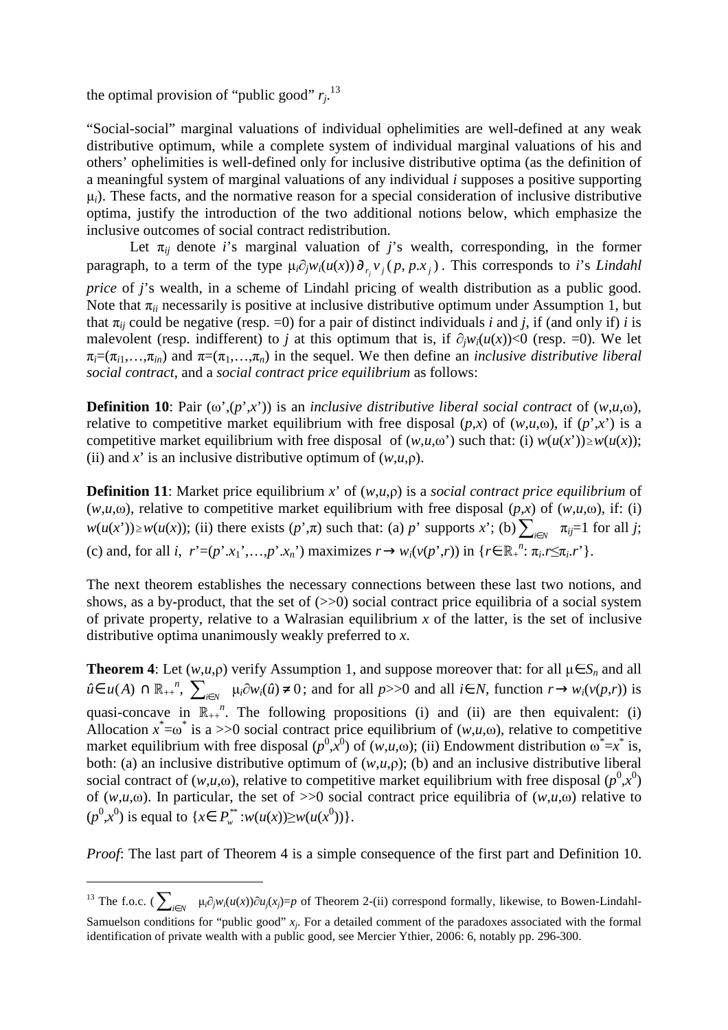the optimal provision of "public good" $r_j$.[13]

"Social-social" marginal valuations of individual ophelimities are well-defined at any weak distributive optimum, while a complete system of individual marginal valuations of his and others' ophelimities is well-defined only for inclusive distributive optima (as the definition of a meaningful system of marginal valuations of any individual $i$ supposes a positive supporting $\mu_i$). These facts, and the normative reason for a special consideration of inclusive distributive optima, justify the introduction of the two additional notions below, which emphasize the inclusive outcomes of social contract redistribution.

Let $\pi_{ij}$ denote $i$'s marginal valuation of $j$'s wealth, corresponding, in the former paragraph, to a term of the type $\mu_i\partial_j w_i(u(x))\partial_{r_j} v_j(p, p.x_j)$. This corresponds to $i$'s *Lindahl price* of $j$'s wealth, in a scheme of Lindahl pricing of wealth distribution as a public good. Note that $\pi_{ii}$ necessarily is positive at inclusive distributive optimum under Assumption 1, but that $\pi_{ij}$ could be negative (resp. =0) for a pair of distinct individuals $i$ and $j$, if (and only if) $i$ is malevolent (resp. indifferent) to $j$ at this optimum that is, if $\partial_j w_i(u(x))<0$ (resp. =0). We let $\pi_i=(\pi_{i1},\ldots,\pi_{in})$ and $\pi=(\pi_1,\ldots,\pi_n)$ in the sequel. We then define an *inclusive distributive liberal social contract*, and a *social contract price equilibrium* as follows:

**Definition 10**: Pair $(\omega',(p',x'))$ is an *inclusive distributive liberal social contract* of $(w,u,\omega)$, relative to competitive market equilibrium with free disposal $(p,x)$ of $(w,u,\omega)$, if $(p',x')$ is a competitive market equilibrium with free disposal of $(w,u,\omega')$ such that: (i) $w(u(x'))\geq w(u(x))$; (ii) and $x'$ is an inclusive distributive optimum of $(w,u,\rho)$.

**Definition 11**: Market price equilibrium $x'$ of $(w,u,\rho)$ is a *social contract price equilibrium* of $(w,u,\omega)$, relative to competitive market equilibrium with free disposal $(p,x)$ of $(w,u,\omega)$, if: (i) $w(u(x'))\geq w(u(x))$; (ii) there exists $(p',\pi)$ such that: (a) $p'$ supports $x'$; (b) $\sum_{i\in N}\pi_{ij}=1$ for all $j$; (c) and, for all $i$, $r'=(p'.x_1',\ldots,p'.x_n')$ maximizes $r\to w_i(v(p',r))$ in $\{r\in\mathbb{R}_+^n: \pi_i.r\leq\pi_i.r'\}$.

The next theorem establishes the necessary connections between these last two notions, and shows, as a by-product, that the set of (>>0) social contract price equilibria of a social system of private property, relative to a Walrasian equilibrium $x$ of the latter, is the set of inclusive distributive optima unanimously weakly preferred to $x$.

**Theorem 4**: Let $(w,u,\rho)$ verify Assumption 1, and suppose moreover that: for all $\mu\in S_n$ and all $\hat{u}\in u(A)\cap\mathbb{R}_{++}^n$, $\sum_{i\in N}\mu_i\partial w_i(\hat{u})\neq 0$; and for all $p$>>0 and all $i\in N$, function $r\to w_i(v(p,r))$ is quasi-concave in $\mathbb{R}_{++}^n$. The following propositions (i) and (ii) are then equivalent: (i) Allocation $x^*=\omega^*$ is a >>0 social contract price equilibrium of $(w,u,\omega)$, relative to competitive market equilibrium with free disposal $(p^0,x^0)$ of $(w,u,\omega)$; (ii) Endowment distribution $\omega^*=x^*$ is, both: (a) an inclusive distributive optimum of $(w,u,\rho)$; (b) and an inclusive distributive liberal social contract of $(w,u,\omega)$, relative to competitive market equilibrium with free disposal $(p^0,x^0)$ of $(w,u,\omega)$. In particular, the set of >>0 social contract price equilibria of $(w,u,\omega)$ relative to $(p^0,x^0)$ is equal to $\{x\in P_w^{**}: w(u(x))\geq w(u(x^0))\}$.

*Proof*: The last part of Theorem 4 is a simple consequence of the first part and Definition 10.

---

[13] The f.o.c. ($\sum_{i\in N}\mu_i\partial_j w_i(u(x))\partial u_j(x_j)=p$ of Theorem 2-(ii) correspond formally, likewise, to Bowen-Lindahl-Samuelson conditions for "public good" $x_j$. For a detailed comment of the paradoxes associated with the formal identification of private wealth with a public good, see Mercier Ythier, 2006: 6, notably pp. 296-300.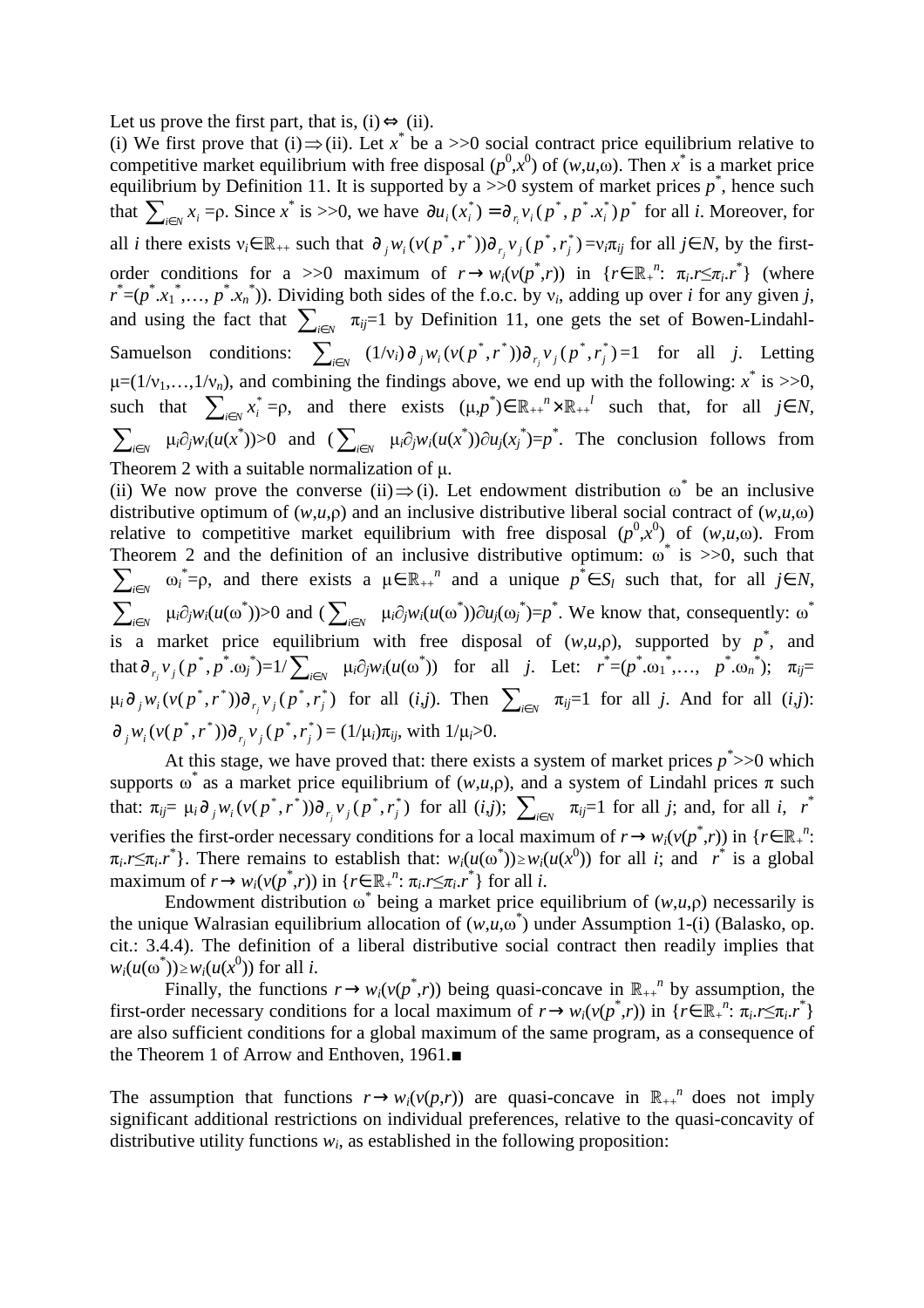Let us prove the first part, that is, (i)$\Leftrightarrow$ (ii).

(i) We first prove that (i)$\Rightarrow$(ii). Let $x^*$ be a >>0 social contract price equilibrium relative to competitive market equilibrium with free disposal $(p^0,x^0)$ of $(w,u,\omega)$. Then $x^*$ is a market price equilibrium by Definition 11. It is supported by a >>0 system of market prices $p^*$, hence such that $\sum_{i\in N} x_i = \rho$. Since $x^*$ is >>0, we have $\partial u_i(x_i^*) = \partial_{r_i} v_i(p^*, p^*.x_i^*) p^*$ for all $i$. Moreover, for all $i$ there exists $\nu_i \in \mathbb{R}_{++}$ such that $\partial_j w_i(v(p^*,r^*))\partial_{r_j} v_j(p^*,r_j^*) = \nu_i \pi_{ij}$ for all $j\in N$, by the first-order conditions for a >>0 maximum of $r \rightarrow w_i(v(p^*,r))$ in $\{r\in\mathbb{R}_+^n: \pi_i.r \leq \pi_i.r^*\}$ (where $r^*=(p^*.x_1^*,\ldots, p^*.x_n^*)$). Dividing both sides of the f.o.c. by $\nu_i$, adding up over $i$ for any given $j$, and using the fact that $\sum_{i\in N} \pi_{ij}=1$ by Definition 11, one gets the set of Bowen-Lindahl-Samuelson conditions: $\sum_{i\in N} (1/\nu_i)\partial_j w_i(v(p^*,r^*))\partial_{r_j} v_j(p^*,r_j^*) = 1$ for all $j$. Letting $\mu=(1/\nu_1,\ldots,1/\nu_n)$, and combining the findings above, we end up with the following: $x^*$ is >>0, such that $\sum_{i\in N} x_i^* = \rho$, and there exists $(\mu,p^*)\in\mathbb{R}_{++}^n\times\mathbb{R}_{++}^l$ such that, for all $j\in N$, $\sum_{i\in N} \mu_i\partial_j w_i(u(x^*))>0$ and $(\sum_{i\in N} \mu_i\partial_j w_i(u(x^*))\partial u_j(x_j^*) = p^*$. The conclusion follows from Theorem 2 with a suitable normalization of $\mu$.

(ii) We now prove the converse (ii)$\Rightarrow$(i). Let endowment distribution $\omega^*$ be an inclusive distributive optimum of $(w,u,\rho)$ and an inclusive distributive liberal social contract of $(w,u,\omega)$ relative to competitive market equilibrium with free disposal $(p^0,x^0)$ of $(w,u,\omega)$. From Theorem 2 and the definition of an inclusive distributive optimum: $\omega^*$ is >>0, such that $\sum_{i\in N} \omega_i^* = \rho$, and there exists a $\mu\in\mathbb{R}_{++}^n$ and a unique $p^*\in S_l$ such that, for all $j\in N$, $\sum_{i\in N} \mu_i\partial_j w_i(u(\omega^*))>0$ and $(\sum_{i\in N} \mu_i\partial_j w_i(u(\omega^*))\partial u_j(\omega_j^*) = p^*$. We know that, consequently: $\omega^*$ is a market price equilibrium with free disposal of $(w,u,\rho)$, supported by $p^*$, and that $\partial_{r_j} v_j(p^*, p^*.\omega_j^*) = 1/\sum_{i\in N} \mu_i\partial_j w_i(u(\omega^*))$ for all $j$. Let: $r^*=(p^*.\omega_1^*,\ldots, p^*.\omega_n^*)$; $\pi_{ij}= \mu_i \partial_j w_i(v(p^*,r^*))\partial_{r_j} v_j(p^*,r_j^*)$ for all $(i,j)$. Then $\sum_{i\in N} \pi_{ij}=1$ for all $j$. And for all $(i,j)$: $\partial_j w_i(v(p^*,r^*))\partial_{r_j} v_j(p^*,r_j^*) = (1/\mu_i)\pi_{ij}$, with $1/\mu_i>0$.

At this stage, we have proved that: there exists a system of market prices $p^*$>>0 which supports $\omega^*$ as a market price equilibrium of $(w,u,\rho)$, and a system of Lindahl prices $\pi$ such that: $\pi_{ij}= \mu_i \partial_j w_i(v(p^*,r^*))\partial_{r_j} v_j(p^*,r_j^*)$ for all $(i,j)$; $\sum_{i\in N} \pi_{ij}=1$ for all $j$; and, for all $i$, $r^*$ verifies the first-order necessary conditions for a local maximum of $r\rightarrow w_i(v(p^*,r))$ in $\{r\in\mathbb{R}_+^n: \pi_i.r\leq\pi_i.r^*\}$. There remains to establish that: $w_i(u(\omega^*))\geq w_i(u(x^0))$ for all $i$; and $r^*$ is a global maximum of $r\rightarrow w_i(v(p^*,r))$ in $\{r\in\mathbb{R}_+^n: \pi_i.r\leq\pi_i.r^*\}$ for all $i$.

Endowment distribution $\omega^*$ being a market price equilibrium of $(w,u,\rho)$ necessarily is the unique Walrasian equilibrium allocation of $(w,u,\omega^*)$ under Assumption 1-(i) (Balasko, op. cit.: 3.4.4). The definition of a liberal distributive social contract then readily implies that $w_i(u(\omega^*))\geq w_i(u(x^0))$ for all $i$.

Finally, the functions $r\rightarrow w_i(v(p^*,r))$ being quasi-concave in $\mathbb{R}_{++}^n$ by assumption, the first-order necessary conditions for a local maximum of $r\rightarrow w_i(v(p^*,r))$ in $\{r\in\mathbb{R}_+^n: \pi_i.r\leq\pi_i.r^*\}$ are also sufficient conditions for a global maximum of the same program, as a consequence of the Theorem 1 of Arrow and Enthoven, 1961.■

The assumption that functions $r\rightarrow w_i(v(p,r))$ are quasi-concave in $\mathbb{R}_{++}^n$ does not imply significant additional restrictions on individual preferences, relative to the quasi-concavity of distributive utility functions $w_i$, as established in the following proposition: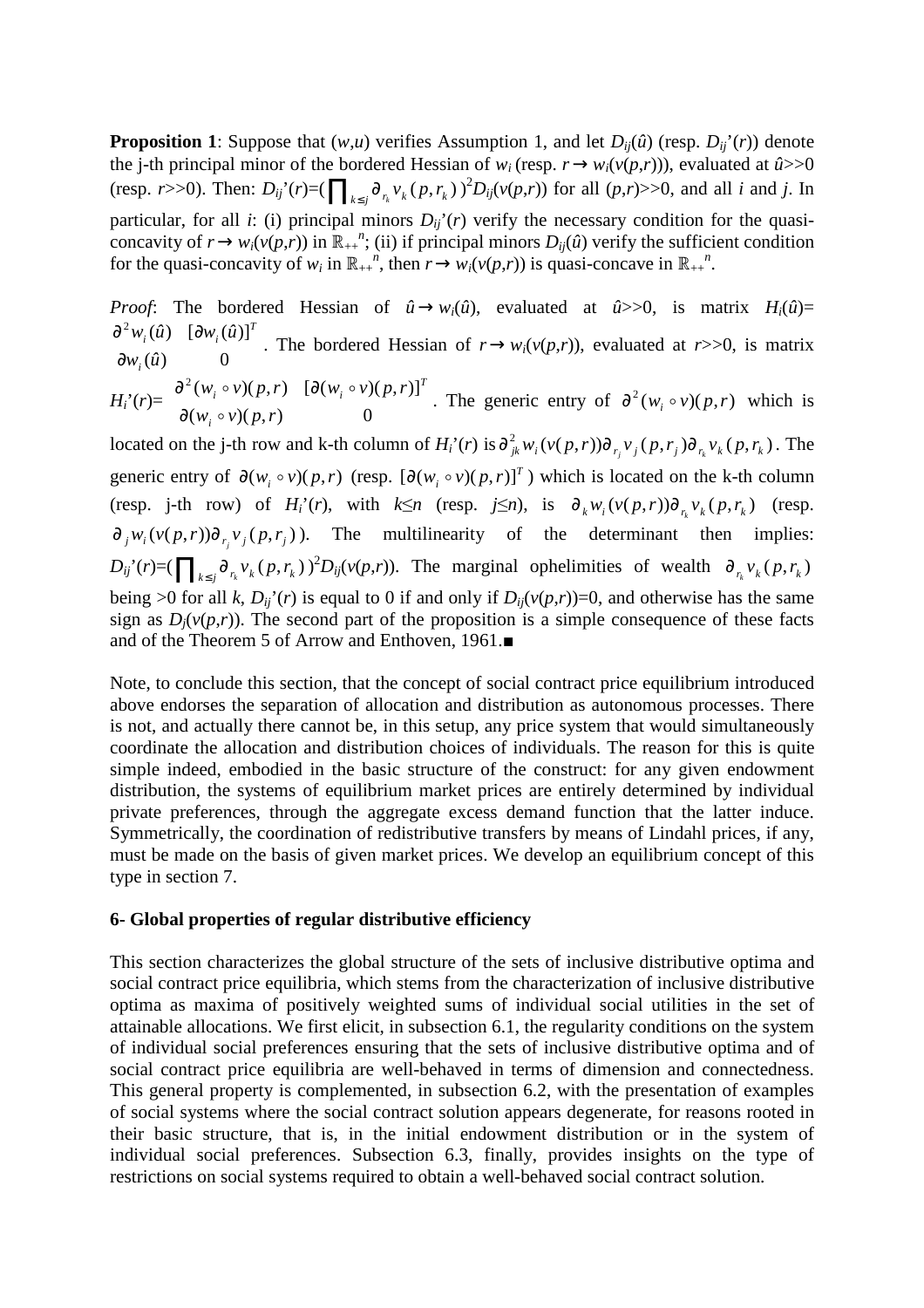**Proposition 1**: Suppose that $(w,u)$ verifies Assumption 1, and let $D_{ij}(\hat{u})$ (resp. $D_{ij}'(r)$) denote the j-th principal minor of the bordered Hessian of $w_i$ (resp. $r \rightarrow w_i(v(p,r))$), evaluated at $\hat{u}>>0$ (resp. $r>>0$). Then: $D_{ij}'(r)=(\prod_{k\leq j}\partial_{r_k}v_k(p,r_k))^2 D_{ij}(v(p,r))$ for all $(p,r)>>0$, and all $i$ and $j$. In particular, for all $i$: (i) principal minors $D_{ij}'(r)$ verify the necessary condition for the quasi-concavity of $r \rightarrow w_i(v(p,r))$ in $\mathbb{R}_{++}^n$; (ii) if principal minors $D_{ij}(\hat{u})$ verify the sufficient condition for the quasi-concavity of $w_i$ in $\mathbb{R}_{++}^n$, then $r \rightarrow w_i(v(p,r))$ is quasi-concave in $\mathbb{R}_{++}^n$.

*Proof*: The bordered Hessian of $\hat{u} \rightarrow w_i(\hat{u})$, evaluated at $\hat{u}>>0$, is matrix $H_i(\hat{u})=\begin{matrix}\partial^2 w_i(\hat{u}) & [\partial w_i(\hat{u})]^T \\ \partial w_i(\hat{u}) & 0\end{matrix}$. The bordered Hessian of $r \rightarrow w_i(v(p,r))$, evaluated at $r>>0$, is matrix $H_i'(r)=\begin{matrix}\partial^2 (w_i \circ v)(p,r) & [\partial (w_i \circ v)(p,r)]^T \\ \partial (w_i \circ v)(p,r) & 0\end{matrix}$. The generic entry of $\partial^2 (w_i \circ v)(p,r)$ which is located on the j-th row and k-th column of $H_i'(r)$ is $\partial^2_{jk} w_i(v(p,r))\partial_{r_j}v_j(p,r_j)\partial_{r_k}v_k(p,r_k)$. The generic entry of $\partial (w_i \circ v)(p,r)$ (resp. $[\partial (w_i \circ v)(p,r)]^T$) which is located on the k-th column (resp. j-th row) of $H_i'(r)$, with $k\leq n$ (resp. $j\leq n$), is $\partial_k w_i(v(p,r))\partial_{r_k}v_k(p,r_k)$ (resp. $\partial_j w_i(v(p,r))\partial_{r_j}v_j(p,r_j)$). The multilinearity of the determinant then implies: $D_{ij}'(r)=(\prod_{k\leq j}\partial_{r_k}v_k(p,r_k))^2 D_{ij}(v(p,r))$. The marginal ophelimities of wealth $\partial_{r_k}v_k(p,r_k)$ being $>0$ for all $k$, $D_{ij}'(r)$ is equal to 0 if and only if $D_{ij}(v(p,r))=0$, and otherwise has the same sign as $D_j(v(p,r))$. The second part of the proposition is a simple consequence of these facts and of the Theorem 5 of Arrow and Enthoven, 1961.■

Note, to conclude this section, that the concept of social contract price equilibrium introduced above endorses the separation of allocation and distribution as autonomous processes. There is not, and actually there cannot be, in this setup, any price system that would simultaneously coordinate the allocation and distribution choices of individuals. The reason for this is quite simple indeed, embodied in the basic structure of the construct: for any given endowment distribution, the systems of equilibrium market prices are entirely determined by individual private preferences, through the aggregate excess demand function that the latter induce. Symmetrically, the coordination of redistributive transfers by means of Lindahl prices, if any, must be made on the basis of given market prices. We develop an equilibrium concept of this type in section 7.

## 6- Global properties of regular distributive efficiency

This section characterizes the global structure of the sets of inclusive distributive optima and social contract price equilibria, which stems from the characterization of inclusive distributive optima as maxima of positively weighted sums of individual social utilities in the set of attainable allocations. We first elicit, in subsection 6.1, the regularity conditions on the system of individual social preferences ensuring that the sets of inclusive distributive optima and of social contract price equilibria are well-behaved in terms of dimension and connectedness. This general property is complemented, in subsection 6.2, with the presentation of examples of social systems where the social contract solution appears degenerate, for reasons rooted in their basic structure, that is, in the initial endowment distribution or in the system of individual social preferences. Subsection 6.3, finally, provides insights on the type of restrictions on social systems required to obtain a well-behaved social contract solution.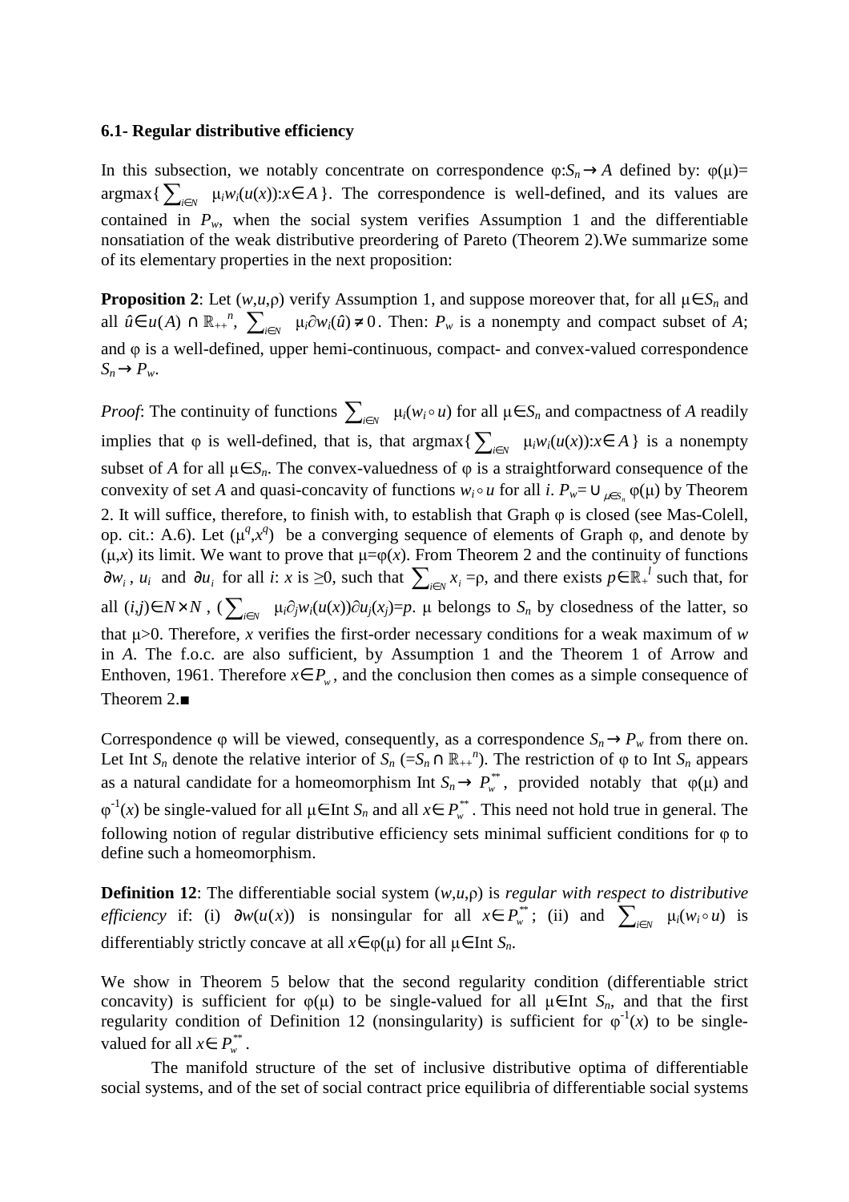**6.1- Regular distributive efficiency**

In this subsection, we notably concentrate on correspondence $\varphi$:$S_n \rightarrow A$ defined by: $\varphi(\mu)$= argmax$\{\sum_{i\in N} \mu_i w_i(u(x))$:$x\in A\}$. The correspondence is well-defined, and its values are contained in $P_w$, when the social system verifies Assumption 1 and the differentiable nonsatiation of the weak distributive preordering of Pareto (Theorem 2).We summarize some of its elementary properties in the next proposition:

**Proposition 2**: Let $(w,u,\rho)$ verify Assumption 1, and suppose moreover that, for all $\mu\in S_n$ and all $\hat{u}\in u(A)\cap\mathbb{R}_{++}^n$, $\sum_{i\in N} \mu_i\partial w_i(\hat{u})\neq 0$. Then: $P_w$ is a nonempty and compact subset of $A$; and $\varphi$ is a well-defined, upper hemi-continuous, compact- and convex-valued correspondence $S_n\rightarrow P_w$.

*Proof*: The continuity of functions $\sum_{i\in N} \mu_i(w_i\circ u)$ for all $\mu\in S_n$ and compactness of $A$ readily implies that $\varphi$ is well-defined, that is, that argmax$\{\sum_{i\in N} \mu_i w_i(u(x))$:$x\in A\}$ is a nonempty subset of $A$ for all $\mu\in S_n$. The convex-valuedness of $\varphi$ is a straightforward consequence of the convexity of set $A$ and quasi-concavity of functions $w_i\circ u$ for all $i$. $P_w=\cup_{\mu\in S_n}\varphi(\mu)$ by Theorem 2. It will suffice, therefore, to finish with, to establish that Graph $\varphi$ is closed (see Mas-Colell, op. cit.: A.6). Let $(\mu^q,x^q)$ be a converging sequence of elements of Graph $\varphi$, and denote by $(\mu,x)$ its limit. We want to prove that $\mu=\varphi(x)$. From Theorem 2 and the continuity of functions $\partial w_i$, $u_i$ and $\partial u_i$ for all $i$: $x$ is $\geq 0$, such that $\sum_{i\in N} x_i=\rho$, and there exists $p\in\mathbb{R}_+^l$ such that, for all $(i,j)\in N\times N$, $(\sum_{i\in N} \mu_i\partial_j w_i(u(x))\partial u_j(x_j)=p$. $\mu$ belongs to $S_n$ by closedness of the latter, so that $\mu>0$. Therefore, $x$ verifies the first-order necessary conditions for a weak maximum of $w$ in $A$. The f.o.c. are also sufficient, by Assumption 1 and the Theorem 1 of Arrow and Enthoven, 1961. Therefore $x\in P_w$, and the conclusion then comes as a simple consequence of Theorem 2.■

Correspondence $\varphi$ will be viewed, consequently, as a correspondence $S_n\rightarrow P_w$ from there on. Let Int $S_n$ denote the relative interior of $S_n$ ($=S_n\cap\mathbb{R}_{++}^n$). The restriction of $\varphi$ to Int $S_n$ appears as a natural candidate for a homeomorphism Int $S_n\rightarrow P_w^{**}$, provided notably that $\varphi(\mu)$ and $\varphi^{-1}(x)$ be single-valued for all $\mu\in$Int $S_n$ and all $x\in P_w^{**}$. This need not hold true in general. The following notion of regular distributive efficiency sets minimal sufficient conditions for $\varphi$ to define such a homeomorphism.

**Definition 12**: The differentiable social system $(w,u,\rho)$ is *regular with respect to distributive efficiency* if: (i) $\partial w(u(x))$ is nonsingular for all $x\in P_w^{**}$; (ii) and $\sum_{i\in N} \mu_i(w_i\circ u)$ is differentiably strictly concave at all $x\in\varphi(\mu)$ for all $\mu\in$Int $S_n$.

We show in Theorem 5 below that the second regularity condition (differentiable strict concavity) is sufficient for $\varphi(\mu)$ to be single-valued for all $\mu\in$Int $S_n$, and that the first regularity condition of Definition 12 (nonsingularity) is sufficient for $\varphi^{-1}(x)$ to be single-valued for all $x\in P_w^{**}$.

The manifold structure of the set of inclusive distributive optima of differentiable social systems, and of the set of social contract price equilibria of differentiable social systems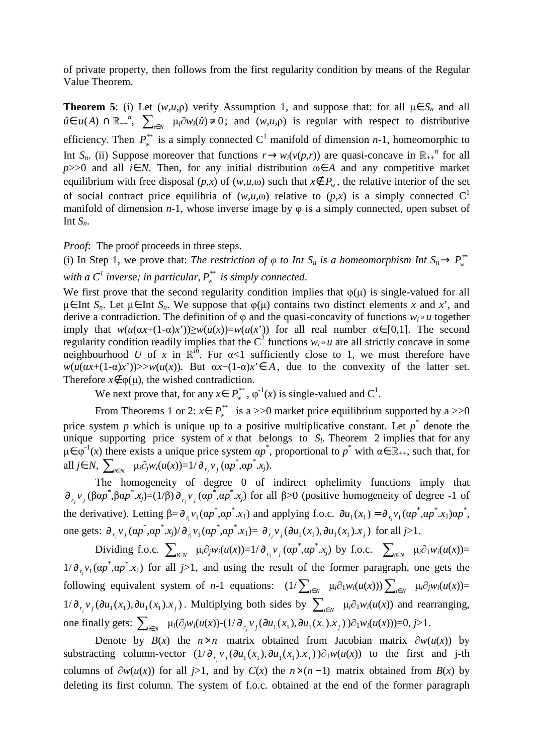of private property, then follows from the first regularity condition by means of the Regular Value Theorem.

**Theorem 5**: (i) Let $(w,u,\rho)$ verify Assumption 1, and suppose that: for all $\mu\in S_n$ and all $\hat{u}\in u(A)\cap\mathbb{R}_{++}^{\ n}$, $\sum_{i\in N}\mu_i\partial w_i(\hat{u})\neq 0$; and $(w,u,\rho)$ is regular with respect to distributive efficiency. Then $P_w^{**}$ is a simply connected $C^1$ manifold of dimension $n$-1, homeomorphic to Int $S_n$. (ii) Suppose moreover that functions $r\to w_i(v(p,r))$ are quasi-concave in $\mathbb{R}_{++}^{\ n}$ for all $p>>0$ and all $i\in N$. Then, for any initial distribution $\omega\in A$ and any competitive market equilibrium with free disposal $(p,x)$ of $(w,u,\omega)$ such that $x\notin P_w$, the relative interior of the set of social contract price equilibria of $(w,u,\omega)$ relative to $(p,x)$ is a simply connected $C^1$ manifold of dimension $n$-1, whose inverse image by $\varphi$ is a simply connected, open subset of Int $S_n$.

*Proof*: The proof proceeds in three steps.

(i) In Step 1, we prove that: *The restriction of $\varphi$ to Int $S_n$ is a homeomorphism Int $S_n\to P_w^{**}$ with a $C^1$ inverse; in particular, $P_w^{**}$ is simply connected*.

We first prove that the second regularity condition implies that $\varphi(\mu)$ is single-valued for all $\mu\in$Int $S_n$. Let $\mu\in$Int $S_n$. We suppose that $\varphi(\mu)$ contains two distinct elements $x$ and $x'$, and derive a contradiction. The definition of $\varphi$ and the quasi-concavity of functions $w_i\circ u$ together imply that $w(u(\alpha x+(1-\alpha)x'))\geq w(u(x))=w(u(x'))$ for all real number $\alpha\in[0,1]$. The second regularity condition readily implies that the $C^2$ functions $w_i\circ u$ are all strictly concave in some neighbourhood $U$ of $x$ in $\mathbb{R}^{ln}$. For $\alpha<1$ sufficiently close to 1, we must therefore have $w(u(\alpha x+(1-\alpha)x'))>>w(u(x))$. But $\alpha x+(1-\alpha)x'\in A$, due to the convexity of the latter set. Therefore $x\notin\varphi(\mu)$, the wished contradiction.

We next prove that, for any $x\in P_w^{**}$, $\varphi^{-1}(x)$ is single-valued and $C^1$.

From Theorems 1 or 2: $x\in P_w^{**}$ is a $>>0$ market price equilibrium supported by a $>>0$ price system $p$ which is unique up to a positive multiplicative constant. Let $p^*$ denote the unique supporting price system of $x$ that belongs to $S_l$. Theorem 2 implies that for any $\mu\in\varphi^{-1}(x)$ there exists a unique price system $\alpha p^*$, proportional to $p^*$ with $\alpha\in\mathbb{R}_{++}$, such that, for all $j\in N$, $\sum_{i\in N}\mu_i\partial_j w_i(u(x))=1/\partial_{r_j}v_j(\alpha p^*,\alpha p^*.x_j)$.

The homogeneity of degree 0 of indirect ophelimity functions imply that $\partial_{r_j}v_j(\beta\alpha p^*,\beta\alpha p^*.x_j)=(1/\beta)\partial_{r_j}v_j(\alpha p^*,\alpha p^*.x_j)$ for all $\beta>0$ (positive homogeneity of degree -1 of the derivative). Letting $\beta=\partial_{r_1}v_1(\alpha p^*,\alpha p^*.x_1)$ and applying f.o.c. $\partial u_1(x_1)=\partial_{r_1}v_1(\alpha p^*,\alpha p^*.x_1)\alpha p^*$, one gets: $\partial_{r_j}v_j(\alpha p^*,\alpha p^*.x_j)/\partial_{r_1}v_1(\alpha p^*,\alpha p^*.x_1)=\partial_{r_j}v_j(\partial u_1(x_1),\partial u_1(x_1).x_j)$ for all $j>1$.

Dividing f.o.c. $\sum_{i\in N}\mu_i\partial_j w_i(u(x))=1/\partial_{r_j}v_j(\alpha p^*,\alpha p^*.x_j)$ by f.o.c. $\sum_{i\in N}\mu_i\partial_1 w_i(u(x))=1/\partial_{r_1}v_1(\alpha p^*,\alpha p^*.x_1)$ for all $j>1$, and using the result of the former paragraph, one gets the following equivalent system of $n$-1 equations: $(1/\sum_{i\in N}\mu_i\partial_1 w_i(u(x)))\sum_{i\in N}\mu_i\partial_j w_i(u(x))=1/\partial_{r_j}v_j(\partial u_1(x_1),\partial u_1(x_1).x_j)$. Multiplying both sides by $\sum_{i\in N}\mu_i\partial_1 w_i(u(x))$ and rearranging, one finally gets: $\sum_{i\in N}\mu_i(\partial_j w_i(u(x))-(1/\partial_{r_j}v_j(\partial u_1(x_1),\partial u_1(x_1).x_j))\partial_1 w_i(u(x)))=0$, $j>1$.

Denote by $B(x)$ the $n\times n$ matrix obtained from Jacobian matrix $\partial w(u(x))$ by substracting column-vector $(1/\partial_{r_j}v_j(\partial u_1(x_1),\partial u_1(x_1).x_j))\partial_1 w(u(x))$ to the first and j-th columns of $\partial w(u(x))$ for all $j>1$, and by $C(x)$ the $n\times(n-1)$ matrix obtained from $B(x)$ by deleting its first column. The system of f.o.c. obtained at the end of the former paragraph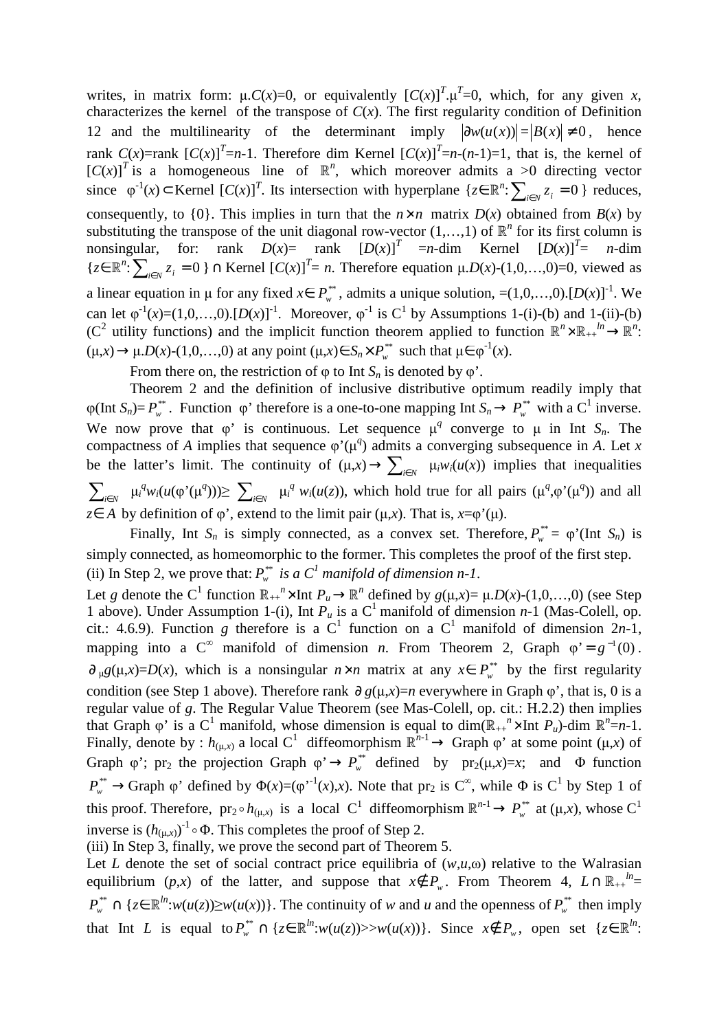writes, in matrix form: $\mu.C(x)=0$, or equivalently $[C(x)]^T.\mu^T=0$, which, for any given $x$, characterizes the kernel of the transpose of $C(x)$. The first regularity condition of Definition 12 and the multilinearity of the determinant imply $|\partial w(u(x))|=|B(x)|\neq 0$, hence rank $C(x)$=rank $[C(x)]^T=n$-1. Therefore dim Kernel $[C(x)]^T=n-(n-1)=1$, that is, the kernel of $[C(x)]^T$ is a homogeneous line of $\mathbb{R}^n$, which moreover admits a >0 directing vector since $\varphi^{-1}(x)\subset$Kernel $[C(x)]^T$. Its intersection with hyperplane $\{z\in\mathbb{R}^n:\sum_{i\in N} z_i=0\}$ reduces, consequently, to $\{0\}$. This implies in turn that the $n\times n$ matrix $D(x)$ obtained from $B(x)$ by substituting the transpose of the unit diagonal row-vector $(1,\ldots,1)$ of $\mathbb{R}^n$ for its first column is nonsingular, for: rank $D(x)$= rank $[D(x)]^T$ $=n$-dim Kernel $[D(x)]^T$= $n$-dim $\{z\in\mathbb{R}^n:\sum_{i\in N} z_i=0\}\cap$ Kernel $[C(x)]^T$= $n$. Therefore equation $\mu.D(x)-(1,0,\ldots,0)=0$, viewed as a linear equation in $\mu$ for any fixed $x\in P_w^{**}$, admits a unique solution, $=(1,0,\ldots,0).[D(x)]^{-1}$. We can let $\varphi^{-1}(x)=(1,0,\ldots,0).[D(x)]^{-1}$. Moreover, $\varphi^{-1}$ is $C^1$ by Assumptions 1-(i)-(b) and 1-(ii)-(b) ($C^2$ utility functions) and the implicit function theorem applied to function $\mathbb{R}^n\times\mathbb{R}_{++}{}^{ln}\rightarrow\mathbb{R}^n$: $(\mu,x)\rightarrow\mu.D(x)-(1,0,\ldots,0)$ at any point $(\mu,x)\in S_n\times P_w^{**}$ such that $\mu\in\varphi^{-1}(x)$.

From there on, the restriction of $\varphi$ to Int $S_n$ is denoted by $\varphi'$.

Theorem 2 and the definition of inclusive distributive optimum readily imply that $\varphi(\text{Int } S_n)=P_w^{**}$. Function $\varphi'$ therefore is a one-to-one mapping Int $S_n\rightarrow P_w^{**}$ with a $C^1$ inverse. We now prove that $\varphi'$ is continuous. Let sequence $\mu^q$ converge to $\mu$ in Int $S_n$. The compactness of $A$ implies that sequence $\varphi'(\mu^q)$ admits a converging subsequence in $A$. Let $x$ be the latter's limit. The continuity of $(\mu,x)\rightarrow\sum_{i\in N}\mu_i w_i(u(x))$ implies that inequalities $\sum_{i\in N}\mu_i^q w_i(u(\varphi'(\mu^q)))\geq\sum_{i\in N}\mu_i^q w_i(u(z))$, which hold true for all pairs $(\mu^q,\varphi'(\mu^q))$ and all $z\in A$ by definition of $\varphi'$, extend to the limit pair $(\mu,x)$. That is, $x=\varphi'(\mu)$.

Finally, Int $S_n$ is simply connected, as a convex set. Therefore, $P_w^{**}=\varphi'(\text{Int } S_n)$ is simply connected, as homeomorphic to the former. This completes the proof of the first step.

(ii) In Step 2, we prove that: *$P_w^{**}$ is a $C^1$ manifold of dimension n-1.*

Let $g$ denote the $C^1$ function $\mathbb{R}_{++}{}^n\times\text{Int } P_u\rightarrow\mathbb{R}^n$ defined by $g(\mu,x)=\mu.D(x)-(1,0,\ldots,0)$ (see Step 1 above). Under Assumption 1-(i), Int $P_u$ is a $C^1$ manifold of dimension $n$-1 (Mas-Colell, op. cit.: 4.6.9). Function $g$ therefore is a $C^1$ function on a $C^1$ manifold of dimension $2n$-1, mapping into a $C^\infty$ manifold of dimension $n$. From Theorem 2, Graph $\varphi'=g^{-1}(0)$. $\partial_\mu g(\mu,x)=D(x)$, which is a nonsingular $n\times n$ matrix at any $x\in P_w^{**}$ by the first regularity condition (see Step 1 above). Therefore rank $\partial g(\mu,x)=n$ everywhere in Graph $\varphi'$, that is, 0 is a regular value of $g$. The Regular Value Theorem (see Mas-Colell, op. cit.: H.2.2) then implies that Graph $\varphi'$ is a $C^1$ manifold, whose dimension is equal to $\dim(\mathbb{R}_{++}{}^n\times\text{Int } P_u)-\dim\mathbb{R}^n=n-1$. Finally, denote by : $h_{(\mu,x)}$ a local $C^1$ diffeomorphism $\mathbb{R}^{n-1}\rightarrow$ Graph $\varphi'$ at some point $(\mu,x)$ of Graph $\varphi'$; $\text{pr}_2$ the projection Graph $\varphi'\rightarrow P_w^{**}$ defined by $\text{pr}_2(\mu,x)=x$; and $\Phi$ function $P_w^{**}\rightarrow$Graph $\varphi'$ defined by $\Phi(x)=(\varphi'^{-1}(x),x)$. Note that $\text{pr}_2$ is $C^\infty$, while $\Phi$ is $C^1$ by Step 1 of this proof. Therefore, $\text{pr}_2\circ h_{(\mu,x)}$ is a local $C^1$ diffeomorphism $\mathbb{R}^{n-1}\rightarrow P_w^{**}$ at $(\mu,x)$, whose $C^1$ inverse is $(h_{(\mu,x)})^{-1}\circ\Phi$. This completes the proof of Step 2.

(iii) In Step 3, finally, we prove the second part of Theorem 5.

Let $L$ denote the set of social contract price equilibria of $(w,u,\omega)$ relative to the Walrasian equilibrium $(p,x)$ of the latter, and suppose that $x\notin P_w$. From Theorem 4, $L\cap\mathbb{R}_{++}{}^{ln}$= $P_w^{**}\cap\{z\in\mathbb{R}^{ln}:w(u(z))\geq w(u(x))\}$. The continuity of $w$ and $u$ and the openness of $P_w^{**}$ then imply that Int $L$ is equal to $P_w^{**}\cap\{z\in\mathbb{R}^{ln}:w(u(z))\gg w(u(x))\}$. Since $x\notin P_w$, open set $\{z\in\mathbb{R}^{ln}$: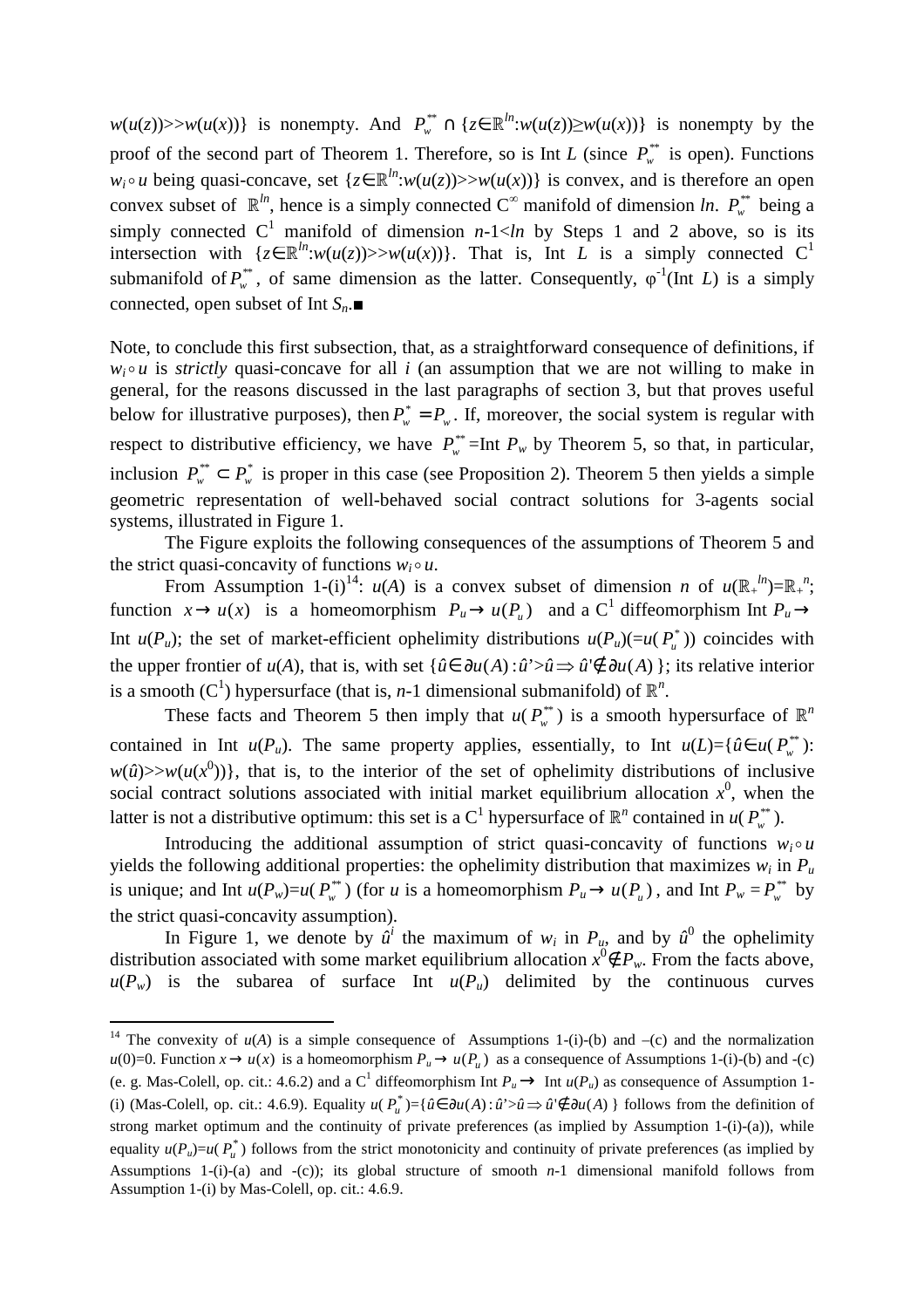$w(u(z))>>w(u(x))\}$ is nonempty. And $P_w^{**} \cap \{z\in\mathbb{R}^{ln}:w(u(z))\geq w(u(x))\}$ is nonempty by the proof of the second part of Theorem 1. Therefore, so is Int $L$ (since $P_w^{**}$ is open). Functions $w_i \circ u$ being quasi-concave, set $\{z\in\mathbb{R}^{ln}:w(u(z))>>w(u(x))\}$ is convex, and is therefore an open convex subset of $\mathbb{R}^{ln}$, hence is a simply connected $C^\infty$ manifold of dimension $ln$. $P_w^{**}$ being a simply connected $C^1$ manifold of dimension $n$-1<$ln$ by Steps 1 and 2 above, so is its intersection with $\{z\in\mathbb{R}^{ln}:w(u(z))>>w(u(x))\}$. That is, Int $L$ is a simply connected $C^1$ submanifold of $P_w^{**}$, of same dimension as the latter. Consequently, $\varphi^{-1}$(Int $L$) is a simply connected, open subset of Int $S_n$.■

Note, to conclude this first subsection, that, as a straightforward consequence of definitions, if $w_i \circ u$ is *strictly* quasi-concave for all $i$ (an assumption that we are not willing to make in general, for the reasons discussed in the last paragraphs of section 3, but that proves useful below for illustrative purposes), then $P_w^* = P_w$. If, moreover, the social system is regular with respect to distributive efficiency, we have $P_w^{**}$=Int $P_w$ by Theorem 5, so that, in particular, inclusion $P_w^{**} \subset P_w^*$ is proper in this case (see Proposition 2). Theorem 5 then yields a simple geometric representation of well-behaved social contract solutions for 3-agents social systems, illustrated in Figure 1.

The Figure exploits the following consequences of the assumptions of Theorem 5 and the strict quasi-concavity of functions $w_i \circ u$.

From Assumption 1-(i)[14]: $u(A)$ is a convex subset of dimension $n$ of $u(\mathbb{R}_+^{ln})=\mathbb{R}_+^n$; function $x \to u(x)$ is a homeomorphism $P_u \to u(P_u)$ and a $C^1$ diffeomorphism Int $P_u \to$ Int $u(P_u)$; the set of market-efficient ophelimity distributions $u(P_u)(=u(P_u^*))$ coincides with the upper frontier of $u(A)$, that is, with set $\{\hat{u}\in\partial u(A): \hat{u}'>\hat{u} \Rightarrow \hat{u}'\notin\partial u(A)\}$; its relative interior is a smooth ($C^1$) hypersurface (that is, $n$-1 dimensional submanifold) of $\mathbb{R}^n$.

These facts and Theorem 5 then imply that $u(P_w^{**})$ is a smooth hypersurface of $\mathbb{R}^n$ contained in Int $u(P_u)$. The same property applies, essentially, to Int $u(L)=\{\hat{u}\in u(P_w^{**})$: $w(\hat{u})>>w(u(x^0))\}$, that is, to the interior of the set of ophelimity distributions of inclusive social contract solutions associated with initial market equilibrium allocation $x^0$, when the latter is not a distributive optimum: this set is a $C^1$ hypersurface of $\mathbb{R}^n$ contained in $u(P_w^{**})$.

Introducing the additional assumption of strict quasi-concavity of functions $w_i \circ u$ yields the following additional properties: the ophelimity distribution that maximizes $w_i$ in $P_u$ is unique; and Int $u(P_w)=u(P_w^{**})$ (for $u$ is a homeomorphism $P_u \to u(P_u)$, and Int $P_w = P_w^{**}$ by the strict quasi-concavity assumption).

In Figure 1, we denote by $\hat{u}^i$ the maximum of $w_i$ in $P_u$, and by $\hat{u}^0$ the ophelimity distribution associated with some market equilibrium allocation $x^0\notin P_w$. From the facts above, $u(P_w)$ is the subarea of surface Int $u(P_u)$ delimited by the continuous curves

---

[14] The convexity of $u(A)$ is a simple consequence of Assumptions 1-(i)-(b) and –(c) and the normalization $u(0)=0$. Function $x \to u(x)$ is a homeomorphism $P_u \to u(P_u)$ as a consequence of Assumptions 1-(i)-(b) and -(c) (e. g. Mas-Colell, op. cit.: 4.6.2) and a $C^1$ diffeomorphism Int $P_u \to$ Int $u(P_u)$ as consequence of Assumption 1-(i) (Mas-Colell, op. cit.: 4.6.9). Equality $u(P_u^*)=\{\hat{u}\in\partial u(A): \hat{u}'>\hat{u} \Rightarrow \hat{u}'\notin\partial u(A)\}$ follows from the definition of strong market optimum and the continuity of private preferences (as implied by Assumption 1-(i)-(a)), while equality $u(P_u)=u(P_u^*)$ follows from the strict monotonicity and continuity of private preferences (as implied by Assumptions 1-(i)-(a) and -(c)); its global structure of smooth $n$-1 dimensional manifold follows from Assumption 1-(i) by Mas-Colell, op. cit.: 4.6.9.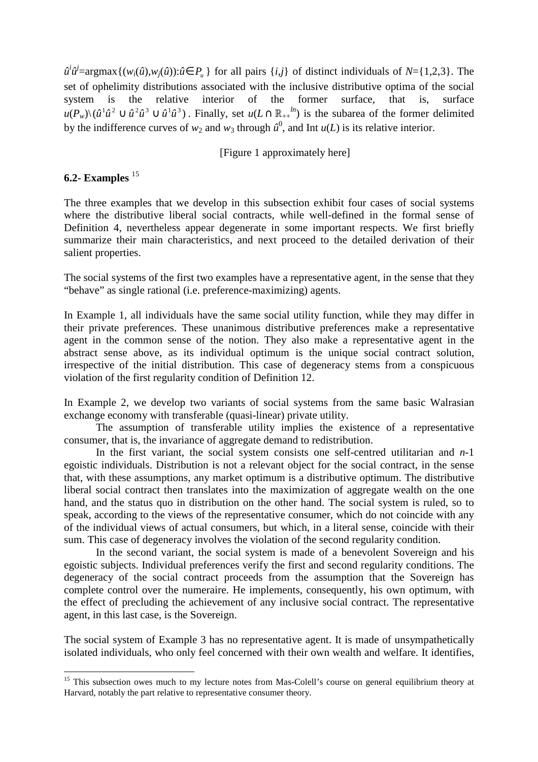$\hat{u}^i\hat{u}^j$=argmax$\{(w_i(\hat{u}),w_j(\hat{u})):\hat{u}\in P_u\}$ for all pairs $\{i,j\}$ of distinct individuals of $N$={1,2,3}. The set of ophelimity distributions associated with the inclusive distributive optima of the social system is the relative interior of the former surface, that is, surface $u(P_w)\backslash(\hat{u}^1\hat{u}^2 \cup \hat{u}^2\hat{u}^3 \cup \hat{u}^1\hat{u}^3)$. Finally, set $u(L \cap \mathbb{R}_{++}{}^{ln})$ is the subarea of the former delimited by the indifference curves of $w_2$ and $w_3$ through $\hat{u}^0$, and Int $u(L)$ is its relative interior.

[Figure 1 approximately here]

## 6.2- Examples [15]

The three examples that we develop in this subsection exhibit four cases of social systems where the distributive liberal social contracts, while well-defined in the formal sense of Definition 4, nevertheless appear degenerate in some important respects. We first briefly summarize their main characteristics, and next proceed to the detailed derivation of their salient properties.

The social systems of the first two examples have a representative agent, in the sense that they "behave" as single rational (i.e. preference-maximizing) agents.

In Example 1, all individuals have the same social utility function, while they may differ in their private preferences. These unanimous distributive preferences make a representative agent in the common sense of the notion. They also make a representative agent in the abstract sense above, as its individual optimum is the unique social contract solution, irrespective of the initial distribution. This case of degeneracy stems from a conspicuous violation of the first regularity condition of Definition 12.

In Example 2, we develop two variants of social systems from the same basic Walrasian exchange economy with transferable (quasi-linear) private utility.

The assumption of transferable utility implies the existence of a representative consumer, that is, the invariance of aggregate demand to redistribution.

In the first variant, the social system consists one self-centred utilitarian and $n$-1 egoistic individuals. Distribution is not a relevant object for the social contract, in the sense that, with these assumptions, any market optimum is a distributive optimum. The distributive liberal social contract then translates into the maximization of aggregate wealth on the one hand, and the status quo in distribution on the other hand. The social system is ruled, so to speak, according to the views of the representative consumer, which do not coincide with any of the individual views of actual consumers, but which, in a literal sense, coincide with their sum. This case of degeneracy involves the violation of the second regularity condition.

In the second variant, the social system is made of a benevolent Sovereign and his egoistic subjects. Individual preferences verify the first and second regularity conditions. The degeneracy of the social contract proceeds from the assumption that the Sovereign has complete control over the numeraire. He implements, consequently, his own optimum, with the effect of precluding the achievement of any inclusive social contract. The representative agent, in this last case, is the Sovereign.

The social system of Example 3 has no representative agent. It is made of unsympathetically isolated individuals, who only feel concerned with their own wealth and welfare. It identifies,

[15] This subsection owes much to my lecture notes from Mas-Colell's course on general equilibrium theory at Harvard, notably the part relative to representative consumer theory.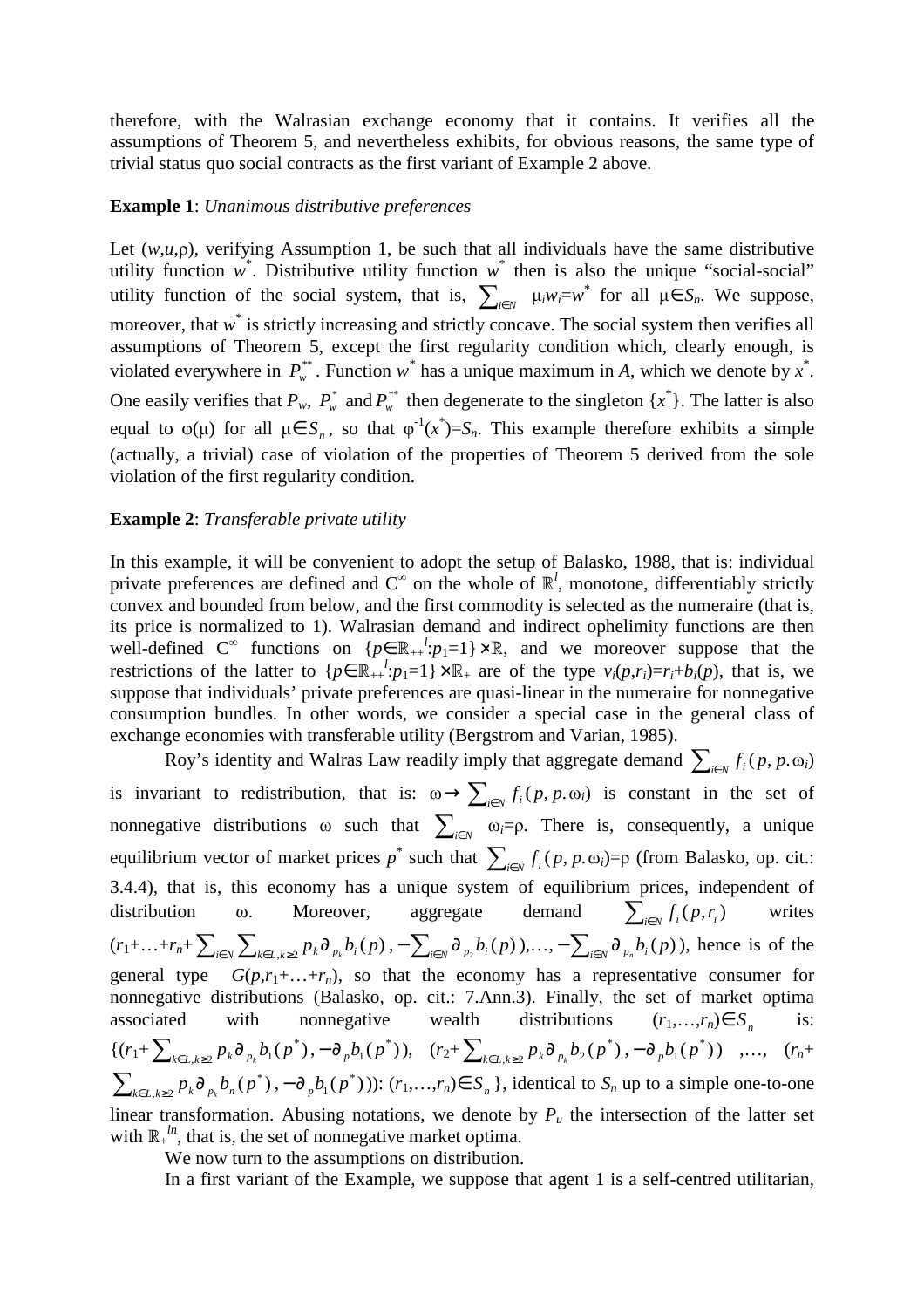therefore, with the Walrasian exchange economy that it contains. It verifies all the assumptions of Theorem 5, and nevertheless exhibits, for obvious reasons, the same type of trivial status quo social contracts as the first variant of Example 2 above.

**Example 1**: *Unanimous distributive preferences*

Let $(w,u,\rho)$, verifying Assumption 1, be such that all individuals have the same distributive utility function $w^*$. Distributive utility function $w^*$ then is also the unique "social-social" utility function of the social system, that is, $\sum_{i\in N} \mu_i w_i = w^*$ for all $\mu\in S_n$. We suppose, moreover, that $w^*$ is strictly increasing and strictly concave. The social system then verifies all assumptions of Theorem 5, except the first regularity condition which, clearly enough, is violated everywhere in $P_w^{**}$. Function $w^*$ has a unique maximum in $A$, which we denote by $x^*$. One easily verifies that $P_w$, $P_w^*$ and $P_w^{**}$ then degenerate to the singleton $\{x^*\}$. The latter is also equal to $\varphi(\mu)$ for all $\mu\in S_n$, so that $\varphi^{-1}(x^*)=S_n$. This example therefore exhibits a simple (actually, a trivial) case of violation of the properties of Theorem 5 derived from the sole violation of the first regularity condition.

**Example 2**: *Transferable private utility*

In this example, it will be convenient to adopt the setup of Balasko, 1988, that is: individual private preferences are defined and $C^\infty$ on the whole of $\mathbb{R}^l$, monotone, differentiably strictly convex and bounded from below, and the first commodity is selected as the numeraire (that is, its price is normalized to 1). Walrasian demand and indirect ophelimity functions are then well-defined $C^\infty$ functions on $\{p\in\mathbb{R}_{++}^l : p_1=1\}\times\mathbb{R}$, and we moreover suppose that the restrictions of the latter to $\{p\in\mathbb{R}_{++}^l : p_1=1\}\times\mathbb{R}_+$ are of the type $v_i(p,r_i)=r_i+b_i(p)$, that is, we suppose that individuals' private preferences are quasi-linear in the numeraire for nonnegative consumption bundles. In other words, we consider a special case in the general class of exchange economies with transferable utility (Bergstrom and Varian, 1985).

Roy's identity and Walras Law readily imply that aggregate demand $\sum_{i\in N} f_i(p, p.\omega_i)$ is invariant to redistribution, that is: $\omega \rightarrow \sum_{i\in N} f_i(p, p.\omega_i)$ is constant in the set of nonnegative distributions $\omega$ such that $\sum_{i\in N} \omega_i=\rho$. There is, consequently, a unique equilibrium vector of market prices $p^*$ such that $\sum_{i\in N} f_i(p, p.\omega_i)=\rho$ (from Balasko, op. cit.: 3.4.4), that is, this economy has a unique system of equilibrium prices, independent of distribution $\omega$. Moreover, aggregate demand $\sum_{i\in N} f_i(p,r_i)$ writes $(r_1+\ldots+r_n+\sum_{i\in N}\sum_{k\in L,k\geq 2} p_k\partial_{p_k} b_i(p), -\sum_{i\in N}\partial_{p_2} b_i(p)),\ldots, -\sum_{i\in N}\partial_{p_n} b_i(p))$, hence is of the general type $G(p,r_1+\ldots+r_n)$, so that the economy has a representative consumer for nonnegative distributions (Balasko, op. cit.: 7.Ann.3). Finally, the set of market optima associated with nonnegative wealth distributions $(r_1,\ldots,r_n)\in S_n$ is: $\{(r_1+\sum_{k\in L,k\geq 2} p_k\partial_{p_k} b_1(p^*), -\partial_p b_1(p^*)),\ (r_2+\sum_{k\in L,k\geq 2} p_k\partial_{p_k} b_2(p^*), -\partial_p b_1(p^*)),\ \ldots,\ (r_n+\sum_{k\in L,k\geq 2} p_k\partial_{p_k} b_n(p^*), -\partial_p b_1(p^*))) : (r_1,\ldots,r_n)\in S_n\}$, identical to $S_n$ up to a simple one-to-one linear transformation. Abusing notations, we denote by $P_u$ the intersection of the latter set with $\mathbb{R}_+^{ln}$, that is, the set of nonnegative market optima.

We now turn to the assumptions on distribution.

In a first variant of the Example, we suppose that agent 1 is a self-centred utilitarian,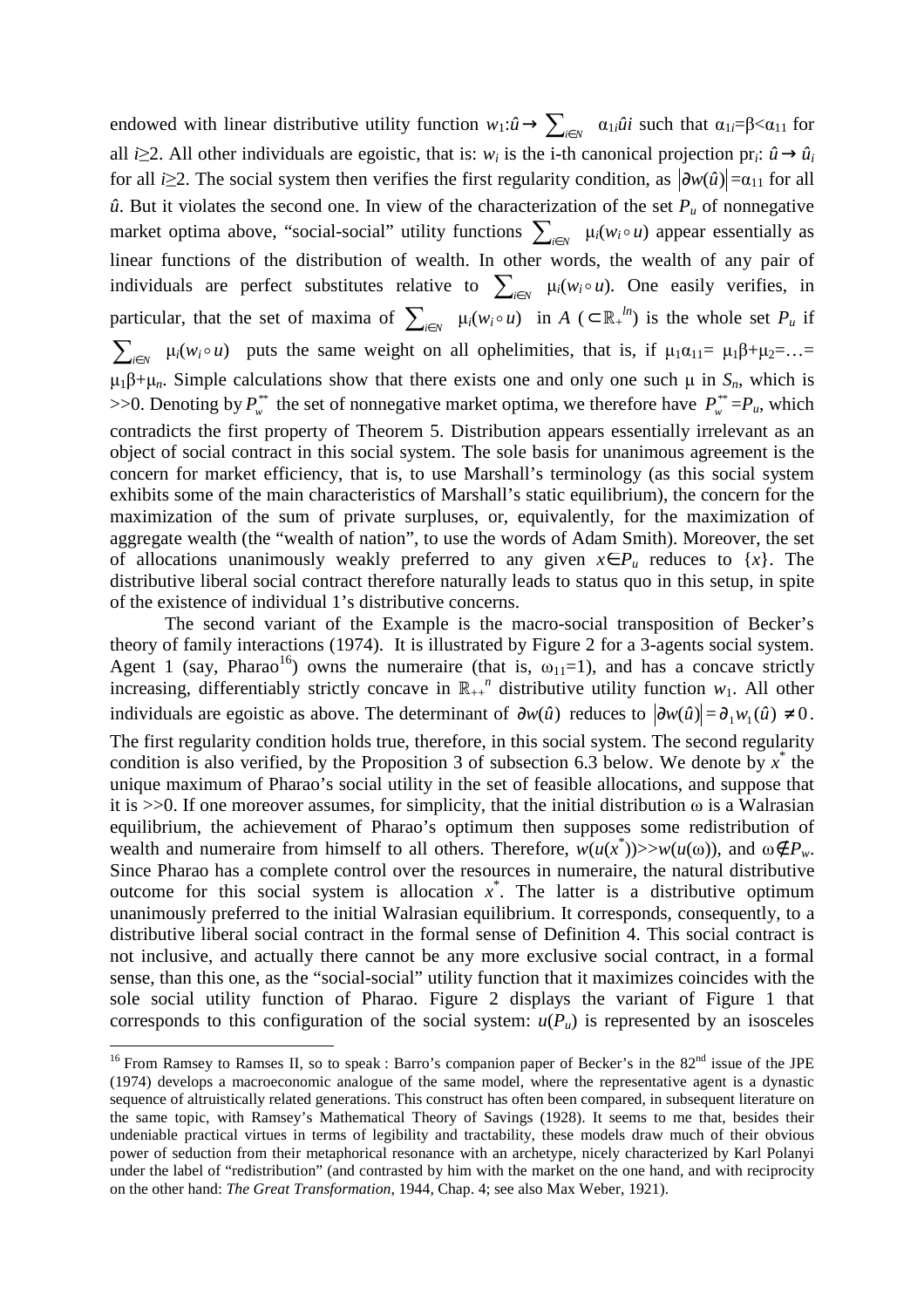endowed with linear distributive utility function $w_1$:$\hat{u} \rightarrow \sum_{i \in N} \alpha_{1i}\hat{u}i$ such that $\alpha_{1i}=\beta<\alpha_{11}$ for all $i\geq 2$. All other individuals are egoistic, that is: $w_i$ is the i-th canonical projection $pr_i$: $\hat{u} \rightarrow \hat{u}_i$ for all $i\geq 2$. The social system then verifies the first regularity condition, as $|\partial w(\hat{u})|=\alpha_{11}$ for all $\hat{u}$. But it violates the second one. In view of the characterization of the set $P_u$ of nonnegative market optima above, "social-social" utility functions $\sum_{i \in N} \mu_i(w_i \circ u)$ appear essentially as linear functions of the distribution of wealth. In other words, the wealth of any pair of individuals are perfect substitutes relative to $\sum_{i \in N} \mu_i(w_i \circ u)$. One easily verifies, in particular, that the set of maxima of $\sum_{i \in N} \mu_i(w_i \circ u)$ in $A$ ($\subset \mathbb{R}_+^{ln}$) is the whole set $P_u$ if $\sum_{i \in N} \mu_i(w_i \circ u)$ puts the same weight on all ophelimities, that is, if $\mu_1\alpha_{11}= \mu_1\beta+\mu_2=\ldots= \mu_1\beta+\mu_n$. Simple calculations show that there exists one and only one such $\mu$ in $S_n$, which is $>>0$. Denoting by $P_w^{**}$ the set of nonnegative market optima, we therefore have $P_w^{**}=P_u$, which contradicts the first property of Theorem 5. Distribution appears essentially irrelevant as an object of social contract in this social system. The sole basis for unanimous agreement is the concern for market efficiency, that is, to use Marshall's terminology (as this social system exhibits some of the main characteristics of Marshall's static equilibrium), the concern for the maximization of the sum of private surpluses, or, equivalently, for the maximization of aggregate wealth (the "wealth of nation", to use the words of Adam Smith). Moreover, the set of allocations unanimously weakly preferred to any given $x\in P_u$ reduces to $\{x\}$. The distributive liberal social contract therefore naturally leads to status quo in this setup, in spite of the existence of individual 1's distributive concerns.

The second variant of the Example is the macro-social transposition of Becker's theory of family interactions (1974). It is illustrated by Figure 2 for a 3-agents social system. Agent 1 (say, Pharao[16]) owns the numeraire (that is, $\omega_{11}=1$), and has a concave strictly increasing, differentiably strictly concave in $\mathbb{R}_{++}^n$ distributive utility function $w_1$. All other individuals are egoistic as above. The determinant of $\partial w(\hat{u})$ reduces to $|\partial w(\hat{u})| = \partial_1 w_1(\hat{u}) \neq 0$. The first regularity condition holds true, therefore, in this social system. The second regularity condition is also verified, by the Proposition 3 of subsection 6.3 below. We denote by $x^*$ the unique maximum of Pharao's social utility in the set of feasible allocations, and suppose that it is $>>0$. If one moreover assumes, for simplicity, that the initial distribution $\omega$ is a Walrasian equilibrium, the achievement of Pharao's optimum then supposes some redistribution of wealth and numeraire from himself to all others. Therefore, $w(u(x^*))>>w(u(\omega))$, and $\omega\notin P_w$. Since Pharao has a complete control over the resources in numeraire, the natural distributive outcome for this social system is allocation $x^*$. The latter is a distributive optimum unanimously preferred to the initial Walrasian equilibrium. It corresponds, consequently, to a distributive liberal social contract in the formal sense of Definition 4. This social contract is not inclusive, and actually there cannot be any more exclusive social contract, in a formal sense, than this one, as the "social-social" utility function that it maximizes coincides with the sole social utility function of Pharao. Figure 2 displays the variant of Figure 1 that corresponds to this configuration of the social system: $u(P_u)$ is represented by an isosceles

---

[16] From Ramsey to Ramses II, so to speak : Barro's companion paper of Becker's in the 82[nd] issue of the JPE (1974) develops a macroeconomic analogue of the same model, where the representative agent is a dynastic sequence of altruistically related generations. This construct has often been compared, in subsequent literature on the same topic, with Ramsey's Mathematical Theory of Savings (1928). It seems to me that, besides their undeniable practical virtues in terms of legibility and tractability, these models draw much of their obvious power of seduction from their metaphorical resonance with an archetype, nicely characterized by Karl Polanyi under the label of "redistribution" (and contrasted by him with the market on the one hand, and with reciprocity on the other hand: *The Great Transformation*, 1944, Chap. 4; see also Max Weber, 1921).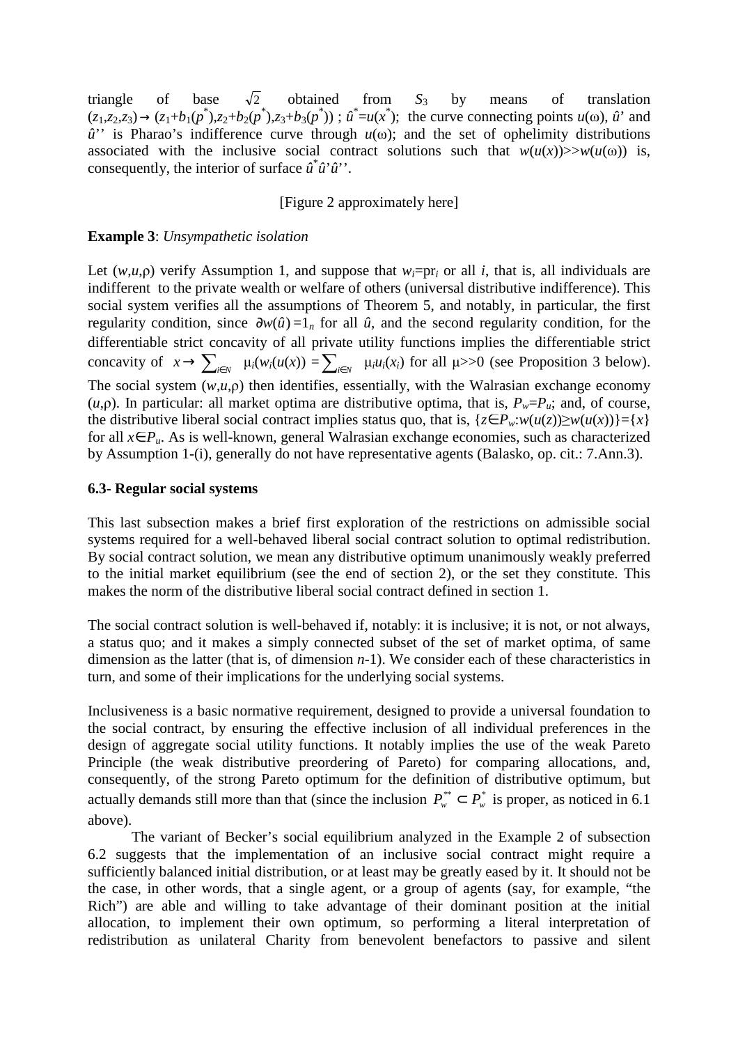triangle of base $\sqrt{2}$ obtained from $S_3$ by means of translation $(z_1,z_2,z_3) \rightarrow (z_1+b_1(p^*),z_2+b_2(p^*),z_3+b_3(p^*))$ ; $\hat{u}^*=u(x^*)$; the curve connecting points $u(\omega)$, $\hat{u}$' and $\hat{u}$'' is Pharao's indifference curve through $u(\omega)$; and the set of ophelimity distributions associated with the inclusive social contract solutions such that $w(u(x))>>w(u(\omega))$ is, consequently, the interior of surface $\hat{u}^*\hat{u}'\hat{u}''$.

[Figure 2 approximately here]

**Example 3**: *Unsympathetic isolation*

Let $(w,u,\rho)$ verify Assumption 1, and suppose that $w_i=\text{pr}_i$ or all $i$, that is, all individuals are indifferent to the private wealth or welfare of others (universal distributive indifference). This social system verifies all the assumptions of Theorem 5, and notably, in particular, the first regularity condition, since $\partial w(\hat{u})=1_n$ for all $\hat{u}$, and the second regularity condition, for the differentiable strict concavity of all private utility functions implies the differentiable strict concavity of $x \rightarrow \sum_{i\in N} \mu_i(w_i(u(x))=\sum_{i\in N} \mu_i u_i(x_i)$ for all $\mu>>0$ (see Proposition 3 below). The social system $(w,u,\rho)$ then identifies, essentially, with the Walrasian exchange economy $(u,\rho)$. In particular: all market optima are distributive optima, that is, $P_w=P_u$; and, of course, the distributive liberal social contract implies status quo, that is, $\{z\in P_w:w(u(z))\geq w(u(x))\}=\{x\}$ for all $x\in P_u$. As is well-known, general Walrasian exchange economies, such as characterized by Assumption 1-(i), generally do not have representative agents (Balasko, op. cit.: 7.Ann.3).

### 6.3- Regular social systems

This last subsection makes a brief first exploration of the restrictions on admissible social systems required for a well-behaved liberal social contract solution to optimal redistribution. By social contract solution, we mean any distributive optimum unanimously weakly preferred to the initial market equilibrium (see the end of section 2), or the set they constitute. This makes the norm of the distributive liberal social contract defined in section 1.

The social contract solution is well-behaved if, notably: it is inclusive; it is not, or not always, a status quo; and it makes a simply connected subset of the set of market optima, of same dimension as the latter (that is, of dimension $n$-1). We consider each of these characteristics in turn, and some of their implications for the underlying social systems.

Inclusiveness is a basic normative requirement, designed to provide a universal foundation to the social contract, by ensuring the effective inclusion of all individual preferences in the design of aggregate social utility functions. It notably implies the use of the weak Pareto Principle (the weak distributive preordering of Pareto) for comparing allocations, and, consequently, of the strong Pareto optimum for the definition of distributive optimum, but actually demands still more than that (since the inclusion $P_w^{**} \subset P_w^*$ is proper, as noticed in 6.1 above).

The variant of Becker's social equilibrium analyzed in the Example 2 of subsection 6.2 suggests that the implementation of an inclusive social contract might require a sufficiently balanced initial distribution, or at least may be greatly eased by it. It should not be the case, in other words, that a single agent, or a group of agents (say, for example, "the Rich") are able and willing to take advantage of their dominant position at the initial allocation, to implement their own optimum, so performing a literal interpretation of redistribution as unilateral Charity from benevolent benefactors to passive and silent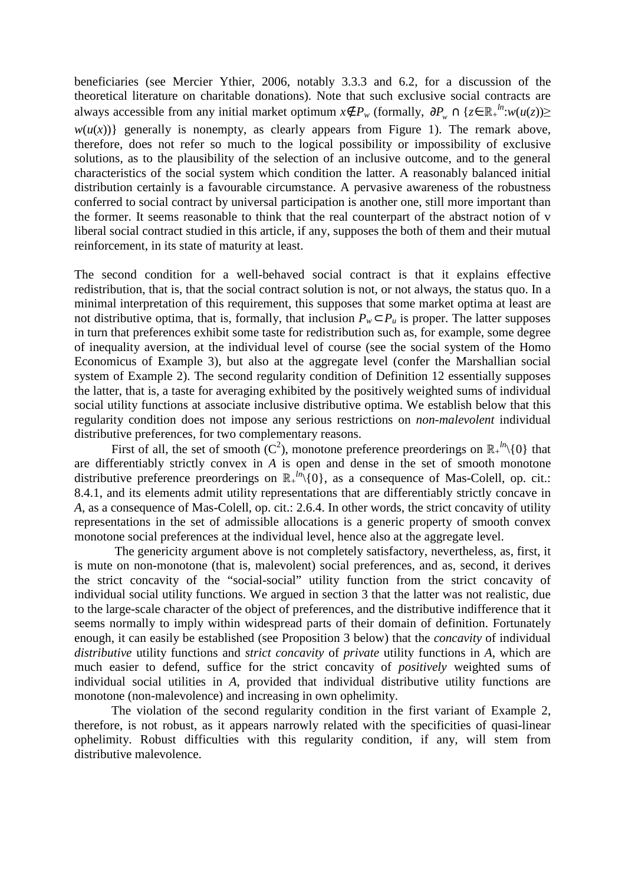beneficiaries (see Mercier Ythier, 2006, notably 3.3.3 and 6.2, for a discussion of the theoretical literature on charitable donations). Note that such exclusive social contracts are always accessible from any initial market optimum $x \notin P_w$ (formally, $\partial P_w \cap \{z \in \mathbb{R}_+^{ln} : w(u(z)) \geq w(u(x))\}$ generally is nonempty, as clearly appears from Figure 1). The remark above, therefore, does not refer so much to the logical possibility or impossibility of exclusive solutions, as to the plausibility of the selection of an inclusive outcome, and to the general characteristics of the social system which condition the latter. A reasonably balanced initial distribution certainly is a favourable circumstance. A pervasive awareness of the robustness conferred to social contract by universal participation is another one, still more important than the former. It seems reasonable to think that the real counterpart of the abstract notion of v liberal social contract studied in this article, if any, supposes the both of them and their mutual reinforcement, in its state of maturity at least.

The second condition for a well-behaved social contract is that it explains effective redistribution, that is, that the social contract solution is not, or not always, the status quo. In a minimal interpretation of this requirement, this supposes that some market optima at least are not distributive optima, that is, formally, that inclusion $P_w \subset P_u$ is proper. The latter supposes in turn that preferences exhibit some taste for redistribution such as, for example, some degree of inequality aversion, at the individual level of course (see the social system of the Homo Economicus of Example 3), but also at the aggregate level (confer the Marshallian social system of Example 2). The second regularity condition of Definition 12 essentially supposes the latter, that is, a taste for averaging exhibited by the positively weighted sums of individual social utility functions at associate inclusive distributive optima. We establish below that this regularity condition does not impose any serious restrictions on *non-malevolent* individual distributive preferences, for two complementary reasons.

First of all, the set of smooth ($C^2$), monotone preference preorderings on $\mathbb{R}_+^{ln} \backslash \{0\}$ that are differentiably strictly convex in $A$ is open and dense in the set of smooth monotone distributive preference preorderings on $\mathbb{R}_+^{ln} \backslash \{0\}$, as a consequence of Mas-Colell, op. cit.: 8.4.1, and its elements admit utility representations that are differentiably strictly concave in $A$, as a consequence of Mas-Colell, op. cit.: 2.6.4. In other words, the strict concavity of utility representations in the set of admissible allocations is a generic property of smooth convex monotone social preferences at the individual level, hence also at the aggregate level.

The genericity argument above is not completely satisfactory, nevertheless, as, first, it is mute on non-monotone (that is, malevolent) social preferences, and as, second, it derives the strict concavity of the "social-social" utility function from the strict concavity of individual social utility functions. We argued in section 3 that the latter was not realistic, due to the large-scale character of the object of preferences, and the distributive indifference that it seems normally to imply within widespread parts of their domain of definition. Fortunately enough, it can easily be established (see Proposition 3 below) that the *concavity* of individual *distributive* utility functions and *strict concavity* of *private* utility functions in $A$, which are much easier to defend, suffice for the strict concavity of *positively* weighted sums of individual social utilities in $A$, provided that individual distributive utility functions are monotone (non-malevolence) and increasing in own ophelimity.

The violation of the second regularity condition in the first variant of Example 2, therefore, is not robust, as it appears narrowly related with the specificities of quasi-linear ophelimity. Robust difficulties with this regularity condition, if any, will stem from distributive malevolence.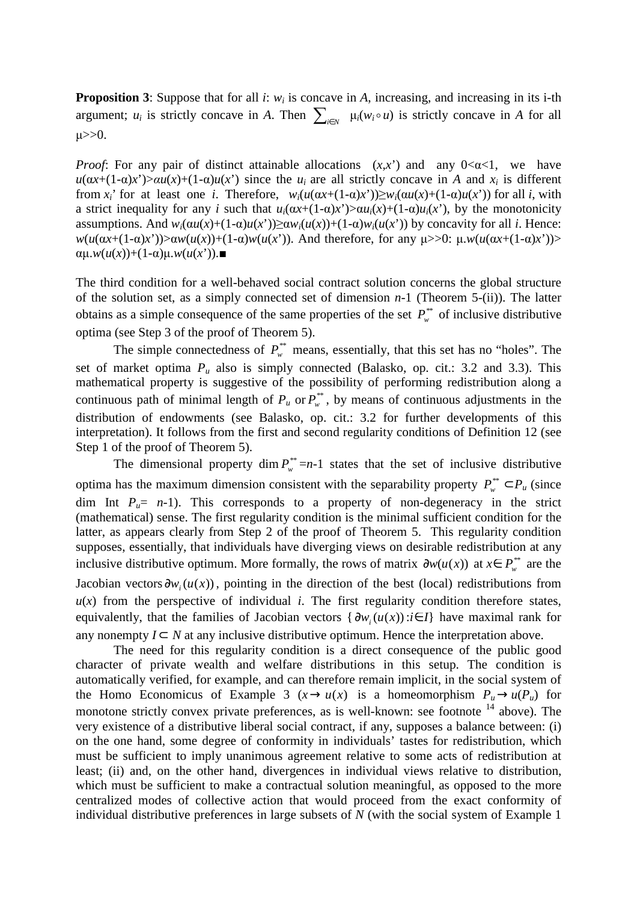**Proposition 3**: Suppose that for all $i$: $w_i$ is concave in $A$, increasing, and increasing in its i-th argument; $u_i$ is strictly concave in $A$. Then $\sum_{i\in N} \mu_i(w_i \circ u)$ is strictly concave in $A$ for all $\mu$>>0.

*Proof*: For any pair of distinct attainable allocations $(x,x')$ and any $0<\alpha<1$, we have $u(\alpha x+(1-\alpha)x')>\alpha u(x)+(1-\alpha)u(x')$ since the $u_i$ are all strictly concave in $A$ and $x_i$ is different from $x_i'$ for at least one $i$. Therefore, $w_i(u(\alpha x+(1-\alpha)x'))\geq w_i(\alpha u(x)+(1-\alpha)u(x'))$ for all $i$, with a strict inequality for any $i$ such that $u_i(\alpha x+(1-\alpha)x')>\alpha u_i(x)+(1-\alpha)u_i(x')$, by the monotonicity assumptions. And $w_i(\alpha u(x)+(1-\alpha)u(x'))\geq \alpha w_i(u(x))+(1-\alpha)w_i(u(x'))$ by concavity for all $i$. Hence: $w(u(\alpha x+(1-\alpha)x'))>\alpha w(u(x))+(1-\alpha)w(u(x'))$. And therefore, for any $\mu$>>0: $\mu.w(u(\alpha x+(1-\alpha)x'))>\alpha\mu.w(u(x))+(1-\alpha)\mu.w(u(x'))$.■

The third condition for a well-behaved social contract solution concerns the global structure of the solution set, as a simply connected set of dimension $n$-1 (Theorem 5-(ii)). The latter obtains as a simple consequence of the same properties of the set $P_w^{**}$ of inclusive distributive optima (see Step 3 of the proof of Theorem 5).

The simple connectedness of $P_w^{**}$ means, essentially, that this set has no "holes". The set of market optima $P_u$ also is simply connected (Balasko, op. cit.: 3.2 and 3.3). This mathematical property is suggestive of the possibility of performing redistribution along a continuous path of minimal length of $P_u$ or $P_w^{**}$, by means of continuous adjustments in the distribution of endowments (see Balasko, op. cit.: 3.2 for further developments of this interpretation). It follows from the first and second regularity conditions of Definition 12 (see Step 1 of the proof of Theorem 5).

The dimensional property $\dim P_w^{**}=n$-1 states that the set of inclusive distributive optima has the maximum dimension consistent with the separability property $P_w^{**} \subset P_u$ (since dim Int $P_u$= $n$-1). This corresponds to a property of non-degeneracy in the strict (mathematical) sense. The first regularity condition is the minimal sufficient condition for the latter, as appears clearly from Step 2 of the proof of Theorem 5. This regularity condition supposes, essentially, that individuals have diverging views on desirable redistribution at any inclusive distributive optimum. More formally, the rows of matrix $\partial w(u(x))$ at $x\in P_w^{**}$ are the Jacobian vectors $\partial w_i(u(x))$, pointing in the direction of the best (local) redistributions from $u(x)$ from the perspective of individual $i$. The first regularity condition therefore states, equivalently, that the families of Jacobian vectors $\{\partial w_i(u(x)):i\in I\}$ have maximal rank for any nonempty $I\subset N$ at any inclusive distributive optimum. Hence the interpretation above.

The need for this regularity condition is a direct consequence of the public good character of private wealth and welfare distributions in this setup. The condition is automatically verified, for example, and can therefore remain implicit, in the social system of the Homo Economicus of Example 3 ($x\rightarrow u(x)$ is a homeomorphism $P_u\rightarrow u(P_u)$ for monotone strictly convex private preferences, as is well-known: see footnote [14] above). The very existence of a distributive liberal social contract, if any, supposes a balance between: (i) on the one hand, some degree of conformity in individuals' tastes for redistribution, which must be sufficient to imply unanimous agreement relative to some acts of redistribution at least; (ii) and, on the other hand, divergences in individual views relative to distribution, which must be sufficient to make a contractual solution meaningful, as opposed to the more centralized modes of collective action that would proceed from the exact conformity of individual distributive preferences in large subsets of $N$ (with the social system of Example 1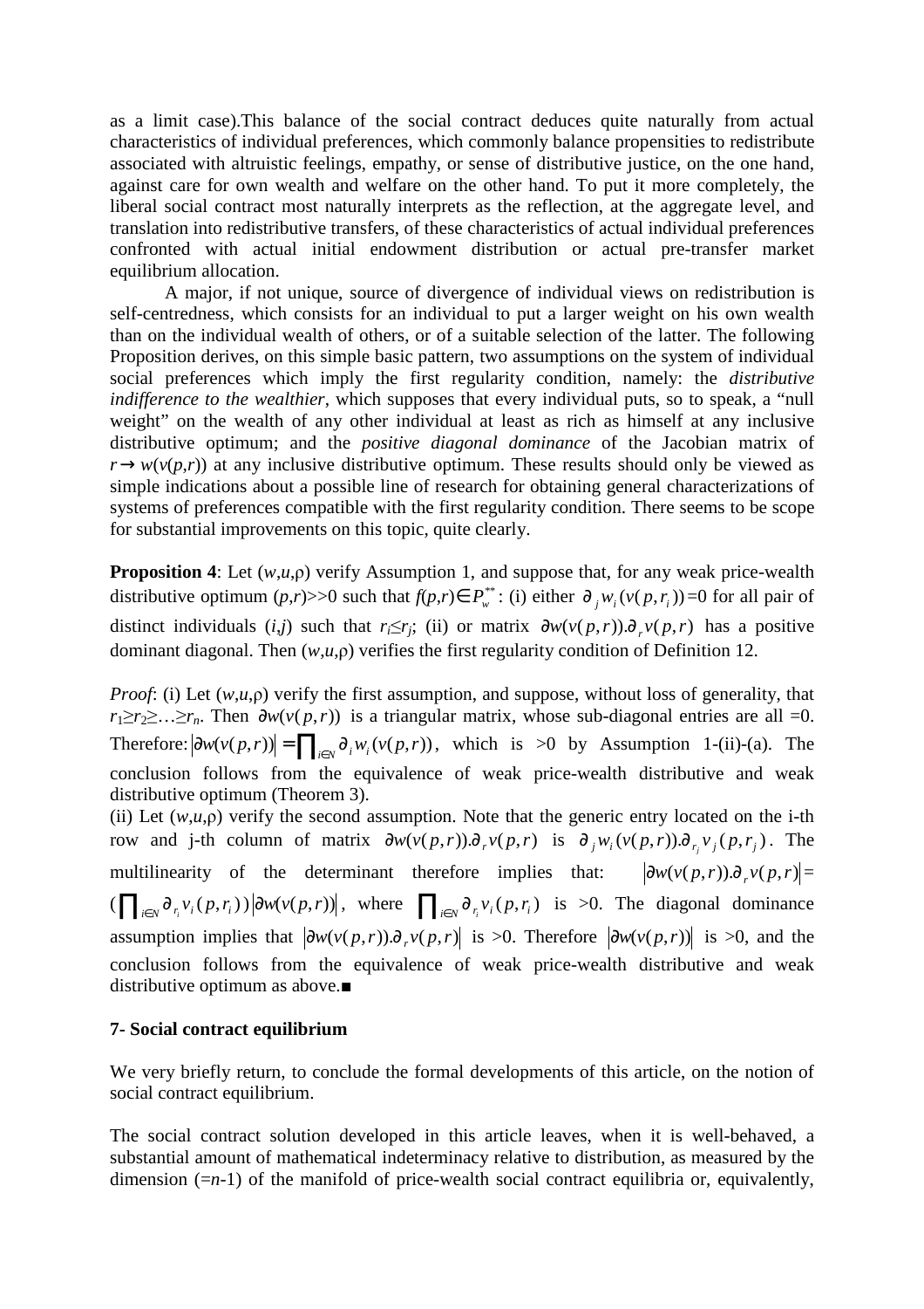as a limit case).This balance of the social contract deduces quite naturally from actual characteristics of individual preferences, which commonly balance propensities to redistribute associated with altruistic feelings, empathy, or sense of distributive justice, on the one hand, against care for own wealth and welfare on the other hand. To put it more completely, the liberal social contract most naturally interprets as the reflection, at the aggregate level, and translation into redistributive transfers, of these characteristics of actual individual preferences confronted with actual initial endowment distribution or actual pre-transfer market equilibrium allocation.

A major, if not unique, source of divergence of individual views on redistribution is self-centredness, which consists for an individual to put a larger weight on his own wealth than on the individual wealth of others, or of a suitable selection of the latter. The following Proposition derives, on this simple basic pattern, two assumptions on the system of individual social preferences which imply the first regularity condition, namely: the *distributive indifference to the wealthier*, which supposes that every individual puts, so to speak, a "null weight" on the wealth of any other individual at least as rich as himself at any inclusive distributive optimum; and the *positive diagonal dominance* of the Jacobian matrix of $r \to w(v(p,r))$ at any inclusive distributive optimum. These results should only be viewed as simple indications about a possible line of research for obtaining general characterizations of systems of preferences compatible with the first regularity condition. There seems to be scope for substantial improvements on this topic, quite clearly.

**Proposition 4**: Let $(w,u,\rho)$ verify Assumption 1, and suppose that, for any weak price-wealth distributive optimum $(p,r)>>0$ such that $f(p,r)\in P_w^{**}$: (i) either $\partial_j w_i(v(p,r_i))=0$ for all pair of distinct individuals $(i,j)$ such that $r_i \leq r_j$; (ii) or matrix $\partial w(v(p,r)).\partial_r v(p,r)$ has a positive dominant diagonal. Then $(w,u,\rho)$ verifies the first regularity condition of Definition 12.

*Proof*: (i) Let $(w,u,\rho)$ verify the first assumption, and suppose, without loss of generality, that $r_1 \geq r_2 \geq \ldots \geq r_n$. Then $\partial w(v(p,r))$ is a triangular matrix, whose sub-diagonal entries are all =0. Therefore: $|\partial w(v(p,r))| = \prod_{i\in N} \partial_i w_i(v(p,r))$, which is >0 by Assumption 1-(ii)-(a). The conclusion follows from the equivalence of weak price-wealth distributive and weak distributive optimum (Theorem 3).

(ii) Let $(w,u,\rho)$ verify the second assumption. Note that the generic entry located on the i-th row and j-th column of matrix $\partial w(v(p,r)).\partial_r v(p,r)$ is $\partial_j w_i(v(p,r)).\partial_{r_j} v_j(p,r_j)$. The multilinearity of the determinant therefore implies that: $|\partial w(v(p,r)).\partial_r v(p,r)| = (\prod_{i\in N} \partial_{r_i} v_i(p,r_i))\, |\partial w(v(p,r))|$, where $\prod_{i\in N} \partial_{r_i} v_i(p,r_i)$ is >0. The diagonal dominance assumption implies that $|\partial w(v(p,r)).\partial_r v(p,r)|$ is >0. Therefore $|\partial w(v(p,r))|$ is >0, and the conclusion follows from the equivalence of weak price-wealth distributive and weak distributive optimum as above.■

### 7- Social contract equilibrium

We very briefly return, to conclude the formal developments of this article, on the notion of social contract equilibrium.

The social contract solution developed in this article leaves, when it is well-behaved, a substantial amount of mathematical indeterminacy relative to distribution, as measured by the dimension (=$n$-1) of the manifold of price-wealth social contract equilibria or, equivalently,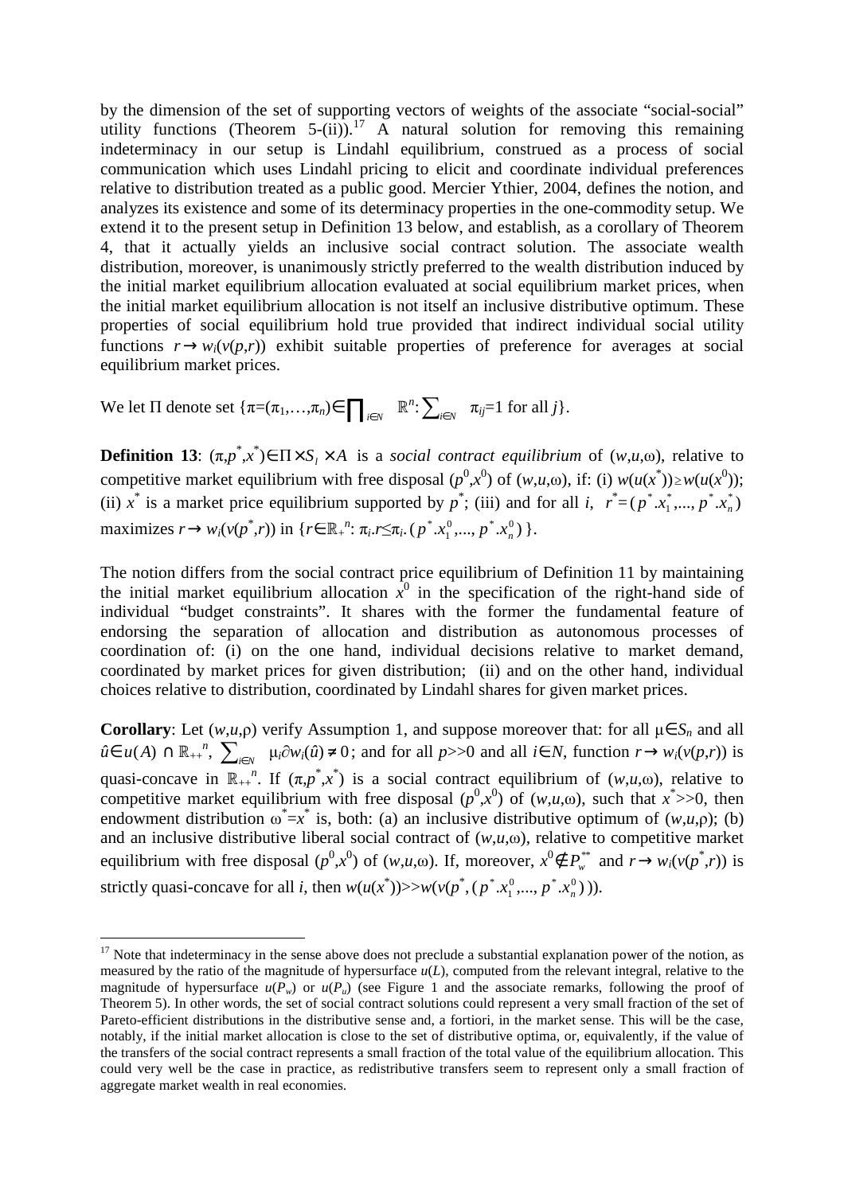by the dimension of the set of supporting vectors of weights of the associate "social-social" utility functions (Theorem 5-(ii)).[17] A natural solution for removing this remaining indeterminacy in our setup is Lindahl equilibrium, construed as a process of social communication which uses Lindahl pricing to elicit and coordinate individual preferences relative to distribution treated as a public good. Mercier Ythier, 2004, defines the notion, and analyzes its existence and some of its determinacy properties in the one-commodity setup. We extend it to the present setup in Definition 13 below, and establish, as a corollary of Theorem 4, that it actually yields an inclusive social contract solution. The associate wealth distribution, moreover, is unanimously strictly preferred to the wealth distribution induced by the initial market equilibrium allocation evaluated at social equilibrium market prices, when the initial market equilibrium allocation is not itself an inclusive distributive optimum. These properties of social equilibrium hold true provided that indirect individual social utility functions $r \rightarrow w_i(v(p,r))$ exhibit suitable properties of preference for averages at social equilibrium market prices.

We let $\Pi$ denote set $\{\pi=(\pi_1,\ldots,\pi_n)\in\prod_{i\in N}\mathbb{R}^n: \sum_{i\in N}\pi_{ij}=1 \text{ for all } j\}$.

**Definition 13**: $(\pi,p^*,x^*)\in\Pi\times S_l\times A$ is a *social contract equilibrium* of $(w,u,\omega)$, relative to competitive market equilibrium with free disposal $(p^0,x^0)$ of $(w,u,\omega)$, if: (i) $w(u(x^*))\geq w(u(x^0))$; (ii) $x^*$ is a market price equilibrium supported by $p^*$; (iii) and for all $i$, $r^*=(p^*.x_1^*,\ldots,p^*.x_n^*)$ maximizes $r\rightarrow w_i(v(p^*,r))$ in $\{r\in\mathbb{R}_+^n: \pi_i.r\leq\pi_i.(p^*.x_1^0,\ldots,p^*.x_n^0)\}$.

The notion differs from the social contract price equilibrium of Definition 11 by maintaining the initial market equilibrium allocation $x^0$ in the specification of the right-hand side of individual "budget constraints". It shares with the former the fundamental feature of endorsing the separation of allocation and distribution as autonomous processes of coordination of: (i) on the one hand, individual decisions relative to market demand, coordinated by market prices for given distribution; (ii) and on the other hand, individual choices relative to distribution, coordinated by Lindahl shares for given market prices.

**Corollary**: Let $(w,u,\rho)$ verify Assumption 1, and suppose moreover that: for all $\mu\in S_n$ and all $\hat{u}\in u(A)\cap\mathbb{R}_{++}^n$, $\sum_{i\in N}\mu_i\partial w_i(\hat{u})\neq 0$; and for all $p>>0$ and all $i\in N$, function $r\rightarrow w_i(v(p,r))$ is quasi-concave in $\mathbb{R}_{++}^n$. If $(\pi,p^*,x^*)$ is a social contract equilibrium of $(w,u,\omega)$, relative to competitive market equilibrium with free disposal $(p^0,x^0)$ of $(w,u,\omega)$, such that $x^*>>0$, then endowment distribution $\omega^*=x^*$ is, both: (a) an inclusive distributive optimum of $(w,u,\rho)$; (b) and an inclusive distributive liberal social contract of $(w,u,\omega)$, relative to competitive market equilibrium with free disposal $(p^0,x^0)$ of $(w,u,\omega)$. If, moreover, $x^0\notin P_w^{**}$ and $r\rightarrow w_i(v(p^*,r))$ is strictly quasi-concave for all $i$, then $w(u(x^*))>>w(v(p^*,(p^*.x_1^0,\ldots,p^*.x_n^0)))$.

---

[17] Note that indeterminacy in the sense above does not preclude a substantial explanation power of the notion, as measured by the ratio of the magnitude of hypersurface $u(L)$, computed from the relevant integral, relative to the magnitude of hypersurface $u(P_w)$ or $u(P_u)$ (see Figure 1 and the associate remarks, following the proof of Theorem 5). In other words, the set of social contract solutions could represent a very small fraction of the set of Pareto-efficient distributions in the distributive sense and, a fortiori, in the market sense. This will be the case, notably, if the initial market allocation is close to the set of distributive optima, or, equivalently, if the value of the transfers of the social contract represents a small fraction of the total value of the equilibrium allocation. This could very well be the case in practice, as redistributive transfers seem to represent only a small fraction of aggregate market wealth in real economies.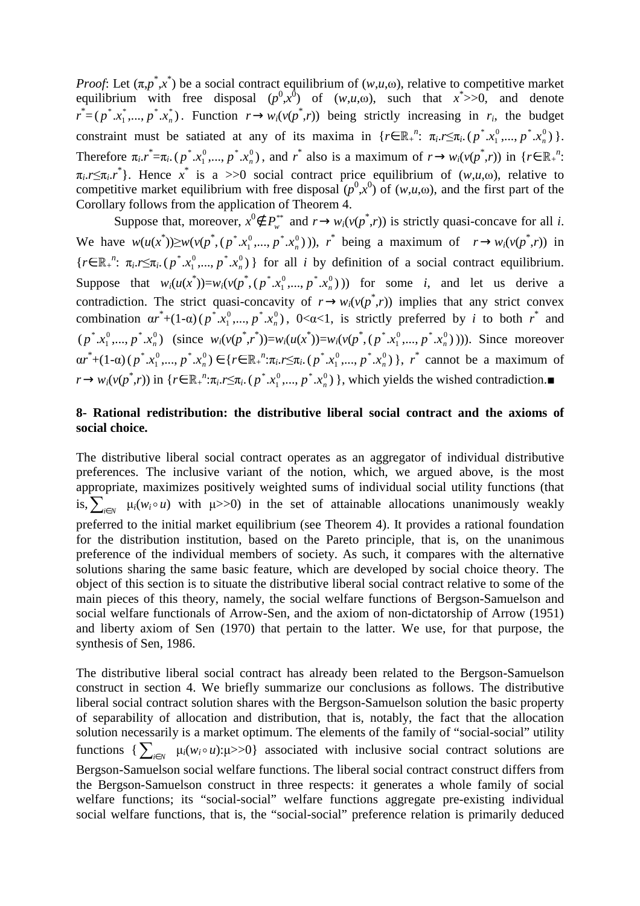*Proof*: Let $(\pi,p^*,x^*)$ be a social contract equilibrium of $(w,u,\omega)$, relative to competitive market equilibrium with free disposal $(p^0,x^0)$ of $(w,u,\omega)$, such that $x^*>>0$, and denote $r^*=(p^*.x_1^*,...,p^*.x_n^*)$. Function $r\rightarrow w_i(v(p^*,r))$ being strictly increasing in $r_i$, the budget constraint must be satiated at any of its maxima in $\{r\in\mathbb{R}_+{}^n$: $\pi_i.r\leq\pi_i.(p^*.x_1^0,...,p^*.x_n^0)\}$. Therefore $\pi_i.r^*=\pi_i.(p^*.x_1^0,...,p^*.x_n^0)$, and $r^*$ also is a maximum of $r\rightarrow w_i(v(p^*,r))$ in $\{r\in\mathbb{R}_+{}^n$: $\pi_i.r\leq\pi_i.r^*\}$. Hence $x^*$ is a >>0 social contract price equilibrium of $(w,u,\omega)$, relative to competitive market equilibrium with free disposal $(p^0,x^0)$ of $(w,u,\omega)$, and the first part of the Corollary follows from the application of Theorem 4.

Suppose that, moreover, $x^0\notin P_w^{**}$ and $r\rightarrow w_i(v(p^*,r))$ is strictly quasi-concave for all $i$. We have $w(u(x^*))\geq w(v(p^*,(p^*.x_1^0,...,p^*.x_n^0)))$, $r^*$ being a maximum of $r\rightarrow w_i(v(p^*,r))$ in $\{r\in\mathbb{R}_+{}^n$: $\pi_i.r\leq\pi_i.(p^*.x_1^0,...,p^*.x_n^0)\}$ for all $i$ by definition of a social contract equilibrium. Suppose that $w_i(u(x^*))=w_i(v(p^*,(p^*.x_1^0,...,p^*.x_n^0)))$ for some $i$, and let us derive a contradiction. The strict quasi-concavity of $r\rightarrow w_i(v(p^*,r))$ implies that any strict convex combination $\alpha r^*+(1-\alpha)(p^*.x_1^0,...,p^*.x_n^0)$, $0<\alpha<1$, is strictly preferred by $i$ to both $r^*$ and $(p^*.x_1^0,...,p^*.x_n^0)$ (since $w_i(v(p^*,r^*))=w_i(u(x^*))=w_i(v(p^*,(p^*.x_1^0,...,p^*.x_n^0)))$). Since moreover $\alpha r^*+(1-\alpha)(p^*.x_1^0,...,p^*.x_n^0)\in\{r\in\mathbb{R}_+{}^n$:$\pi_i.r\leq\pi_i.(p^*.x_1^0,...,p^*.x_n^0)\}$, $r^*$ cannot be a maximum of $r\rightarrow w_i(v(p^*,r))$ in $\{r\in\mathbb{R}_+{}^n$:$\pi_i.r\leq\pi_i.(p^*.x_1^0,...,p^*.x_n^0)\}$, which yields the wished contradiction.■

## 8- Rational redistribution: the distributive liberal social contract and the axioms of social choice.

The distributive liberal social contract operates as an aggregator of individual distributive preferences. The inclusive variant of the notion, which, we argued above, is the most appropriate, maximizes positively weighted sums of individual social utility functions (that is, $\sum_{i\in N}\ \mu_i(w_i\circ u)$ with $\mu>>0$) in the set of attainable allocations unanimously weakly preferred to the initial market equilibrium (see Theorem 4). It provides a rational foundation for the distribution institution, based on the Pareto principle, that is, on the unanimous preference of the individual members of society. As such, it compares with the alternative solutions sharing the same basic feature, which are developed by social choice theory. The object of this section is to situate the distributive liberal social contract relative to some of the main pieces of this theory, namely, the social welfare functions of Bergson-Samuelson and social welfare functionals of Arrow-Sen, and the axiom of non-dictatorship of Arrow (1951) and liberty axiom of Sen (1970) that pertain to the latter. We use, for that purpose, the synthesis of Sen, 1986.

The distributive liberal social contract has already been related to the Bergson-Samuelson construct in section 4. We briefly summarize our conclusions as follows. The distributive liberal social contract solution shares with the Bergson-Samuelson solution the basic property of separability of allocation and distribution, that is, notably, the fact that the allocation solution necessarily is a market optimum. The elements of the family of "social-social" utility functions $\{\sum_{i\in N}\ \mu_i(w_i\circ u)$:$\mu>>0\}$ associated with inclusive social contract solutions are Bergson-Samuelson social welfare functions. The liberal social contract construct differs from the Bergson-Samuelson construct in three respects: it generates a whole family of social welfare functions; its "social-social" welfare functions aggregate pre-existing individual social welfare functions, that is, the "social-social" preference relation is primarily deduced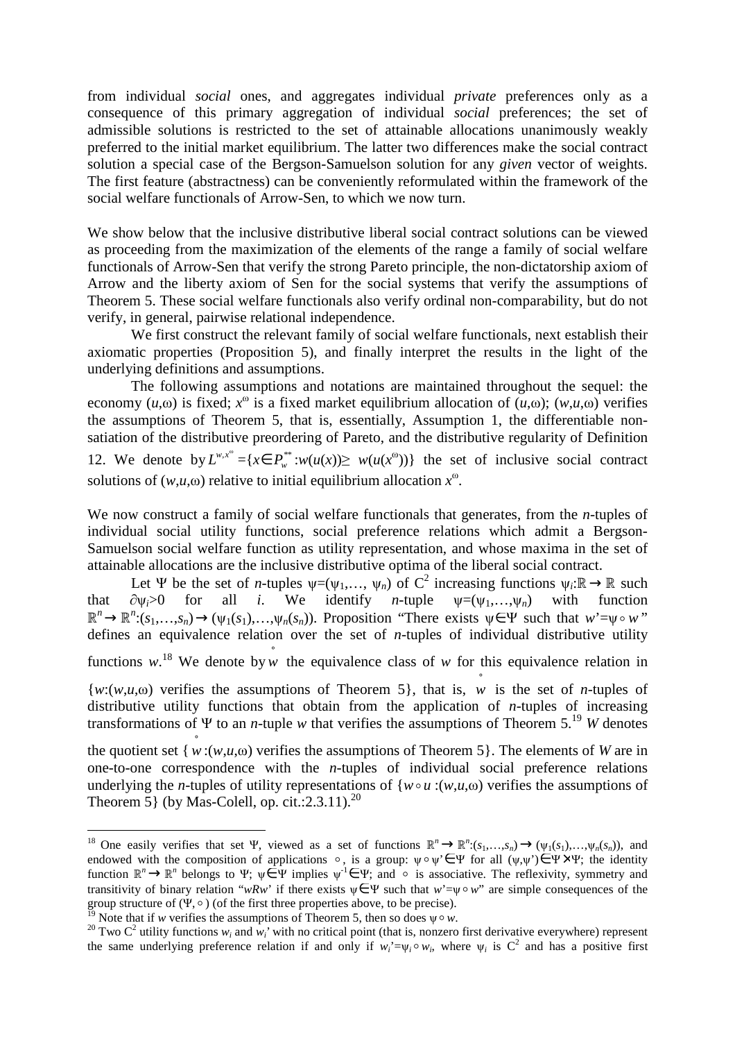from individual *social* ones, and aggregates individual *private* preferences only as a consequence of this primary aggregation of individual *social* preferences; the set of admissible solutions is restricted to the set of attainable allocations unanimously weakly preferred to the initial market equilibrium. The latter two differences make the social contract solution a special case of the Bergson-Samuelson solution for any *given* vector of weights. The first feature (abstractness) can be conveniently reformulated within the framework of the social welfare functionals of Arrow-Sen, to which we now turn.

We show below that the inclusive distributive liberal social contract solutions can be viewed as proceeding from the maximization of the elements of the range a family of social welfare functionals of Arrow-Sen that verify the strong Pareto principle, the non-dictatorship axiom of Arrow and the liberty axiom of Sen for the social systems that verify the assumptions of Theorem 5. These social welfare functionals also verify ordinal non-comparability, but do not verify, in general, pairwise relational independence.

We first construct the relevant family of social welfare functionals, next establish their axiomatic properties (Proposition 5), and finally interpret the results in the light of the underlying definitions and assumptions.

The following assumptions and notations are maintained throughout the sequel: the economy $(u,\omega)$ is fixed; $x^{\omega}$ is a fixed market equilibrium allocation of $(u,\omega)$; $(w,u,\omega)$ verifies the assumptions of Theorem 5, that is, essentially, Assumption 1, the differentiable non-satiation of the distributive preordering of Pareto, and the distributive regularity of Definition 12. We denote by $L^{w,x^{\omega}}=\{x\in P_w^{**}:w(u(x))\geq w(u(x^{\omega}))\}$ the set of inclusive social contract solutions of $(w,u,\omega)$ relative to initial equilibrium allocation $x^{\omega}$.

We now construct a family of social welfare functionals that generates, from the $n$-tuples of individual social utility functions, social preference relations which admit a Bergson-Samuelson social welfare function as utility representation, and whose maxima in the set of attainable allocations are the inclusive distributive optima of the liberal social contract.

Let $\Psi$ be the set of $n$-tuples $\psi=(\psi_1,\ldots,\psi_n)$ of $C^2$ increasing functions $\psi_i:\mathbb{R}\rightarrow\mathbb{R}$ such that $\partial\psi_i>0$ for all $i$. We identify $n$-tuple $\psi=(\psi_1,\ldots,\psi_n)$ with function $\mathbb{R}^n\rightarrow\mathbb{R}^n:(s_1,\ldots,s_n)\rightarrow(\psi_1(s_1),\ldots,\psi_n(s_n))$. Proposition "There exists $\psi\in\Psi$ such that $w'=\psi\circ w$" defines an equivalence relation over the set of $n$-tuples of individual distributive utility functions $w$.[18] We denote by $\mathring{w}$ the equivalence class of $w$ for this equivalence relation in $\{w:(w,u,\omega)$ verifies the assumptions of Theorem 5$\}$, that is, $\mathring{w}$ is the set of $n$-tuples of distributive utility functions that obtain from the application of $n$-tuples of increasing transformations of $\Psi$ to an $n$-tuple $w$ that verifies the assumptions of Theorem 5.[19] $W$ denotes the quotient set $\{\mathring{w}:(w,u,\omega)$ verifies the assumptions of Theorem 5$\}$. The elements of $W$ are in one-to-one correspondence with the $n$-tuples of individual social preference relations underlying the $n$-tuples of utility representations of $\{w\circ u:(w,u,\omega)$ verifies the assumptions of Theorem 5$\}$ (by Mas-Colell, op. cit.:2.3.11).[20]

---

[18] One easily verifies that set $\Psi$, viewed as a set of functions $\mathbb{R}^n\rightarrow\mathbb{R}^n:(s_1,\ldots,s_n)\rightarrow(\psi_1(s_1),\ldots,\psi_n(s_n))$, and endowed with the composition of applications $\circ$, is a group: $\psi\circ\psi'\in\Psi$ for all $(\psi,\psi')\in\Psi\times\Psi$; the identity function $\mathbb{R}^n\rightarrow\mathbb{R}^n$ belongs to $\Psi$; $\psi\in\Psi$ implies $\psi^{-1}\in\Psi$; and $\circ$ is associative. The reflexivity, symmetry and transitivity of binary relation "$wRw$' if there exists $\psi\in\Psi$ such that $w'=\psi\circ w$" are simple consequences of the group structure of $(\Psi,\circ)$ (of the first three properties above, to be precise).

[19] Note that if $w$ verifies the assumptions of Theorem 5, then so does $\psi\circ w$.

[20] Two $C^2$ utility functions $w_i$ and $w_i$' with no critical point (that is, nonzero first derivative everywhere) represent the same underlying preference relation if and only if $w_i'=\psi_i\circ w_i$, where $\psi_i$ is $C^2$ and has a positive first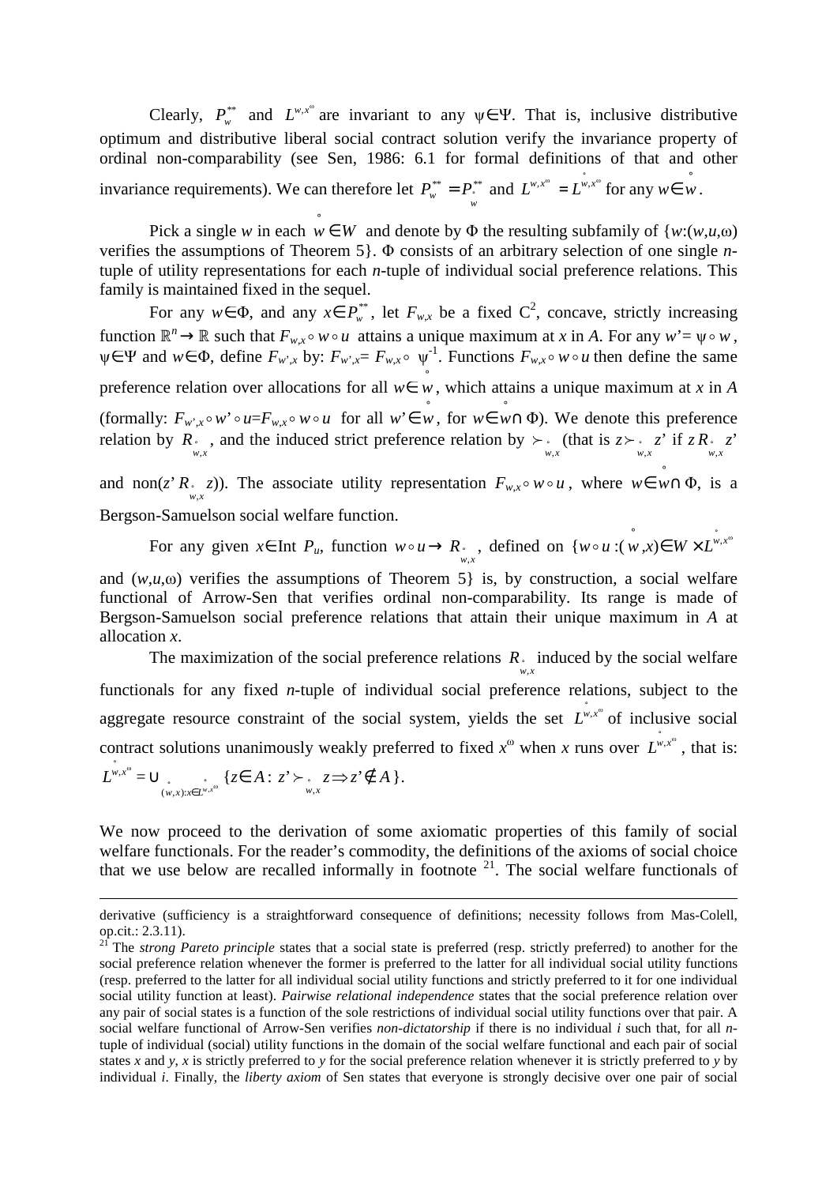Clearly, $P_w^{**}$ and $L^{w,x^\omega}$ are invariant to any $\psi\in\Psi$. That is, inclusive distributive optimum and distributive liberal social contract solution verify the invariance property of ordinal non-comparability (see Sen, 1986: 6.1 for formal definitions of that and other invariance requirements). We can therefore let $P_w^{**} = P_{\mathring{w}}^{**}$ and $L^{w,x^\omega} = L^{\mathring{w},x^\omega}$ for any $w\in\mathring{w}$.

Pick a single $w$ in each $\mathring{w}\in W$ and denote by $\Phi$ the resulting subfamily of $\{w{:}(w,u,\omega)$ verifies the assumptions of Theorem 5$\}$. $\Phi$ consists of an arbitrary selection of one single $n$-tuple of utility representations for each $n$-tuple of individual social preference relations. This family is maintained fixed in the sequel.

For any $w\in\Phi$, and any $x\in P_w^{**}$, let $F_{w,x}$ be a fixed $C^2$, concave, strictly increasing function $\mathbb{R}^n\to\mathbb{R}$ such that $F_{w,x}\circ w\circ u$ attains a unique maximum at $x$ in $A$. For any $w'=\psi\circ w$, $\psi\in\Psi$ and $w\in\Phi$, define $F_{w',x}$ by: $F_{w',x}= F_{w,x}\circ\ \psi^{-1}$. Functions $F_{w,x}\circ w\circ u$ then define the same preference relation over allocations for all $w\in\mathring{w}$, which attains a unique maximum at $x$ in $A$ (formally: $F_{w',x}\circ w'\circ u{=}F_{w,x}\circ w\circ u$ for all $w'\in\mathring{w}$, for $w\in\mathring{w}\cap\Phi$). We denote this preference relation by $R_{\mathring{w},x}$, and the induced strict preference relation by $\succ_{\mathring{w},x}$ (that is $z\succ_{\mathring{w},x} z'$ if $z\,R_{\mathring{w},x}\,z'$ and non($z'\,R_{\mathring{w},x}\,z$)). The associate utility representation $F_{w,x}\circ w\circ u$, where $w\in\mathring{w}\cap\Phi$, is a Bergson-Samuelson social welfare function.

For any given $x\in$Int $P_u$, function $w\circ u\to R_{\mathring{w},x}$, defined on $\{w\circ u:(\mathring{w},x)\in W\times L^{\mathring{w},x^\omega}$ and $(w,u,\omega)$ verifies the assumptions of Theorem 5$\}$ is, by construction, a social welfare functional of Arrow-Sen that verifies ordinal non-comparability. Its range is made of Bergson-Samuelson social preference relations that attain their unique maximum in $A$ at allocation $x$.

The maximization of the social preference relations $R_{\mathring{w},x}$ induced by the social welfare functionals for any fixed $n$-tuple of individual social preference relations, subject to the aggregate resource constraint of the social system, yields the set $L^{\mathring{w},x^\omega}$ of inclusive social contract solutions unanimously weakly preferred to fixed $x^\omega$ when $x$ runs over $L^{\mathring{w},x^\omega}$, that is:
$L^{\mathring{w},x^\omega} = \cup_{(\mathring{w},x):x\in L^{\mathring{w},x^\omega}} \{z\in A:\ z'\succ_{\mathring{w},x} z \Rightarrow z'\notin A\}$.

We now proceed to the derivation of some axiomatic properties of this family of social welfare functionals. For the reader's commodity, the definitions of the axioms of social choice that we use below are recalled informally in footnote [21]. The social welfare functionals of

---

derivative (sufficiency is a straightforward consequence of definitions; necessity follows from Mas-Colell, op.cit.: 2.3.11).

[21] The *strong Pareto principle* states that a social state is preferred (resp. strictly preferred) to another for the social preference relation whenever the former is preferred to the latter for all individual social utility functions (resp. preferred to the latter for all individual social utility functions and strictly preferred to it for one individual social utility function at least). *Pairwise relational independence* states that the social preference relation over any pair of social states is a function of the sole restrictions of individual social utility functions over that pair. A social welfare functional of Arrow-Sen verifies *non-dictatorship* if there is no individual $i$ such that, for all $n$-tuple of individual (social) utility functions in the domain of the social welfare functional and each pair of social states $x$ and $y$, $x$ is strictly preferred to $y$ for the social preference relation whenever it is strictly preferred to $y$ by individual $i$. Finally, the *liberty axiom* of Sen states that everyone is strongly decisive over one pair of social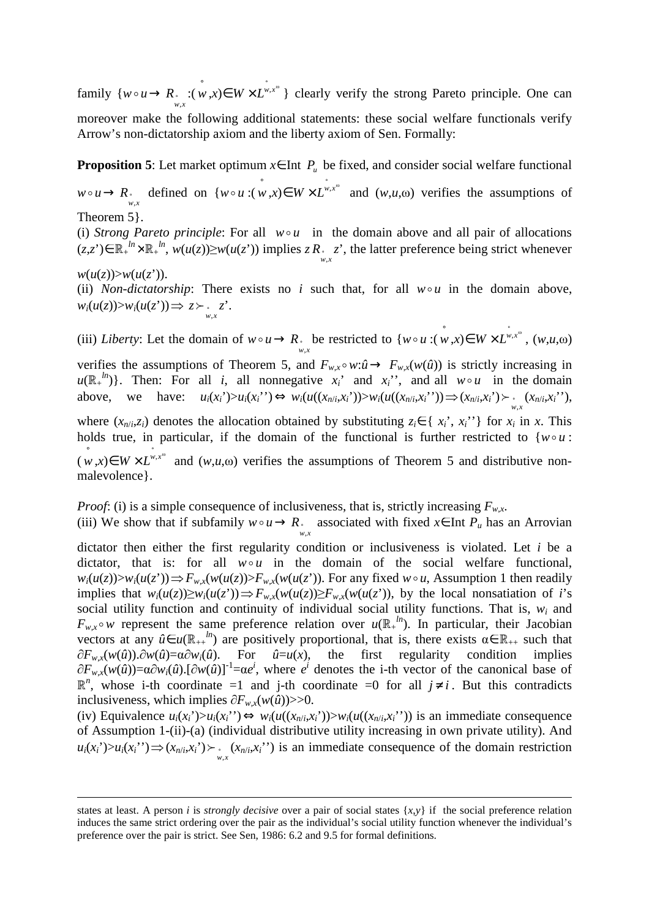family $\{w \circ u \to R_{\overset{\circ}{w},x} : (\overset{\circ}{w}, x) \in W \times L^{\overset{\circ}{w},x^{\omega}}\}$ clearly verify the strong Pareto principle. One can moreover make the following additional statements: these social welfare functionals verify Arrow's non-dictatorship axiom and the liberty axiom of Sen. Formally:

**Proposition 5**: Let market optimum $x \in \text{Int } P_u$ be fixed, and consider social welfare functional $w \circ u \to R_{\overset{\circ}{w},x}$ defined on $\{w \circ u : (\overset{\circ}{w}, x) \in W \times L^{\overset{\circ}{w},x^{\omega}}$ and $(w,u,\omega)$ verifies the assumptions of Theorem 5$\}$.

(i) *Strong Pareto principle*: For all $w \circ u$ in the domain above and all pair of allocations $(z,z') \in \mathbb{R}_+^{ln} \times \mathbb{R}_+^{ln}$, $w(u(z)) \geq w(u(z'))$ implies $z\, R_{\overset{\circ}{w},x}\, z'$, the latter preference being strict whenever $w(u(z)) > w(u(z'))$.

(ii) *Non-dictatorship*: There exists no $i$ such that, for all $w \circ u$ in the domain above, $w_i(u(z)) > w_i(u(z')) \Rightarrow z \succ_{\overset{\circ}{w},x} z'$.

(iii) *Liberty*: Let the domain of $w \circ u \to R_{\overset{\circ}{w},x}$ be restricted to $\{w \circ u : (\overset{\circ}{w}, x) \in W \times L^{\overset{\circ}{w},x^{\omega}}$, $(w,u,\omega)$ verifies the assumptions of Theorem 5, and $F_{w,x} \circ w : \hat{u} \to F_{w,x}(w(\hat{u}))$ is strictly increasing in $u(\mathbb{R}_+^{ln})\}$. Then: For all $i$, all nonnegative $x_i'$ and $x_i''$, and all $w \circ u$ in the domain above, we have: $u_i(x_i') > u_i(x_i'') \Leftrightarrow w_i(u((x_{n/i}, x_i'))) > w_i(u((x_{n/i}, x_i''))) \Rightarrow (x_{n/i}, x_i') \succ_{\overset{\circ}{w},x} (x_{n/i}, x_i'')$, where $(x_{n/i}, z_i)$ denotes the allocation obtained by substituting $z_i \in \{x_i', x_i''\}$ for $x_i$ in $x$. This holds true, in particular, if the domain of the functional is further restricted to $\{w \circ u : (\overset{\circ}{w}, x) \in W \times L^{\overset{\circ}{w},x^{\omega}}$ and $(w,u,\omega)$ verifies the assumptions of Theorem 5 and distributive non-malevolence$\}$.

*Proof*: (i) is a simple consequence of inclusiveness, that is, strictly increasing $F_{w,x}$.

(iii) We show that if subfamily $w \circ u \to R_{\overset{\circ}{w},x}$ associated with fixed $x \in \text{Int } P_u$ has an Arrovian dictator then either the first regularity condition or inclusiveness is violated. Let $i$ be a dictator, that is: for all $w \circ u$ in the domain of the social welfare functional, $w_i(u(z)) > w_i(u(z')) \Rightarrow F_{w,x}(w(u(z)) > F_{w,x}(w(u(z'))$. For any fixed $w \circ u$, Assumption 1 then readily implies that $w_i(u(z)) \geq w_i(u(z')) \Rightarrow F_{w,x}(w(u(z)) \geq F_{w,x}(w(u(z'))$, by the local nonsatiation of $i$'s social utility function and continuity of individual social utility functions. That is, $w_i$ and $F_{w,x} \circ w$ represent the same preference relation over $u(\mathbb{R}_+^{ln})$. In particular, their Jacobian vectors at any $\hat{u} \in u(\mathbb{R}_{++}^{ln})$ are positively proportional, that is, there exists $\alpha \in \mathbb{R}_{++}$ such that $\partial F_{w,x}(w(\hat{u})).\partial w(\hat{u}) = \alpha \partial w_i(\hat{u})$. For $\hat{u} = u(x)$, the first regularity condition implies $\partial F_{w,x}(w(\hat{u})) = \alpha \partial w_i(\hat{u}).[\partial w(\hat{u})]^{-1} = \alpha e^i$, where $e^i$ denotes the i-th vector of the canonical base of $\mathbb{R}^n$, whose i-th coordinate $=1$ and j-th coordinate $=0$ for all $j \neq i$. But this contradicts inclusiveness, which implies $\partial F_{w,x}(w(\hat{u})) >> 0$.

(iv) Equivalence $u_i(x_i') > u_i(x_i'') \Leftrightarrow w_i(u((x_{n/i}, x_i'))) > w_i(u((x_{n/i}, x_i'')))$ is an immediate consequence of Assumption 1-(ii)-(a) (individual distributive utility increasing in own private utility). And $u_i(x_i') > u_i(x_i'') \Rightarrow (x_{n/i}, x_i') \succ_{\overset{\circ}{w},x} (x_{n/i}, x_i'')$ is an immediate consequence of the domain restriction

---

states at least. A person $i$ is *strongly decisive* over a pair of social states $\{x,y\}$ if the social preference relation induces the same strict ordering over the pair as the individual's social utility function whenever the individual's preference over the pair is strict. See Sen, 1986: 6.2 and 9.5 for formal definitions.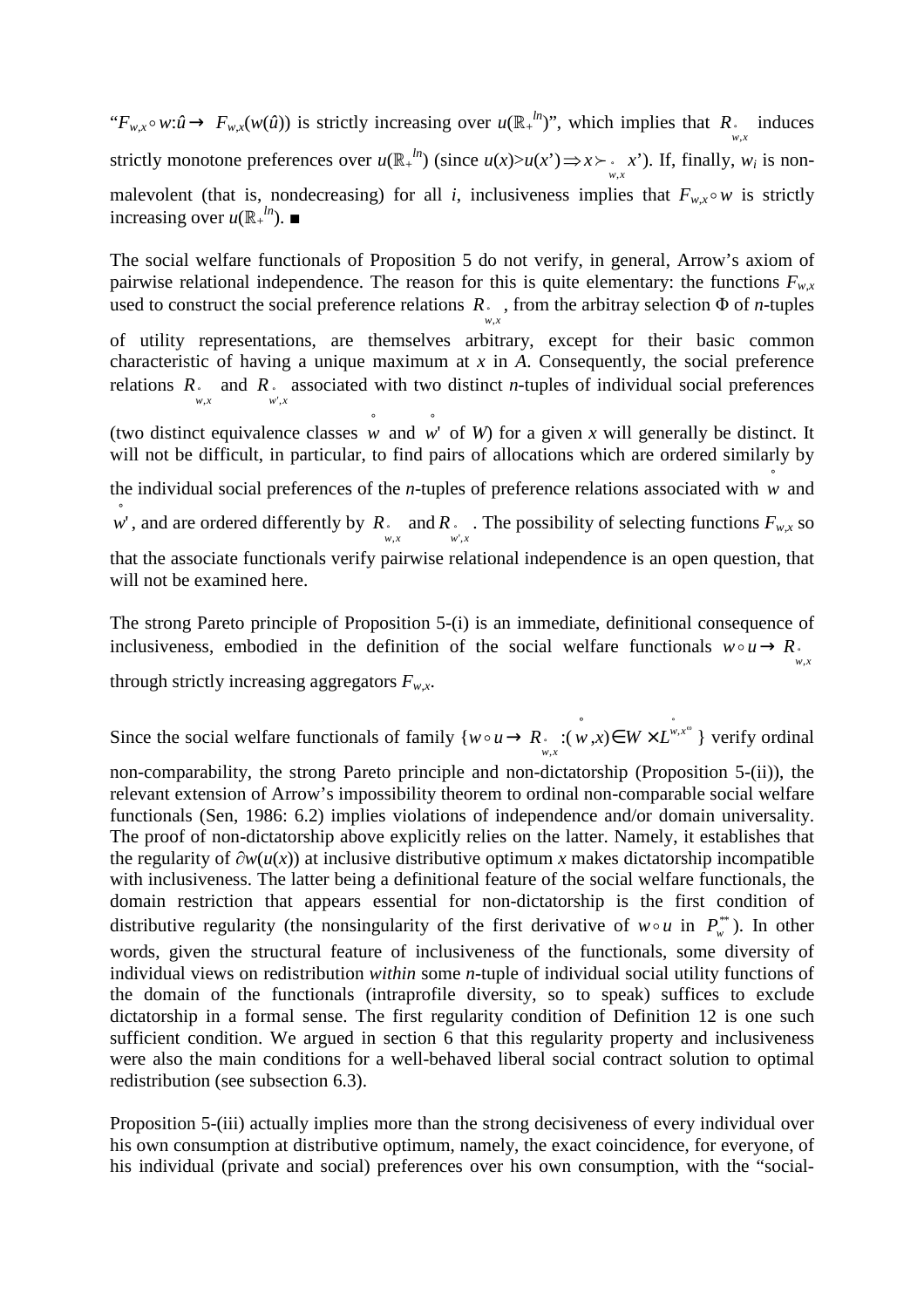"$F_{w,x}\circ w$:$\hat{u}\rightarrow F_{w,x}(w(\hat{u}))$ is strictly increasing over $u(\mathbb{R}_+^{ln})$", which implies that $R_{\overset{\circ}{w},x}$ induces strictly monotone preferences over $u(\mathbb{R}_+^{ln})$ (since $u(x)>u(x')\Rightarrow x\succ_{\overset{\circ}{w},x} x'$). If, finally, $w_i$ is non-malevolent (that is, nondecreasing) for all $i$, inclusiveness implies that $F_{w,x}\circ w$ is strictly increasing over $u(\mathbb{R}_+^{ln})$. ■

The social welfare functionals of Proposition 5 do not verify, in general, Arrow's axiom of pairwise relational independence. The reason for this is quite elementary: the functions $F_{w,x}$ used to construct the social preference relations $R_{\overset{\circ}{w},x}$, from the arbitray selection $\Phi$ of $n$-tuples of utility representations, are themselves arbitrary, except for their basic common characteristic of having a unique maximum at $x$ in $A$. Consequently, the social preference relations $R_{\overset{\circ}{w},x}$ and $R_{\overset{\circ}{w}',x}$ associated with two distinct $n$-tuples of individual social preferences (two distinct equivalence classes $\overset{\circ}{w}$ and $\overset{\circ}{w}'$ of $W$) for a given $x$ will generally be distinct. It will not be difficult, in particular, to find pairs of allocations which are ordered similarly by the individual social preferences of the $n$-tuples of preference relations associated with $\overset{\circ}{w}$ and $\overset{\circ}{w}'$, and are ordered differently by $R_{\overset{\circ}{w},x}$ and $R_{\overset{\circ}{w}',x}$. The possibility of selecting functions $F_{w,x}$ so that the associate functionals verify pairwise relational independence is an open question, that will not be examined here.

The strong Pareto principle of Proposition 5-(i) is an immediate, definitional consequence of inclusiveness, embodied in the definition of the social welfare functionals $w\circ u\rightarrow R_{\overset{\circ}{w},x}$ through strictly increasing aggregators $F_{w,x}$.

Since the social welfare functionals of family $\{w\circ u\rightarrow R_{\overset{\circ}{w},x}:(\overset{\circ}{w},x)\in W\times L^{\overset{\circ}{w},x^{\omega}}\}$ verify ordinal non-comparability, the strong Pareto principle and non-dictatorship (Proposition 5-(ii)), the relevant extension of Arrow's impossibility theorem to ordinal non-comparable social welfare functionals (Sen, 1986: 6.2) implies violations of independence and/or domain universality. The proof of non-dictatorship above explicitly relies on the latter. Namely, it establishes that the regularity of $\partial w(u(x))$ at inclusive distributive optimum $x$ makes dictatorship incompatible with inclusiveness. The latter being a definitional feature of the social welfare functionals, the domain restriction that appears essential for non-dictatorship is the first condition of distributive regularity (the nonsingularity of the first derivative of $w\circ u$ in $P_w^{**}$). In other words, given the structural feature of inclusiveness of the functionals, some diversity of individual views on redistribution *within* some $n$-tuple of individual social utility functions of the domain of the functionals (intraprofile diversity, so to speak) suffices to exclude dictatorship in a formal sense. The first regularity condition of Definition 12 is one such sufficient condition. We argued in section 6 that this regularity property and inclusiveness were also the main conditions for a well-behaved liberal social contract solution to optimal redistribution (see subsection 6.3).

Proposition 5-(iii) actually implies more than the strong decisiveness of every individual over his own consumption at distributive optimum, namely, the exact coincidence, for everyone, of his individual (private and social) preferences over his own consumption, with the "social-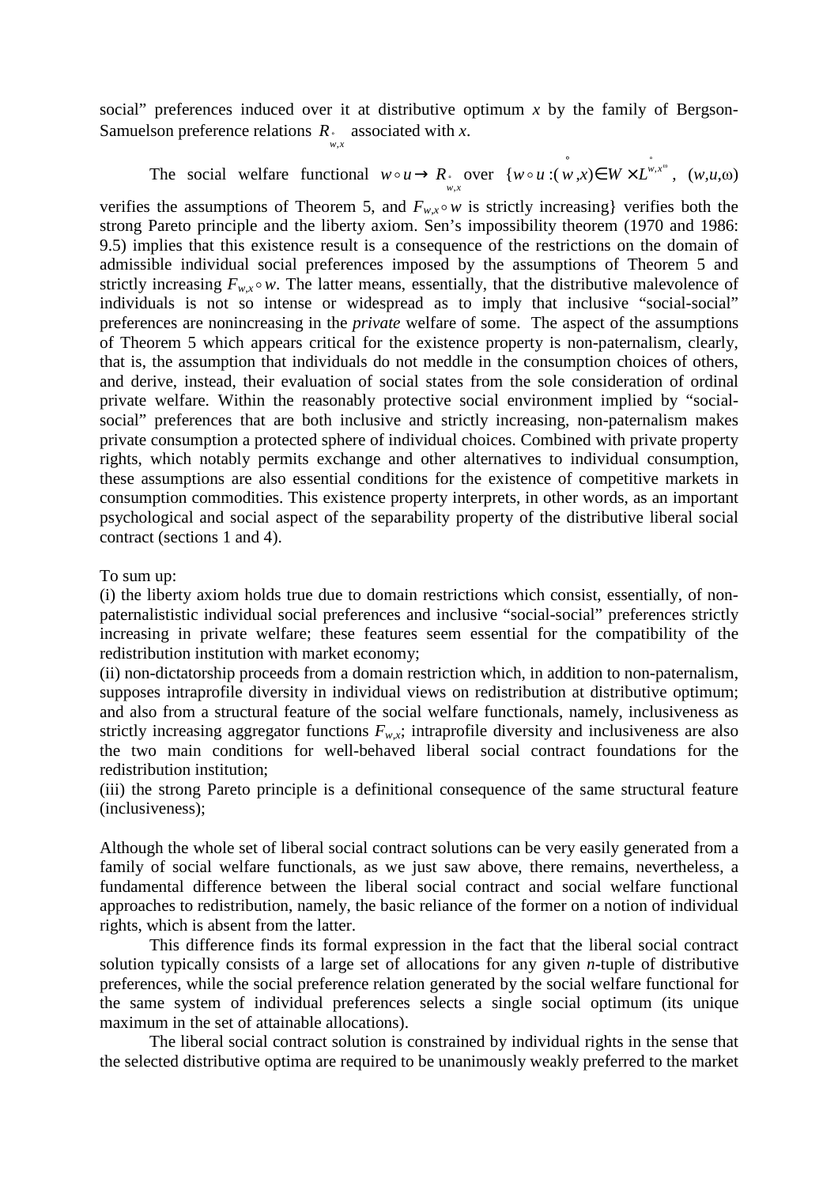social" preferences induced over it at distributive optimum $x$ by the family of Bergson-Samuelson preference relations $R_{\overset{\circ}{w},x}$ associated with $x$.

The social welfare functional $w \circ u \rightarrow R_{\overset{\circ}{w},x}$ over $\{w \circ u : (\overset{\circ}{w}, x) \in W \times L^{\overset{\circ}{w},x^{\omega}}$, $(w,u,\omega)$ verifies the assumptions of Theorem 5, and $F_{w,x} \circ w$ is strictly increasing$\}$ verifies both the strong Pareto principle and the liberty axiom. Sen's impossibility theorem (1970 and 1986: 9.5) implies that this existence result is a consequence of the restrictions on the domain of admissible individual social preferences imposed by the assumptions of Theorem 5 and strictly increasing $F_{w,x} \circ w$. The latter means, essentially, that the distributive malevolence of individuals is not so intense or widespread as to imply that inclusive "social-social" preferences are nonincreasing in the *private* welfare of some. The aspect of the assumptions of Theorem 5 which appears critical for the existence property is non-paternalism, clearly, that is, the assumption that individuals do not meddle in the consumption choices of others, and derive, instead, their evaluation of social states from the sole consideration of ordinal private welfare. Within the reasonably protective social environment implied by "social-social" preferences that are both inclusive and strictly increasing, non-paternalism makes private consumption a protected sphere of individual choices. Combined with private property rights, which notably permits exchange and other alternatives to individual consumption, these assumptions are also essential conditions for the existence of competitive markets in consumption commodities. This existence property interprets, in other words, as an important psychological and social aspect of the separability property of the distributive liberal social contract (sections 1 and 4).

To sum up:
(i) the liberty axiom holds true due to domain restrictions which consist, essentially, of non-paternalistic individual social preferences and inclusive "social-social" preferences strictly increasing in private welfare; these features seem essential for the compatibility of the redistribution institution with market economy;
(ii) non-dictatorship proceeds from a domain restriction which, in addition to non-paternalism, supposes intraprofile diversity in individual views on redistribution at distributive optimum; and also from a structural feature of the social welfare functionals, namely, inclusiveness as strictly increasing aggregator functions $F_{w,x}$; intraprofile diversity and inclusiveness are also the two main conditions for well-behaved liberal social contract foundations for the redistribution institution;
(iii) the strong Pareto principle is a definitional consequence of the same structural feature (inclusiveness);

Although the whole set of liberal social contract solutions can be very easily generated from a family of social welfare functionals, as we just saw above, there remains, nevertheless, a fundamental difference between the liberal social contract and social welfare functional approaches to redistribution, namely, the basic reliance of the former on a notion of individual rights, which is absent from the latter.

This difference finds its formal expression in the fact that the liberal social contract solution typically consists of a large set of allocations for any given $n$-tuple of distributive preferences, while the social preference relation generated by the social welfare functional for the same system of individual preferences selects a single social optimum (its unique maximum in the set of attainable allocations).

The liberal social contract solution is constrained by individual rights in the sense that the selected distributive optima are required to be unanimously weakly preferred to the market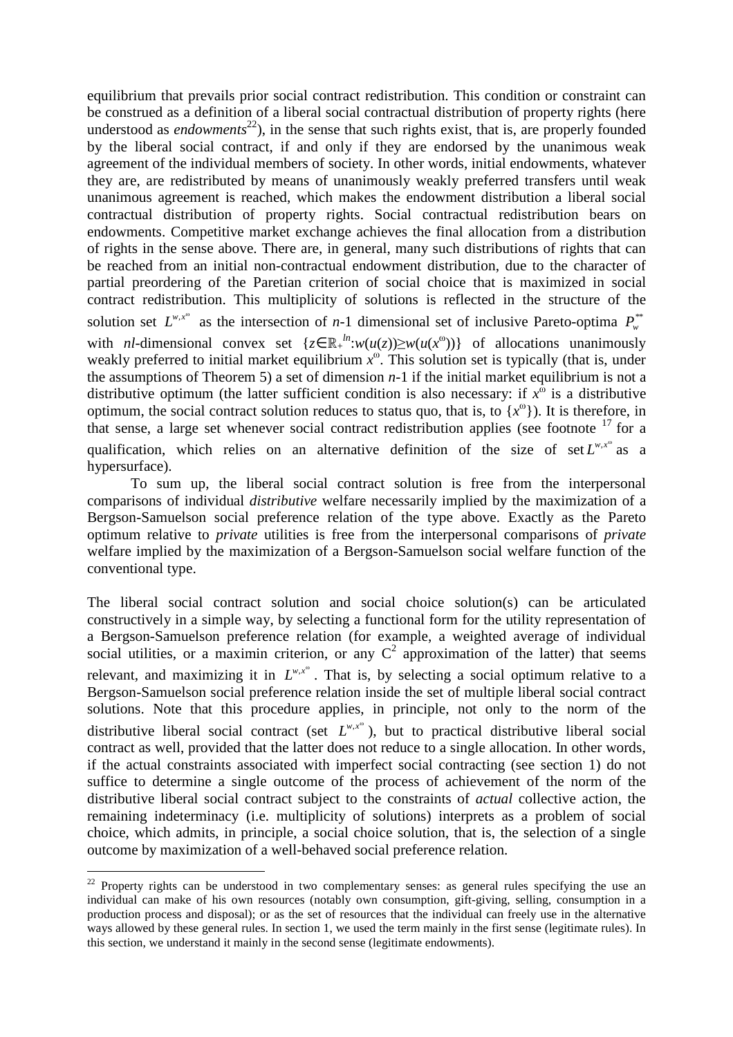equilibrium that prevails prior social contract redistribution. This condition or constraint can be construed as a definition of a liberal social contractual distribution of property rights (here understood as *endowments*[22]), in the sense that such rights exist, that is, are properly founded by the liberal social contract, if and only if they are endorsed by the unanimous weak agreement of the individual members of society. In other words, initial endowments, whatever they are, are redistributed by means of unanimously weakly preferred transfers until weak unanimous agreement is reached, which makes the endowment distribution a liberal social contractual distribution of property rights. Social contractual redistribution bears on endowments. Competitive market exchange achieves the final allocation from a distribution of rights in the sense above. There are, in general, many such distributions of rights that can be reached from an initial non-contractual endowment distribution, due to the character of partial preordering of the Paretian criterion of social choice that is maximized in social contract redistribution. This multiplicity of solutions is reflected in the structure of the solution set $L^{w,x^{\omega}}$ as the intersection of $n$-1 dimensional set of inclusive Pareto-optima $P_w^{**}$ with $nl$-dimensional convex set $\{z\in\mathbb{R}_+^{ln}:w(u(z))\geq w(u(x^{\omega}))\}$ of allocations unanimously weakly preferred to initial market equilibrium $x^{\omega}$. This solution set is typically (that is, under the assumptions of Theorem 5) a set of dimension $n$-1 if the initial market equilibrium is not a distributive optimum (the latter sufficient condition is also necessary: if $x^{\omega}$ is a distributive optimum, the social contract solution reduces to status quo, that is, to $\{x^{\omega}\}$). It is therefore, in that sense, a large set whenever social contract redistribution applies (see footnote [17] for a qualification, which relies on an alternative definition of the size of set $L^{w,x^{\omega}}$ as a hypersurface).

To sum up, the liberal social contract solution is free from the interpersonal comparisons of individual *distributive* welfare necessarily implied by the maximization of a Bergson-Samuelson social preference relation of the type above. Exactly as the Pareto optimum relative to *private* utilities is free from the interpersonal comparisons of *private* welfare implied by the maximization of a Bergson-Samuelson social welfare function of the conventional type.

The liberal social contract solution and social choice solution(s) can be articulated constructively in a simple way, by selecting a functional form for the utility representation of a Bergson-Samuelson preference relation (for example, a weighted average of individual social utilities, or a maximin criterion, or any $C^2$ approximation of the latter) that seems relevant, and maximizing it in $L^{w,x^{\omega}}$. That is, by selecting a social optimum relative to a Bergson-Samuelson social preference relation inside the set of multiple liberal social contract solutions. Note that this procedure applies, in principle, not only to the norm of the distributive liberal social contract (set $L^{w,x^{\omega}}$), but to practical distributive liberal social contract as well, provided that the latter does not reduce to a single allocation. In other words, if the actual constraints associated with imperfect social contracting (see section 1) do not suffice to determine a single outcome of the process of achievement of the norm of the distributive liberal social contract subject to the constraints of *actual* collective action, the remaining indeterminacy (i.e. multiplicity of solutions) interprets as a problem of social choice, which admits, in principle, a social choice solution, that is, the selection of a single outcome by maximization of a well-behaved social preference relation.

---

[22] Property rights can be understood in two complementary senses: as general rules specifying the use an individual can make of his own resources (notably own consumption, gift-giving, selling, consumption in a production process and disposal); or as the set of resources that the individual can freely use in the alternative ways allowed by these general rules. In section 1, we used the term mainly in the first sense (legitimate rules). In this section, we understand it mainly in the second sense (legitimate endowments).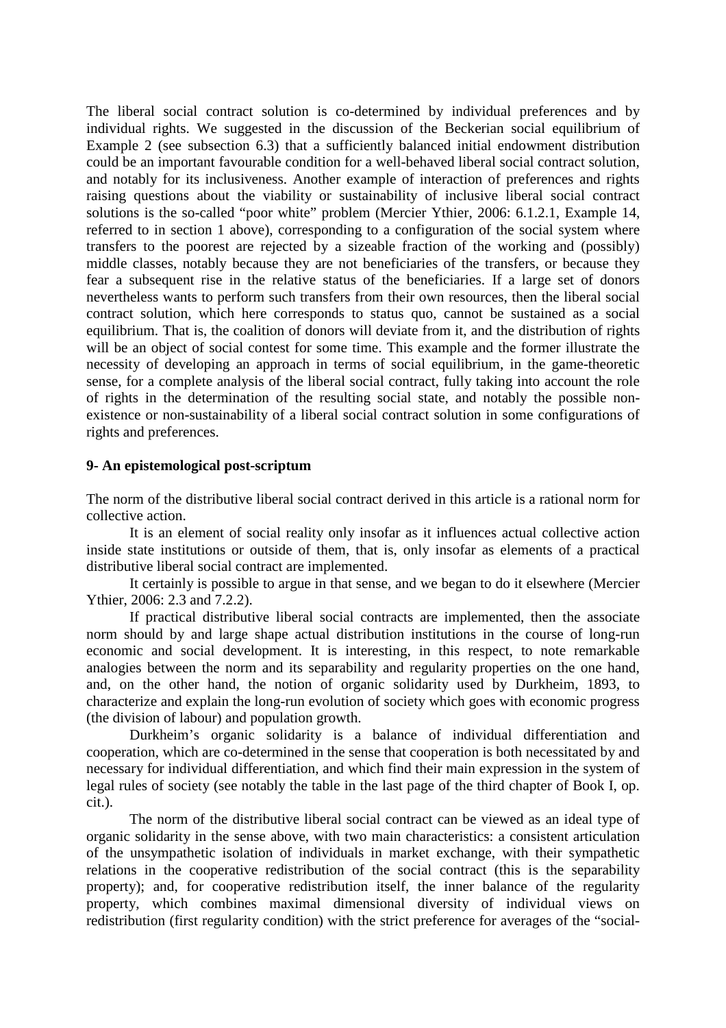The liberal social contract solution is co-determined by individual preferences and by individual rights. We suggested in the discussion of the Beckerian social equilibrium of Example 2 (see subsection 6.3) that a sufficiently balanced initial endowment distribution could be an important favourable condition for a well-behaved liberal social contract solution, and notably for its inclusiveness. Another example of interaction of preferences and rights raising questions about the viability or sustainability of inclusive liberal social contract solutions is the so-called "poor white" problem (Mercier Ythier, 2006: 6.1.2.1, Example 14, referred to in section 1 above), corresponding to a configuration of the social system where transfers to the poorest are rejected by a sizeable fraction of the working and (possibly) middle classes, notably because they are not beneficiaries of the transfers, or because they fear a subsequent rise in the relative status of the beneficiaries. If a large set of donors nevertheless wants to perform such transfers from their own resources, then the liberal social contract solution, which here corresponds to status quo, cannot be sustained as a social equilibrium. That is, the coalition of donors will deviate from it, and the distribution of rights will be an object of social contest for some time. This example and the former illustrate the necessity of developing an approach in terms of social equilibrium, in the game-theoretic sense, for a complete analysis of the liberal social contract, fully taking into account the role of rights in the determination of the resulting social state, and notably the possible non-existence or non-sustainability of a liberal social contract solution in some configurations of rights and preferences.

### 9- An epistemological post-scriptum

The norm of the distributive liberal social contract derived in this article is a rational norm for collective action.

It is an element of social reality only insofar as it influences actual collective action inside state institutions or outside of them, that is, only insofar as elements of a practical distributive liberal social contract are implemented.

It certainly is possible to argue in that sense, and we began to do it elsewhere (Mercier Ythier, 2006: 2.3 and 7.2.2).

If practical distributive liberal social contracts are implemented, then the associate norm should by and large shape actual distribution institutions in the course of long-run economic and social development. It is interesting, in this respect, to note remarkable analogies between the norm and its separability and regularity properties on the one hand, and, on the other hand, the notion of organic solidarity used by Durkheim, 1893, to characterize and explain the long-run evolution of society which goes with economic progress (the division of labour) and population growth.

Durkheim's organic solidarity is a balance of individual differentiation and cooperation, which are co-determined in the sense that cooperation is both necessitated by and necessary for individual differentiation, and which find their main expression in the system of legal rules of society (see notably the table in the last page of the third chapter of Book I, op. cit.).

The norm of the distributive liberal social contract can be viewed as an ideal type of organic solidarity in the sense above, with two main characteristics: a consistent articulation of the unsympathetic isolation of individuals in market exchange, with their sympathetic relations in the cooperative redistribution of the social contract (this is the separability property); and, for cooperative redistribution itself, the inner balance of the regularity property, which combines maximal dimensional diversity of individual views on redistribution (first regularity condition) with the strict preference for averages of the "social-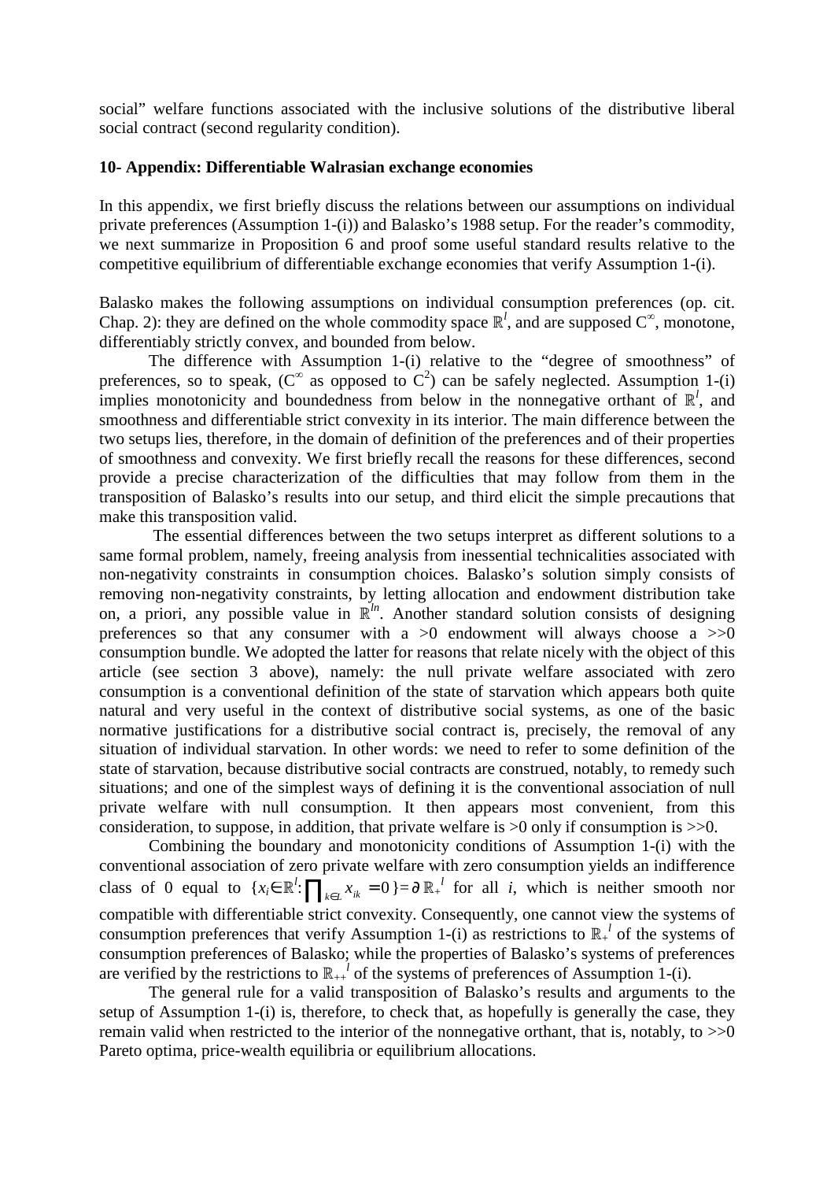social" welfare functions associated with the inclusive solutions of the distributive liberal social contract (second regularity condition).

## 10- Appendix: Differentiable Walrasian exchange economies

In this appendix, we first briefly discuss the relations between our assumptions on individual private preferences (Assumption 1-(i)) and Balasko's 1988 setup. For the reader's commodity, we next summarize in Proposition 6 and proof some useful standard results relative to the competitive equilibrium of differentiable exchange economies that verify Assumption 1-(i).

Balasko makes the following assumptions on individual consumption preferences (op. cit. Chap. 2): they are defined on the whole commodity space $\mathbb{R}^l$, and are supposed $C^\infty$, monotone, differentiably strictly convex, and bounded from below.

The difference with Assumption 1-(i) relative to the "degree of smoothness" of preferences, so to speak, ($C^\infty$ as opposed to $C^2$) can be safely neglected. Assumption 1-(i) implies monotonicity and boundedness from below in the nonnegative orthant of $\mathbb{R}^l$, and smoothness and differentiable strict convexity in its interior. The main difference between the two setups lies, therefore, in the domain of definition of the preferences and of their properties of smoothness and convexity. We first briefly recall the reasons for these differences, second provide a precise characterization of the difficulties that may follow from them in the transposition of Balasko's results into our setup, and third elicit the simple precautions that make this transposition valid.

The essential differences between the two setups interpret as different solutions to a same formal problem, namely, freeing analysis from inessential technicalities associated with non-negativity constraints in consumption choices. Balasko's solution simply consists of removing non-negativity constraints, by letting allocation and endowment distribution take on, a priori, any possible value in $\mathbb{R}^{ln}$. Another standard solution consists of designing preferences so that any consumer with a $>0$ endowment will always choose a $>>0$ consumption bundle. We adopted the latter for reasons that relate nicely with the object of this article (see section 3 above), namely: the null private welfare associated with zero consumption is a conventional definition of the state of starvation which appears both quite natural and very useful in the context of distributive social systems, as one of the basic normative justifications for a distributive social contract is, precisely, the removal of any situation of individual starvation. In other words: we need to refer to some definition of the state of starvation, because distributive social contracts are construed, notably, to remedy such situations; and one of the simplest ways of defining it is the conventional association of null private welfare with null consumption. It then appears most convenient, from this consideration, to suppose, in addition, that private welfare is $>0$ only if consumption is $>>0$.

Combining the boundary and monotonicity conditions of Assumption 1-(i) with the conventional association of zero private welfare with zero consumption yields an indifference class of 0 equal to $\{x_i \in \mathbb{R}^l : \prod_{k\in L} x_{ik} = 0\} = \partial\, \mathbb{R}_+^{\,l}$ for all $i$, which is neither smooth nor compatible with differentiable strict convexity. Consequently, one cannot view the systems of consumption preferences that verify Assumption 1-(i) as restrictions to $\mathbb{R}_+^{\,l}$ of the systems of consumption preferences of Balasko; while the properties of Balasko's systems of preferences are verified by the restrictions to $\mathbb{R}_{++}^{\,l}$ of the systems of preferences of Assumption 1-(i).

The general rule for a valid transposition of Balasko's results and arguments to the setup of Assumption 1-(i) is, therefore, to check that, as hopefully is generally the case, they remain valid when restricted to the interior of the nonnegative orthant, that is, notably, to $>>0$ Pareto optima, price-wealth equilibria or equilibrium allocations.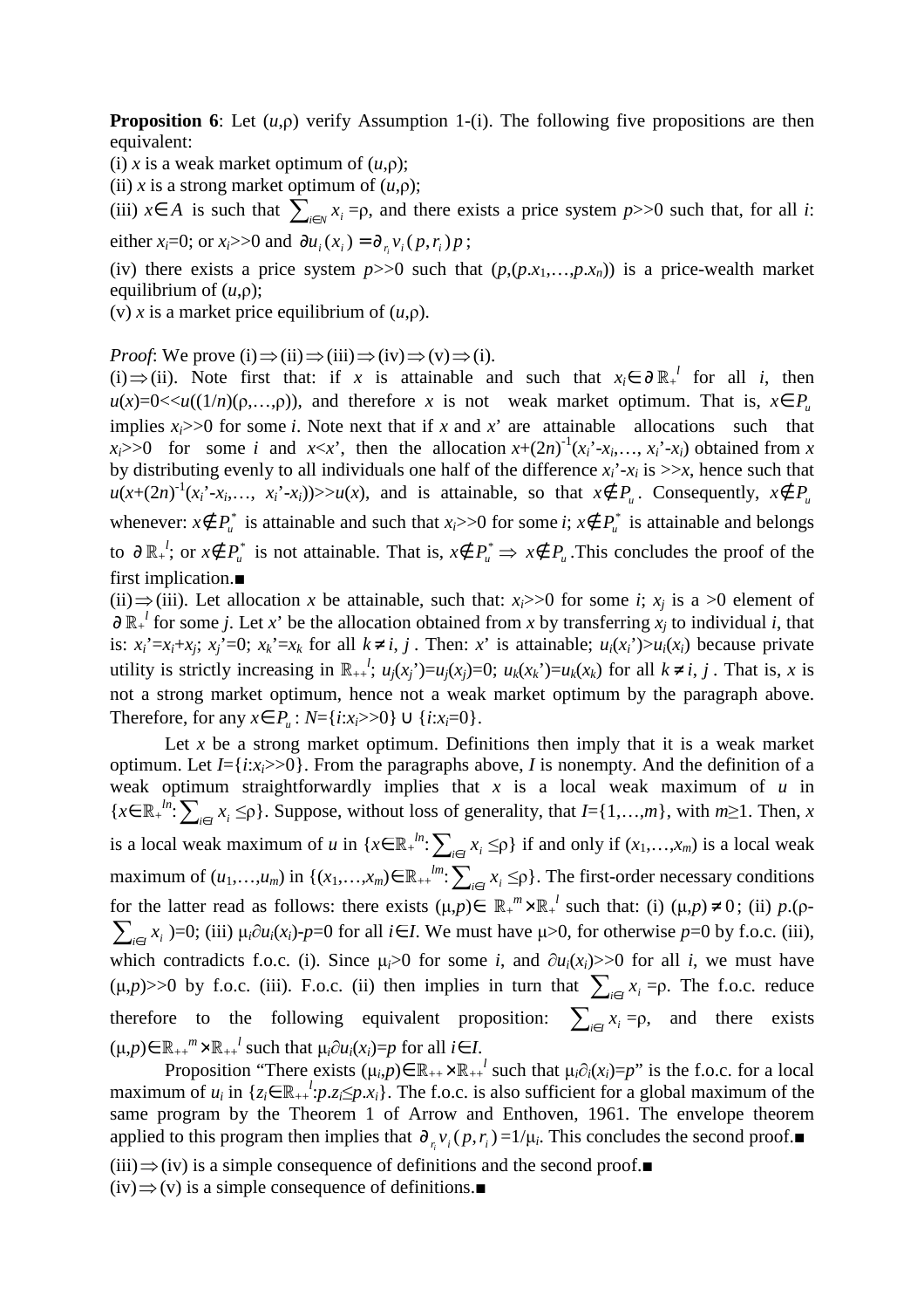**Proposition 6**: Let $(u,\rho)$ verify Assumption 1-(i). The following five propositions are then equivalent:

(i) $x$ is a weak market optimum of $(u,\rho)$;

(ii) $x$ is a strong market optimum of $(u,\rho)$;

(iii) $x\in A$ is such that $\sum_{i\in N} x_i=\rho$, and there exists a price system $p{>>}0$ such that, for all $i$: either $x_i=0$; or $x_i{>>}0$ and $\partial u_i(x_i)=\partial_{r_i} v_i(p,r_i)p$;

(iv) there exists a price system $p{>>}0$ such that $(p,(p.x_1,\ldots,p.x_n))$ is a price-wealth market equilibrium of $(u,\rho)$;

(v) $x$ is a market price equilibrium of $(u,\rho)$.

*Proof*: We prove (i)$\Rightarrow$(ii)$\Rightarrow$(iii)$\Rightarrow$(iv)$\Rightarrow$(v)$\Rightarrow$(i).

(i)$\Rightarrow$(ii). Note first that: if $x$ is attainable and such that $x_i\in\partial\mathbb{R}_+^l$ for all $i$, then $u(x)=0{<<}u((1/n)(\rho,\ldots,\rho))$, and therefore $x$ is not weak market optimum. That is, $x\in P_u$ implies $x_i{>>}0$ for some $i$. Note next that if $x$ and $x'$ are attainable allocations such that $x_i{>>}0$ for some $i$ and $x<x'$, then the allocation $x+(2n)^{-1}(x_i'-x_i,\ldots,x_i'-x_i)$ obtained from $x$ by distributing evenly to all individuals one half of the difference $x_i'-x_i$ is ${>>}x$, hence such that $u(x+(2n)^{-1}(x_i'-x_i,\ldots,x_i'-x_i)){>>}u(x)$, and is attainable, so that $x\notin P_u$. Consequently, $x\notin P_u$ whenever: $x\notin P_u^*$ is attainable and such that $x_i{>>}0$ for some $i$; $x\notin P_u^*$ is attainable and belongs to $\partial\mathbb{R}_+^l$; or $x\notin P_u^*$ is not attainable. That is, $x\notin P_u^*\Rightarrow x\notin P_u$. This concludes the proof of the first implication.■

(ii)$\Rightarrow$(iii). Let allocation $x$ be attainable, such that: $x_i{>>}0$ for some $i$; $x_j$ is a $>0$ element of $\partial\mathbb{R}_+^l$ for some $j$. Let $x'$ be the allocation obtained from $x$ by transferring $x_j$ to individual $i$, that is: $x_i'=x_i+x_j$; $x_j'=0$; $x_k'=x_k$ for all $k\neq i,j$. Then: $x'$ is attainable; $u_i(x_i')>u_i(x_i)$ because private utility is strictly increasing in $\mathbb{R}_{++}^l$; $u_j(x_j')=u_j(x_j)=0$; $u_k(x_k')=u_k(x_k)$ for all $k\neq i,j$. That is, $x$ is not a strong market optimum, hence not a weak market optimum by the paragraph above. Therefore, for any $x\in P_u$: $N=\{i{:}x_i{>>}0\}\cup\{i{:}x_i=0\}$.

Let $x$ be a strong market optimum. Definitions then imply that it is a weak market optimum. Let $I=\{i{:}x_i{>>}0\}$. From the paragraphs above, $I$ is nonempty. And the definition of a weak optimum straightforwardly implies that $x$ is a local weak maximum of $u$ in $\{x\in\mathbb{R}_+^{ln}{:}\sum_{i\in I} x_i\leq\rho\}$. Suppose, without loss of generality, that $I=\{1,\ldots,m\}$, with $m\geq 1$. Then, $x$ is a local weak maximum of $u$ in $\{x\in\mathbb{R}_+^{ln}{:}\sum_{i\in I} x_i\leq\rho\}$ if and only if $(x_1,\ldots,x_m)$ is a local weak maximum of $(u_1,\ldots,u_m)$ in $\{(x_1,\ldots,x_m)\in\mathbb{R}_{++}^{lm}{:}\sum_{i\in I} x_i\leq\rho\}$. The first-order necessary conditions for the latter read as follows: there exists $(\mu,p)\in\mathbb{R}_+^m\times\mathbb{R}_+^l$ such that: (i) $(\mu,p)\neq 0$; (ii) $p.(\rho-\sum_{i\in I} x_i)=0$; (iii) $\mu_i\partial u_i(x_i)-p=0$ for all $i\in I$. We must have $\mu>0$, for otherwise $p=0$ by f.o.c. (iii), which contradicts f.o.c. (i). Since $\mu_i>0$ for some $i$, and $\partial u_i(x_i){>>}0$ for all $i$, we must have $(\mu,p){>>}0$ by f.o.c. (iii). F.o.c. (ii) then implies in turn that $\sum_{i\in I} x_i=\rho$. The f.o.c. reduce therefore to the following equivalent proposition: $\sum_{i\in I} x_i=\rho$, and there exists $(\mu,p)\in\mathbb{R}_{++}^m\times\mathbb{R}_{++}^l$ such that $\mu_i\partial u_i(x_i)=p$ for all $i\in I$.

Proposition "There exists $(\mu_i,p)\in\mathbb{R}_{++}\times\mathbb{R}_{++}^l$ such that $\mu_i\partial_i(x_i)=p$" is the f.o.c. for a local maximum of $u_i$ in $\{z_i\in\mathbb{R}_{++}^l{:}p.z_i\leq p.x_i\}$. The f.o.c. is also sufficient for a global maximum of the same program by the Theorem 1 of Arrow and Enthoven, 1961. The envelope theorem applied to this program then implies that $\partial_{r_i} v_i(p,r_i)=1/\mu_i$. This concludes the second proof.■

(iii)$\Rightarrow$(iv) is a simple consequence of definitions and the second proof.■

(iv)$\Rightarrow$(v) is a simple consequence of definitions.■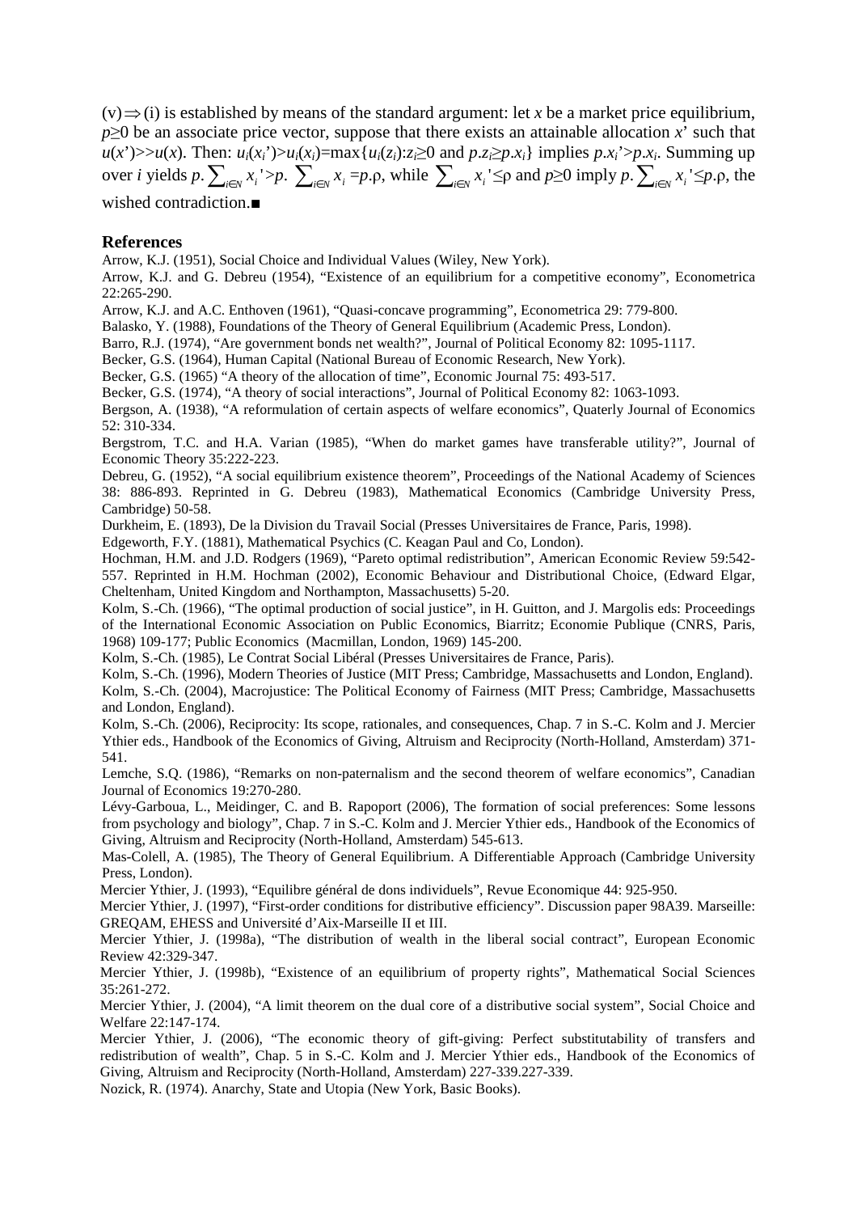(v)$\Rightarrow$(i) is established by means of the standard argument: let $x$ be a market price equilibrium, $p\geq 0$ be an associate price vector, suppose that there exists an attainable allocation $x$' such that $u(x')>>u(x)$. Then: $u_i(x_i')>u_i(x_i)=\max\{u_i(z_i):z_i\geq 0 \text{ and } p.z_i\geq p.x_i\}$ implies $p.x_i'>p.x_i$. Summing up over $i$ yields $p.\sum_{i\in N} x_i'>p.\sum_{i\in N} x_i=p.\rho$, while $\sum_{i\in N} x_i'\leq\rho$ and $p\geq 0$ imply $p.\sum_{i\in N} x_i'\leq p.\rho$, the wished contradiction.■

## References

Arrow, K.J. (1951), Social Choice and Individual Values (Wiley, New York).

Arrow, K.J. and G. Debreu (1954), "Existence of an equilibrium for a competitive economy", Econometrica 22:265-290.

Arrow, K.J. and A.C. Enthoven (1961), "Quasi-concave programming", Econometrica 29: 779-800.

Balasko, Y. (1988), Foundations of the Theory of General Equilibrium (Academic Press, London).

Barro, R.J. (1974), "Are government bonds net wealth?", Journal of Political Economy 82: 1095-1117.

Becker, G.S. (1964), Human Capital (National Bureau of Economic Research, New York).

Becker, G.S. (1965) "A theory of the allocation of time", Economic Journal 75: 493-517.

Becker, G.S. (1974), "A theory of social interactions", Journal of Political Economy 82: 1063-1093.

Bergson, A. (1938), "A reformulation of certain aspects of welfare economics", Quaterly Journal of Economics 52: 310-334.

Bergstrom, T.C. and H.A. Varian (1985), "When do market games have transferable utility?", Journal of Economic Theory 35:222-223.

Debreu, G. (1952), "A social equilibrium existence theorem", Proceedings of the National Academy of Sciences 38: 886-893. Reprinted in G. Debreu (1983), Mathematical Economics (Cambridge University Press, Cambridge) 50-58.

Durkheim, E. (1893), De la Division du Travail Social (Presses Universitaires de France, Paris, 1998).

Edgeworth, F.Y. (1881), Mathematical Psychics (C. Keagan Paul and Co, London).

Hochman, H.M. and J.D. Rodgers (1969), "Pareto optimal redistribution", American Economic Review 59:542-557. Reprinted in H.M. Hochman (2002), Economic Behaviour and Distributional Choice, (Edward Elgar, Cheltenham, United Kingdom and Northampton, Massachusetts) 5-20.

Kolm, S.-Ch. (1966), "The optimal production of social justice", in H. Guitton, and J. Margolis eds: Proceedings of the International Economic Association on Public Economics, Biarritz; Economie Publique (CNRS, Paris, 1968) 109-177; Public Economics (Macmillan, London, 1969) 145-200.

Kolm, S.-Ch. (1985), Le Contrat Social Libéral (Presses Universitaires de France, Paris).

Kolm, S.-Ch. (1996), Modern Theories of Justice (MIT Press; Cambridge, Massachusetts and London, England).

Kolm, S.-Ch. (2004), Macrojustice: The Political Economy of Fairness (MIT Press; Cambridge, Massachusetts and London, England).

Kolm, S.-Ch. (2006), Reciprocity: Its scope, rationales, and consequences, Chap. 7 in S.-C. Kolm and J. Mercier Ythier eds., Handbook of the Economics of Giving, Altruism and Reciprocity (North-Holland, Amsterdam) 371-541.

Lemche, S.Q. (1986), "Remarks on non-paternalism and the second theorem of welfare economics", Canadian Journal of Economics 19:270-280.

Lévy-Garboua, L., Meidinger, C. and B. Rapoport (2006), The formation of social preferences: Some lessons from psychology and biology", Chap. 7 in S.-C. Kolm and J. Mercier Ythier eds., Handbook of the Economics of Giving, Altruism and Reciprocity (North-Holland, Amsterdam) 545-613.

Mas-Colell, A. (1985), The Theory of General Equilibrium. A Differentiable Approach (Cambridge University Press, London).

Mercier Ythier, J. (1993), "Equilibre général de dons individuels", Revue Economique 44: 925-950.

Mercier Ythier, J. (1997), "First-order conditions for distributive efficiency". Discussion paper 98A39. Marseille: GREQAM, EHESS and Université d'Aix-Marseille II et III.

Mercier Ythier, J. (1998a), "The distribution of wealth in the liberal social contract", European Economic Review 42:329-347.

Mercier Ythier, J. (1998b), "Existence of an equilibrium of property rights", Mathematical Social Sciences 35:261-272.

Mercier Ythier, J. (2004), "A limit theorem on the dual core of a distributive social system", Social Choice and Welfare 22:147-174.

Mercier Ythier, J. (2006), "The economic theory of gift-giving: Perfect substitutability of transfers and redistribution of wealth", Chap. 5 in S.-C. Kolm and J. Mercier Ythier eds., Handbook of the Economics of Giving, Altruism and Reciprocity (North-Holland, Amsterdam) 227-339.227-339.

Nozick, R. (1974). Anarchy, State and Utopia (New York, Basic Books).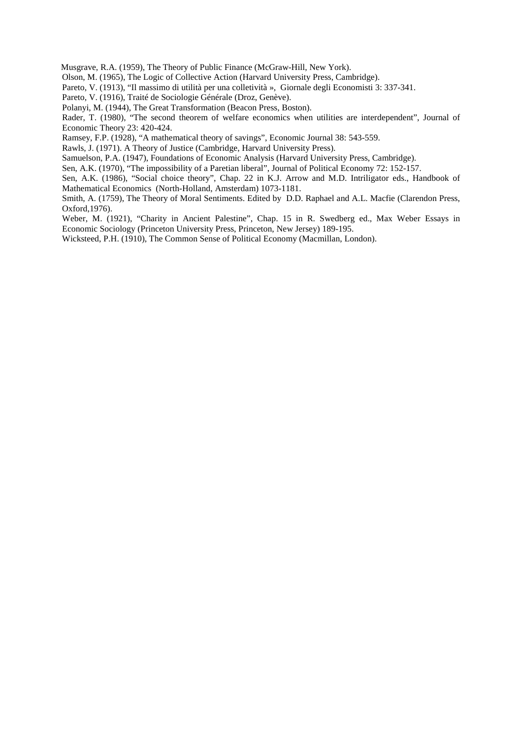Musgrave, R.A. (1959), The Theory of Public Finance (McGraw-Hill, New York).

Olson, M. (1965), The Logic of Collective Action (Harvard University Press, Cambridge).

Pareto, V. (1913), "Il massimo di utilità per una colletività », Giornale degli Economisti 3: 337-341.

Pareto, V. (1916), Traité de Sociologie Générale (Droz, Genève).

Polanyi, M. (1944), The Great Transformation (Beacon Press, Boston).

Rader, T. (1980), "The second theorem of welfare economics when utilities are interdependent", Journal of Economic Theory 23: 420-424.

Ramsey, F.P. (1928), "A mathematical theory of savings", Economic Journal 38: 543-559.

Rawls, J. (1971). A Theory of Justice (Cambridge, Harvard University Press).

Samuelson, P.A. (1947), Foundations of Economic Analysis (Harvard University Press, Cambridge).

Sen, A.K. (1970), "The impossibility of a Paretian liberal", Journal of Political Economy 72: 152-157.

Sen, A.K. (1986), "Social choice theory", Chap. 22 in K.J. Arrow and M.D. Intriligator eds., Handbook of Mathematical Economics (North-Holland, Amsterdam) 1073-1181.

Smith, A. (1759), The Theory of Moral Sentiments. Edited by D.D. Raphael and A.L. Macfie (Clarendon Press, Oxford,1976).

Weber, M. (1921), "Charity in Ancient Palestine", Chap. 15 in R. Swedberg ed., Max Weber Essays in Economic Sociology (Princeton University Press, Princeton, New Jersey) 189-195.

Wicksteed, P.H. (1910), The Common Sense of Political Economy (Macmillan, London).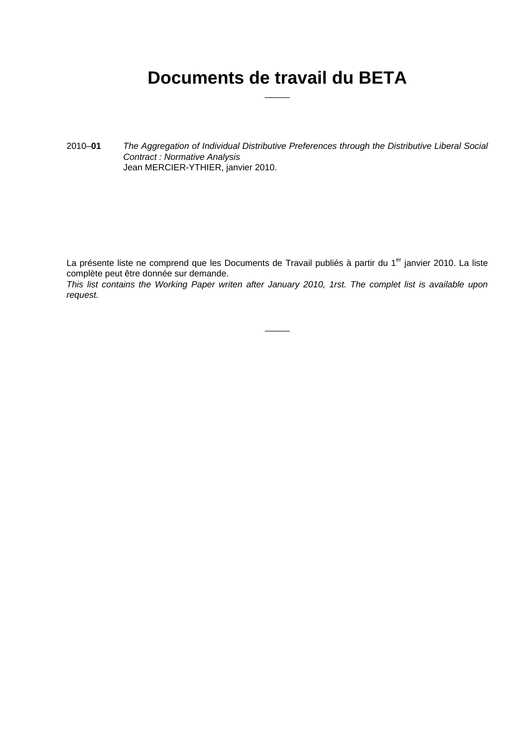# Documents de travail du BETA

_____

2010–**01** *The Aggregation of Individual Distributive Preferences through the Distributive Liberal Social Contract : Normative Analysis*
Jean MERCIER-YTHIER, janvier 2010.

La présente liste ne comprend que les Documents de Travail publiés à partir du 1er janvier 2010. La liste complète peut être donnée sur demande.

*This list contains the Working Paper writen after January 2010, 1rst. The complet list is available upon request.*

_____